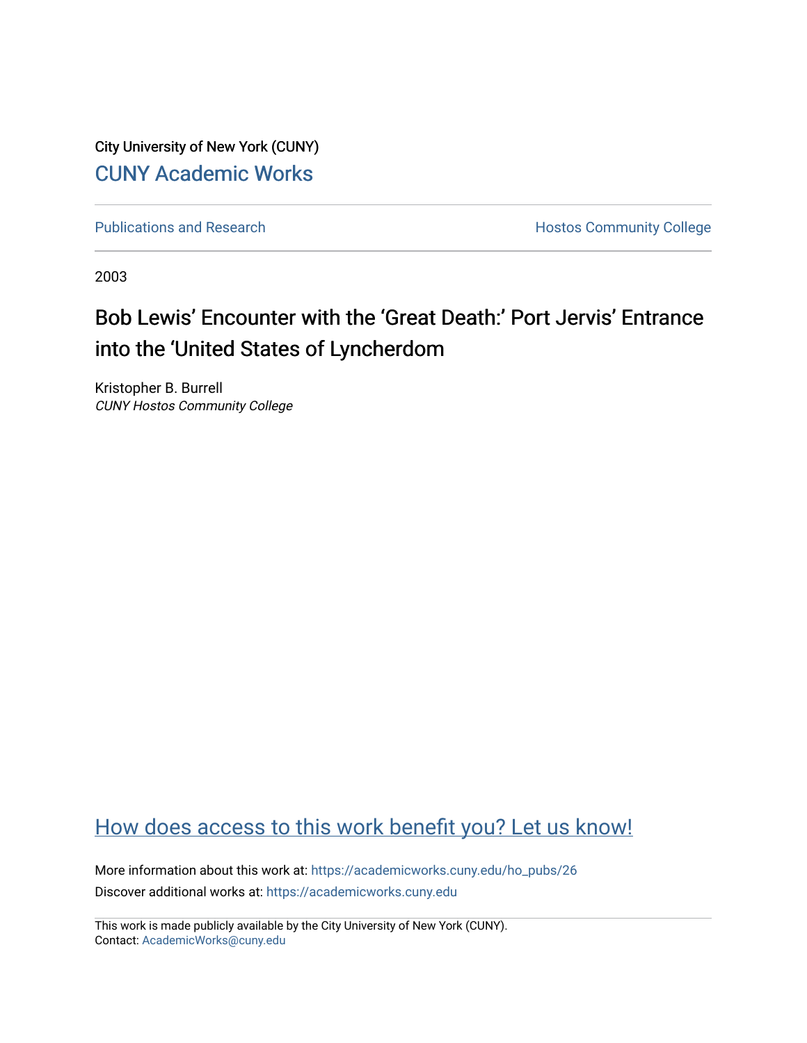City University of New York (CUNY)

CUNY Academic Works

Publications and Research

Hostos Community College

2003

# Bob Lewis' Encounter with the 'Great Death:' Port Jervis' Entrance into the 'United States of Lyncherdom

Kristopher B. Burrell
*CUNY Hostos Community College*

How does access to this work benefit you? Let us know!

More information about this work at: https://academicworks.cuny.edu/ho_pubs/26

Discover additional works at: https://academicworks.cuny.edu

This work is made publicly available by the City University of New York (CUNY).
Contact: AcademicWorks@cuny.edu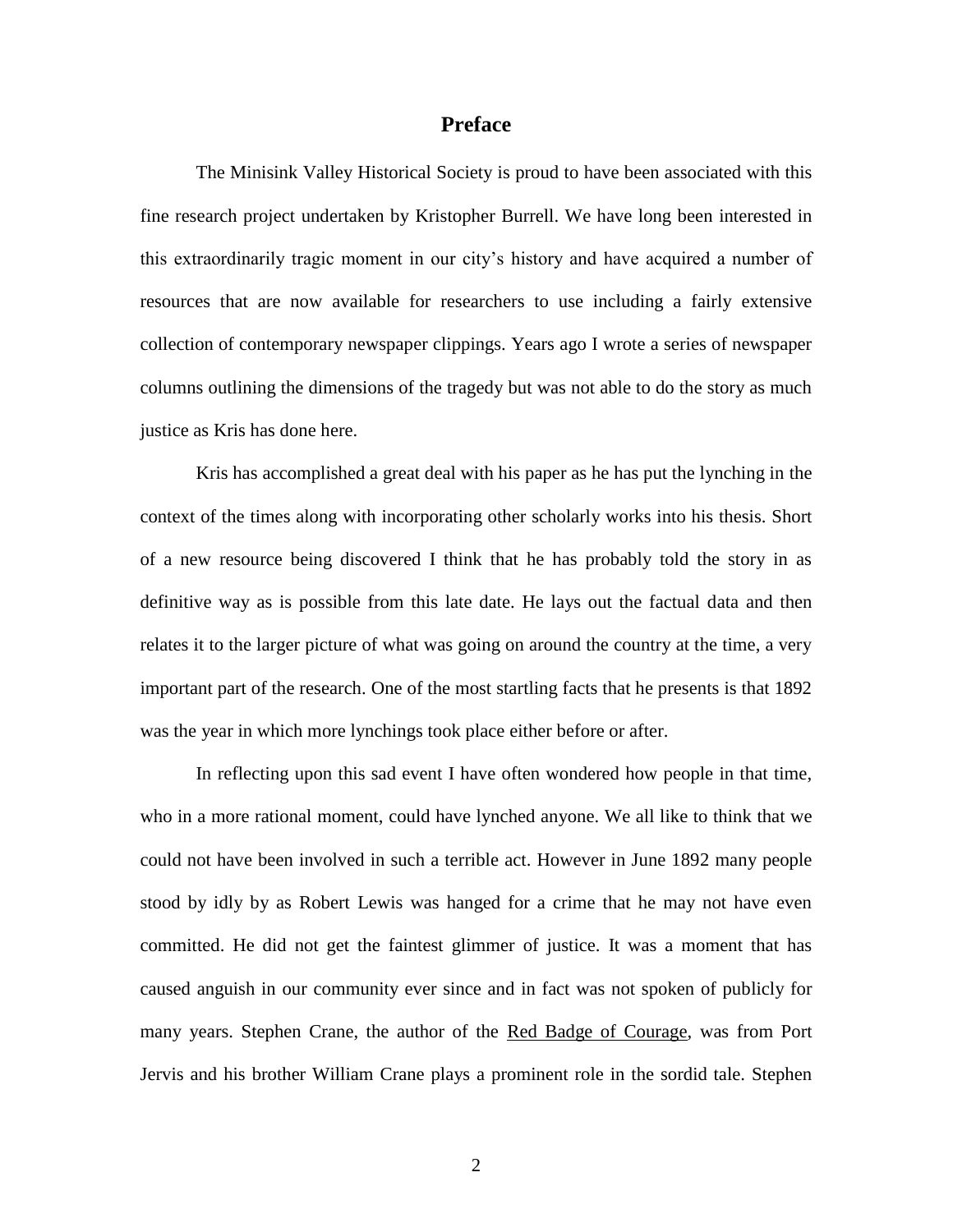# Preface

The Minisink Valley Historical Society is proud to have been associated with this fine research project undertaken by Kristopher Burrell. We have long been interested in this extraordinarily tragic moment in our city's history and have acquired a number of resources that are now available for researchers to use including a fairly extensive collection of contemporary newspaper clippings. Years ago I wrote a series of newspaper columns outlining the dimensions of the tragedy but was not able to do the story as much justice as Kris has done here.

Kris has accomplished a great deal with his paper as he has put the lynching in the context of the times along with incorporating other scholarly works into his thesis. Short of a new resource being discovered I think that he has probably told the story in as definitive way as is possible from this late date. He lays out the factual data and then relates it to the larger picture of what was going on around the country at the time, a very important part of the research. One of the most startling facts that he presents is that 1892 was the year in which more lynchings took place either before or after.

In reflecting upon this sad event I have often wondered how people in that time, who in a more rational moment, could have lynched anyone. We all like to think that we could not have been involved in such a terrible act. However in June 1892 many people stood by idly by as Robert Lewis was hanged for a crime that he may not have even committed. He did not get the faintest glimmer of justice. It was a moment that has caused anguish in our community ever since and in fact was not spoken of publicly for many years. Stephen Crane, the author of the <u>Red Badge of Courage</u>, was from Port Jervis and his brother William Crane plays a prominent role in the sordid tale. Stephen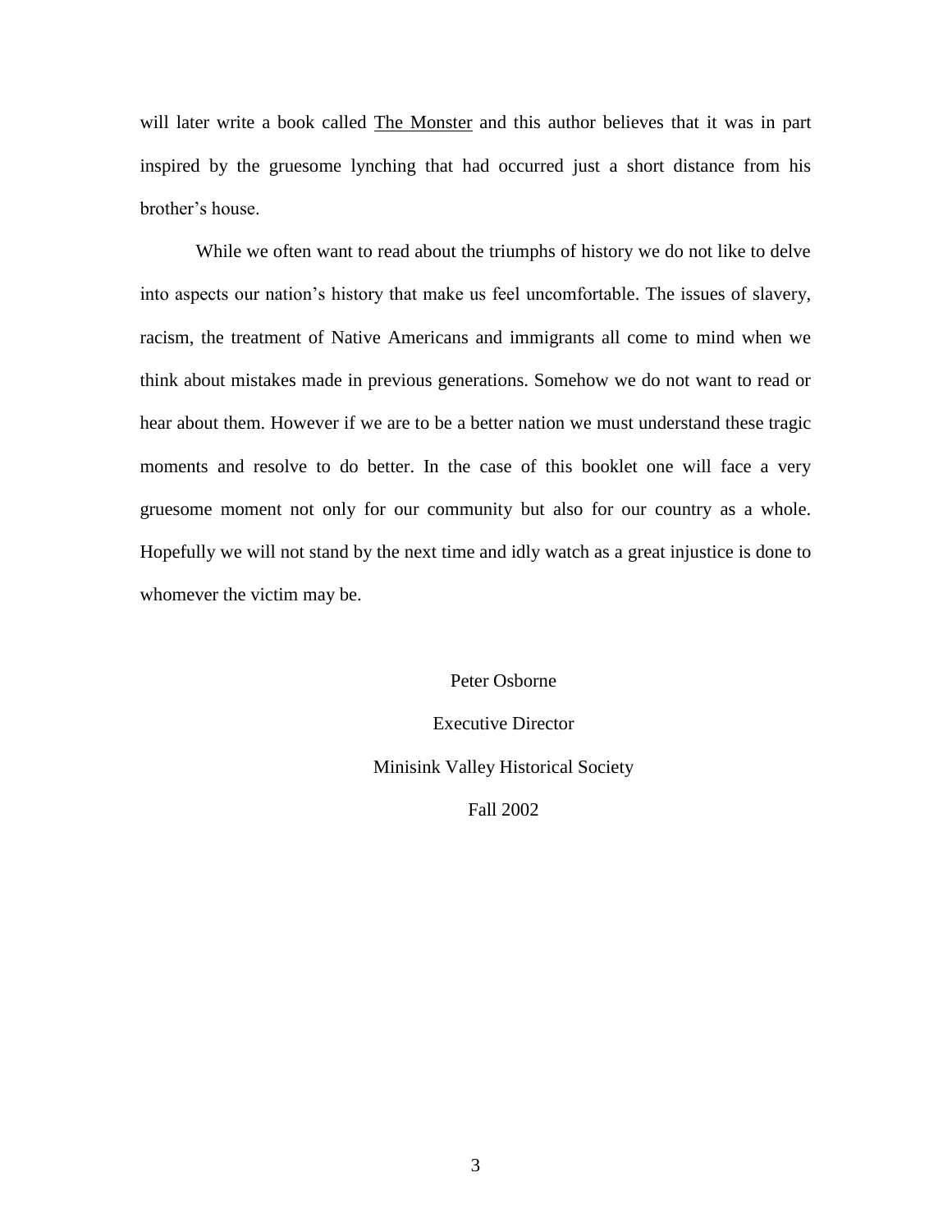will later write a book called The Monster and this author believes that it was in part inspired by the gruesome lynching that had occurred just a short distance from his brother's house.

While we often want to read about the triumphs of history we do not like to delve into aspects our nation's history that make us feel uncomfortable. The issues of slavery, racism, the treatment of Native Americans and immigrants all come to mind when we think about mistakes made in previous generations. Somehow we do not want to read or hear about them. However if we are to be a better nation we must understand these tragic moments and resolve to do better. In the case of this booklet one will face a very gruesome moment not only for our community but also for our country as a whole. Hopefully we will not stand by the next time and idly watch as a great injustice is done to whomever the victim may be.

Peter Osborne

Executive Director

Minisink Valley Historical Society

Fall 2002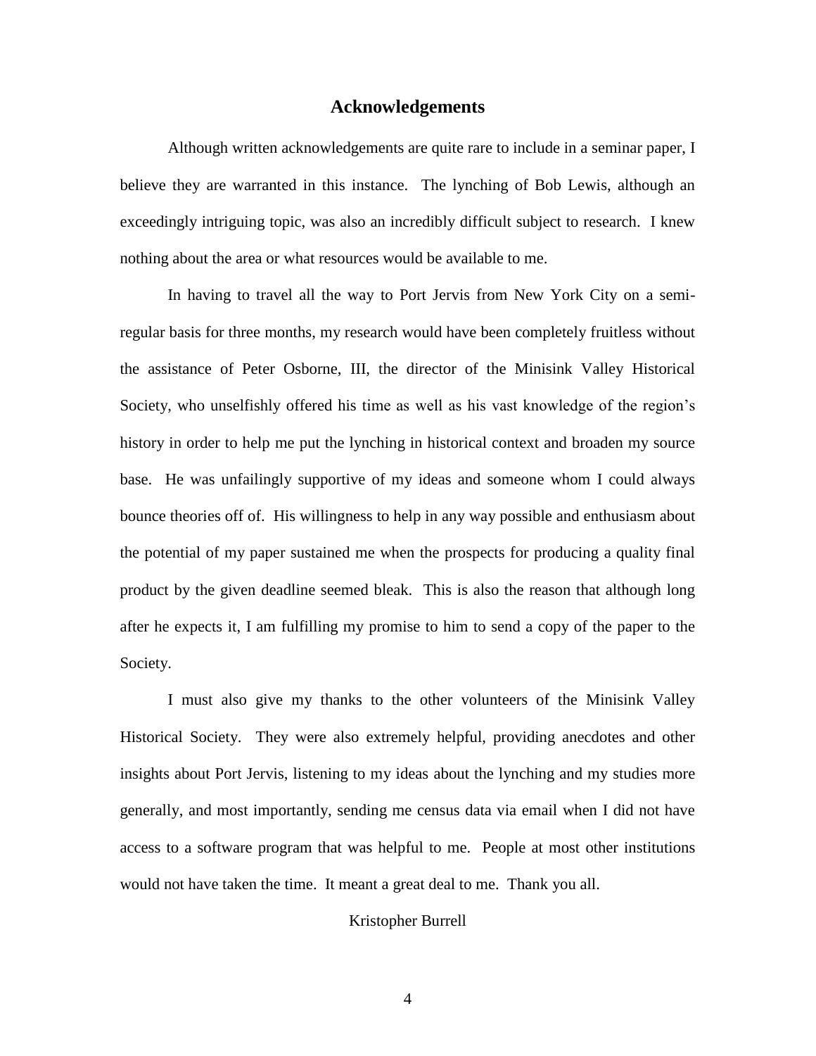# Acknowledgements

Although written acknowledgements are quite rare to include in a seminar paper, I believe they are warranted in this instance. The lynching of Bob Lewis, although an exceedingly intriguing topic, was also an incredibly difficult subject to research. I knew nothing about the area or what resources would be available to me.

In having to travel all the way to Port Jervis from New York City on a semi-regular basis for three months, my research would have been completely fruitless without the assistance of Peter Osborne, III, the director of the Minisink Valley Historical Society, who unselfishly offered his time as well as his vast knowledge of the region's history in order to help me put the lynching in historical context and broaden my source base. He was unfailingly supportive of my ideas and someone whom I could always bounce theories off of. His willingness to help in any way possible and enthusiasm about the potential of my paper sustained me when the prospects for producing a quality final product by the given deadline seemed bleak. This is also the reason that although long after he expects it, I am fulfilling my promise to him to send a copy of the paper to the Society.

I must also give my thanks to the other volunteers of the Minisink Valley Historical Society. They were also extremely helpful, providing anecdotes and other insights about Port Jervis, listening to my ideas about the lynching and my studies more generally, and most importantly, sending me census data via email when I did not have access to a software program that was helpful to me. People at most other institutions would not have taken the time. It meant a great deal to me. Thank you all.

Kristopher Burrell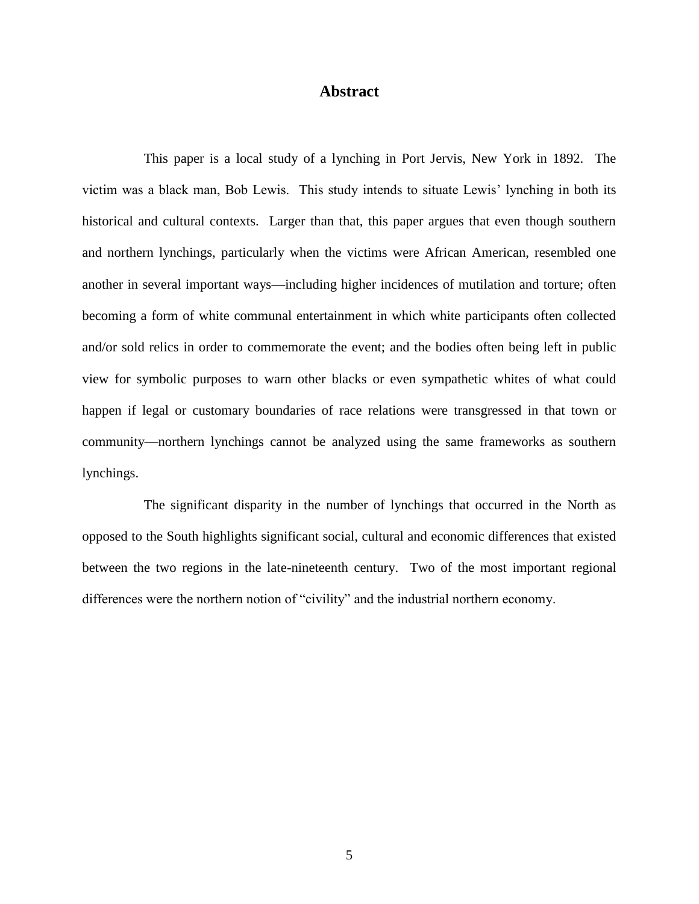## Abstract

This paper is a local study of a lynching in Port Jervis, New York in 1892. The victim was a black man, Bob Lewis. This study intends to situate Lewis' lynching in both its historical and cultural contexts. Larger than that, this paper argues that even though southern and northern lynchings, particularly when the victims were African American, resembled one another in several important ways—including higher incidences of mutilation and torture; often becoming a form of white communal entertainment in which white participants often collected and/or sold relics in order to commemorate the event; and the bodies often being left in public view for symbolic purposes to warn other blacks or even sympathetic whites of what could happen if legal or customary boundaries of race relations were transgressed in that town or community—northern lynchings cannot be analyzed using the same frameworks as southern lynchings.

The significant disparity in the number of lynchings that occurred in the North as opposed to the South highlights significant social, cultural and economic differences that existed between the two regions in the late-nineteenth century. Two of the most important regional differences were the northern notion of "civility" and the industrial northern economy.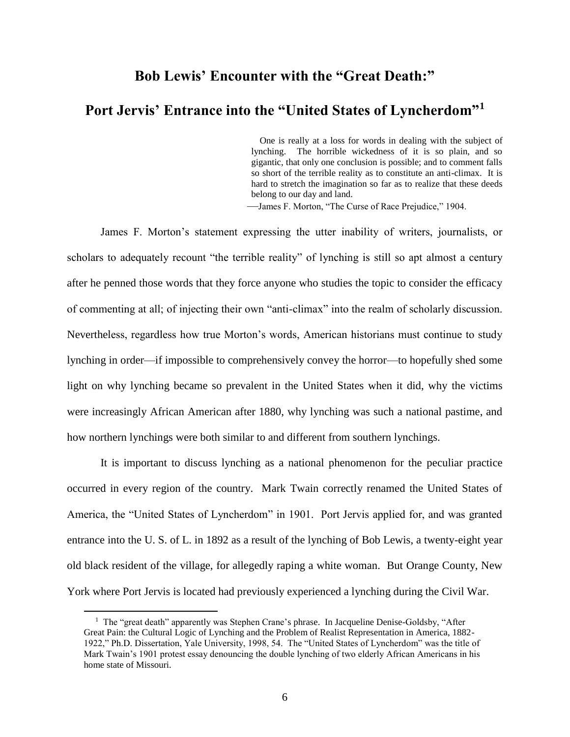# Bob Lewis' Encounter with the "Great Death:"

# Port Jervis' Entrance into the "United States of Lyncherdom"[1]

> One is really at a loss for words in dealing with the subject of lynching. The horrible wickedness of it is so plain, and so gigantic, that only one conclusion is possible; and to comment falls so short of the terrible reality as to constitute an anti-climax. It is hard to stretch the imagination so far as to realize that these deeds belong to our day and land.
>
> —James F. Morton, "The Curse of Race Prejudice," 1904.

James F. Morton's statement expressing the utter inability of writers, journalists, or scholars to adequately recount "the terrible reality" of lynching is still so apt almost a century after he penned those words that they force anyone who studies the topic to consider the efficacy of commenting at all; of injecting their own "anti-climax" into the realm of scholarly discussion. Nevertheless, regardless how true Morton's words, American historians must continue to study lynching in order—if impossible to comprehensively convey the horror—to hopefully shed some light on why lynching became so prevalent in the United States when it did, why the victims were increasingly African American after 1880, why lynching was such a national pastime, and how northern lynchings were both similar to and different from southern lynchings.

It is important to discuss lynching as a national phenomenon for the peculiar practice occurred in every region of the country. Mark Twain correctly renamed the United States of America, the "United States of Lyncherdom" in 1901. Port Jervis applied for, and was granted entrance into the U. S. of L. in 1892 as a result of the lynching of Bob Lewis, a twenty-eight year old black resident of the village, for allegedly raping a white woman. But Orange County, New York where Port Jervis is located had previously experienced a lynching during the Civil War.

---

[1] The "great death" apparently was Stephen Crane's phrase. In Jacqueline Denise-Goldsby, "After Great Pain: the Cultural Logic of Lynching and the Problem of Realist Representation in America, 1882-1922," Ph.D. Dissertation, Yale University, 1998, 54. The "United States of Lyncherdom" was the title of Mark Twain's 1901 protest essay denouncing the double lynching of two elderly African Americans in his home state of Missouri.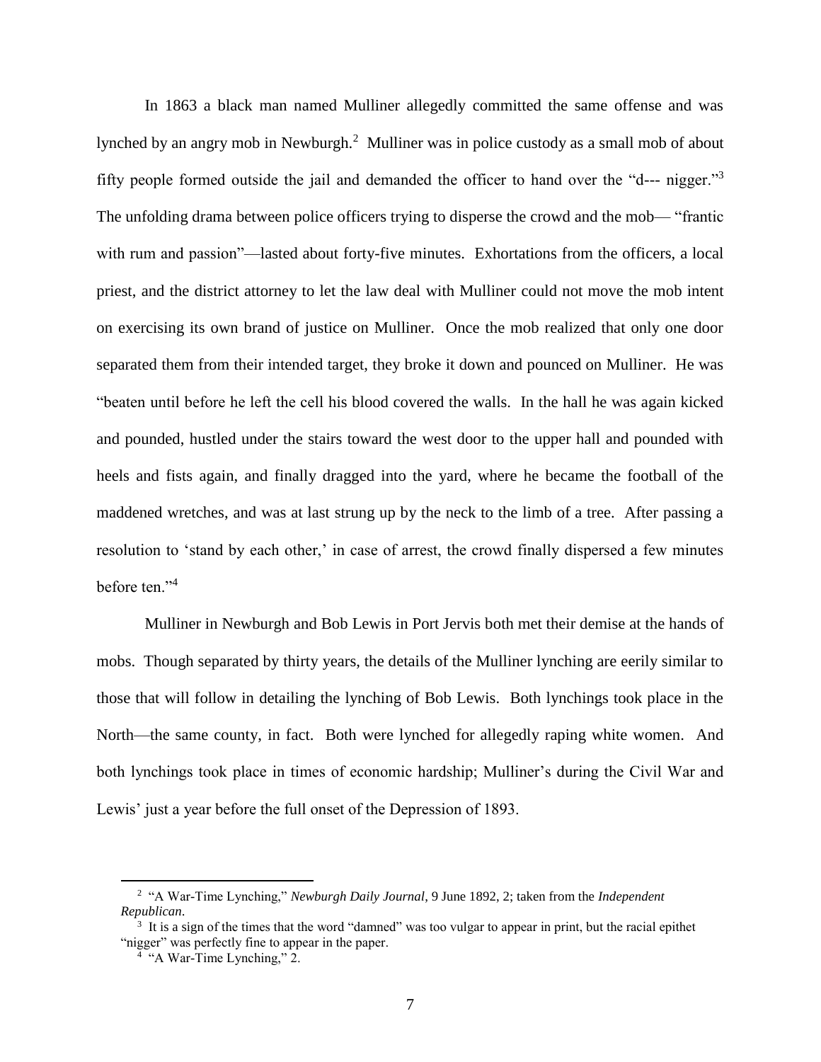In 1863 a black man named Mulliner allegedly committed the same offense and was lynched by an angry mob in Newburgh.[2] Mulliner was in police custody as a small mob of about fifty people formed outside the jail and demanded the officer to hand over the "d--- nigger."[3] The unfolding drama between police officers trying to disperse the crowd and the mob— "frantic with rum and passion"—lasted about forty-five minutes. Exhortations from the officers, a local priest, and the district attorney to let the law deal with Mulliner could not move the mob intent on exercising its own brand of justice on Mulliner. Once the mob realized that only one door separated them from their intended target, they broke it down and pounced on Mulliner. He was "beaten until before he left the cell his blood covered the walls. In the hall he was again kicked and pounded, hustled under the stairs toward the west door to the upper hall and pounded with heels and fists again, and finally dragged into the yard, where he became the football of the maddened wretches, and was at last strung up by the neck to the limb of a tree. After passing a resolution to 'stand by each other,' in case of arrest, the crowd finally dispersed a few minutes before ten."[4]

Mulliner in Newburgh and Bob Lewis in Port Jervis both met their demise at the hands of mobs. Though separated by thirty years, the details of the Mulliner lynching are eerily similar to those that will follow in detailing the lynching of Bob Lewis. Both lynchings took place in the North—the same county, in fact. Both were lynched for allegedly raping white women. And both lynchings took place in times of economic hardship; Mulliner's during the Civil War and Lewis' just a year before the full onset of the Depression of 1893.

---

[2] "A War-Time Lynching," *Newburgh Daily Journal*, 9 June 1892, 2; taken from the *Independent Republican*.

[3] It is a sign of the times that the word "damned" was too vulgar to appear in print, but the racial epithet "nigger" was perfectly fine to appear in the paper.

[4] "A War-Time Lynching," 2.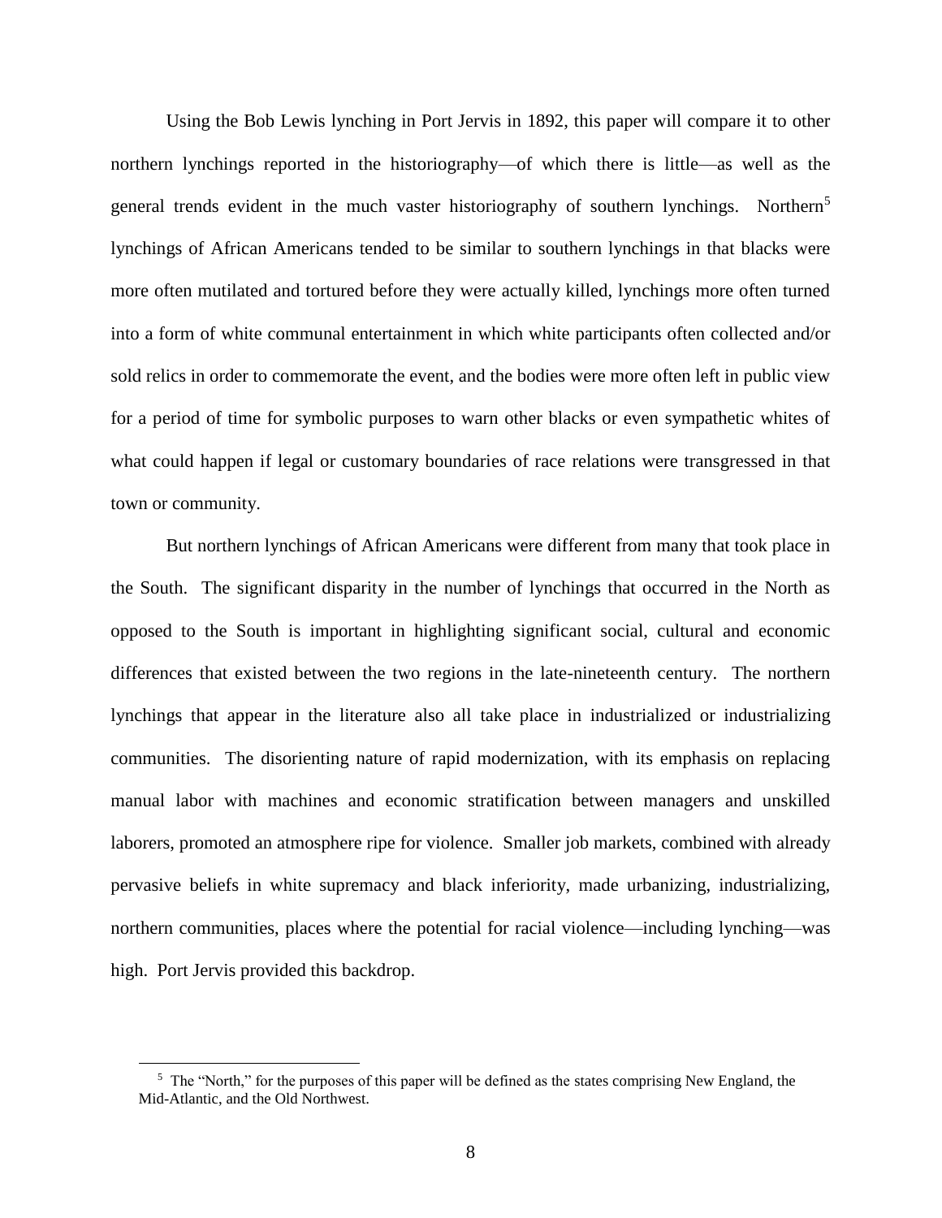Using the Bob Lewis lynching in Port Jervis in 1892, this paper will compare it to other northern lynchings reported in the historiography—of which there is little—as well as the general trends evident in the much vaster historiography of southern lynchings. Northern[5] lynchings of African Americans tended to be similar to southern lynchings in that blacks were more often mutilated and tortured before they were actually killed, lynchings more often turned into a form of white communal entertainment in which white participants often collected and/or sold relics in order to commemorate the event, and the bodies were more often left in public view for a period of time for symbolic purposes to warn other blacks or even sympathetic whites of what could happen if legal or customary boundaries of race relations were transgressed in that town or community.

But northern lynchings of African Americans were different from many that took place in the South. The significant disparity in the number of lynchings that occurred in the North as opposed to the South is important in highlighting significant social, cultural and economic differences that existed between the two regions in the late-nineteenth century. The northern lynchings that appear in the literature also all take place in industrialized or industrializing communities. The disorienting nature of rapid modernization, with its emphasis on replacing manual labor with machines and economic stratification between managers and unskilled laborers, promoted an atmosphere ripe for violence. Smaller job markets, combined with already pervasive beliefs in white supremacy and black inferiority, made urbanizing, industrializing, northern communities, places where the potential for racial violence—including lynching—was high. Port Jervis provided this backdrop.

---

[5] The "North," for the purposes of this paper will be defined as the states comprising New England, the Mid-Atlantic, and the Old Northwest.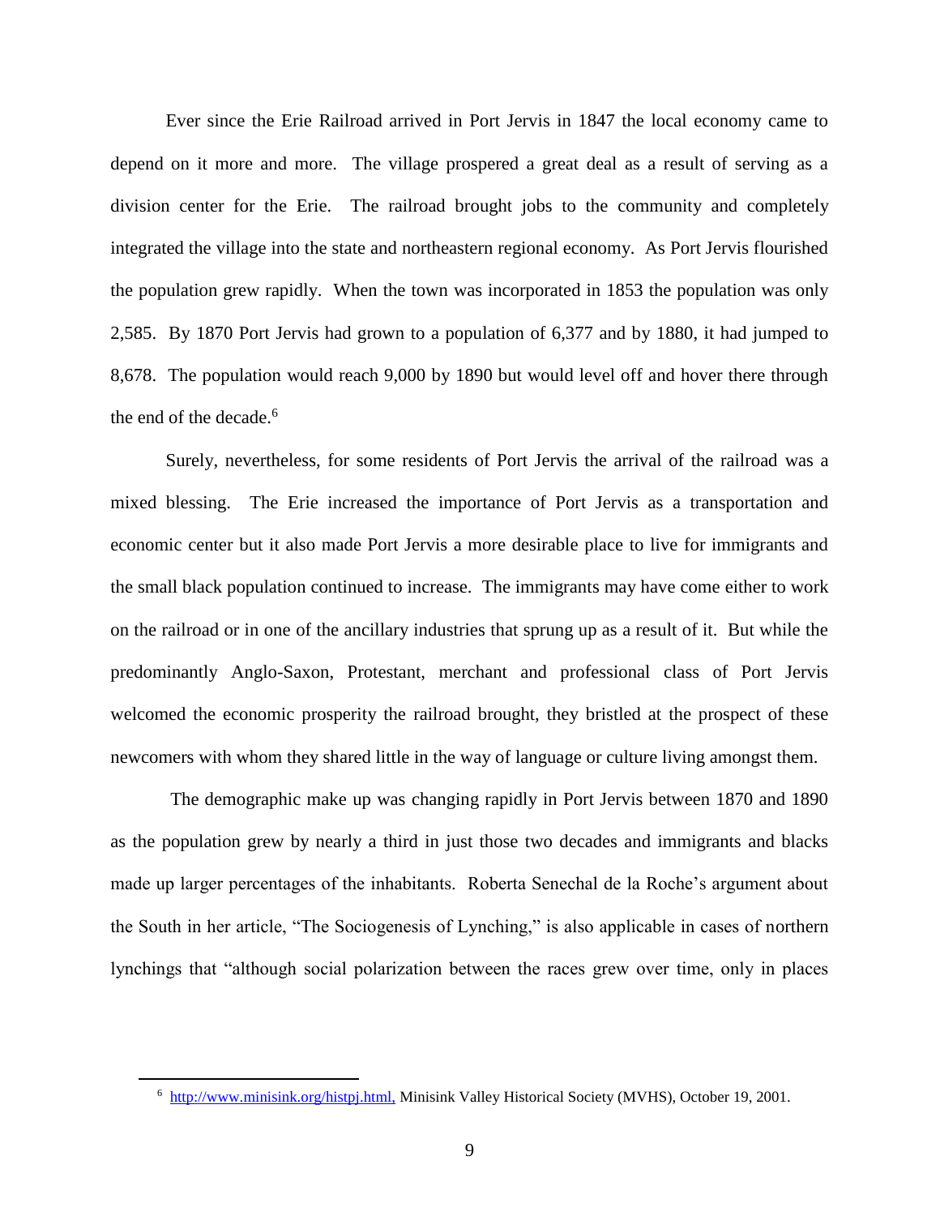Ever since the Erie Railroad arrived in Port Jervis in 1847 the local economy came to depend on it more and more. The village prospered a great deal as a result of serving as a division center for the Erie. The railroad brought jobs to the community and completely integrated the village into the state and northeastern regional economy. As Port Jervis flourished the population grew rapidly. When the town was incorporated in 1853 the population was only 2,585. By 1870 Port Jervis had grown to a population of 6,377 and by 1880, it had jumped to 8,678. The population would reach 9,000 by 1890 but would level off and hover there through the end of the decade.[6]

Surely, nevertheless, for some residents of Port Jervis the arrival of the railroad was a mixed blessing. The Erie increased the importance of Port Jervis as a transportation and economic center but it also made Port Jervis a more desirable place to live for immigrants and the small black population continued to increase. The immigrants may have come either to work on the railroad or in one of the ancillary industries that sprung up as a result of it. But while the predominantly Anglo-Saxon, Protestant, merchant and professional class of Port Jervis welcomed the economic prosperity the railroad brought, they bristled at the prospect of these newcomers with whom they shared little in the way of language or culture living amongst them.

The demographic make up was changing rapidly in Port Jervis between 1870 and 1890 as the population grew by nearly a third in just those two decades and immigrants and blacks made up larger percentages of the inhabitants. Roberta Senechal de la Roche's argument about the South in her article, "The Sociogenesis of Lynching," is also applicable in cases of northern lynchings that "although social polarization between the races grew over time, only in places

---

[6] http://www.minisink.org/histpj.html, Minisink Valley Historical Society (MVHS), October 19, 2001.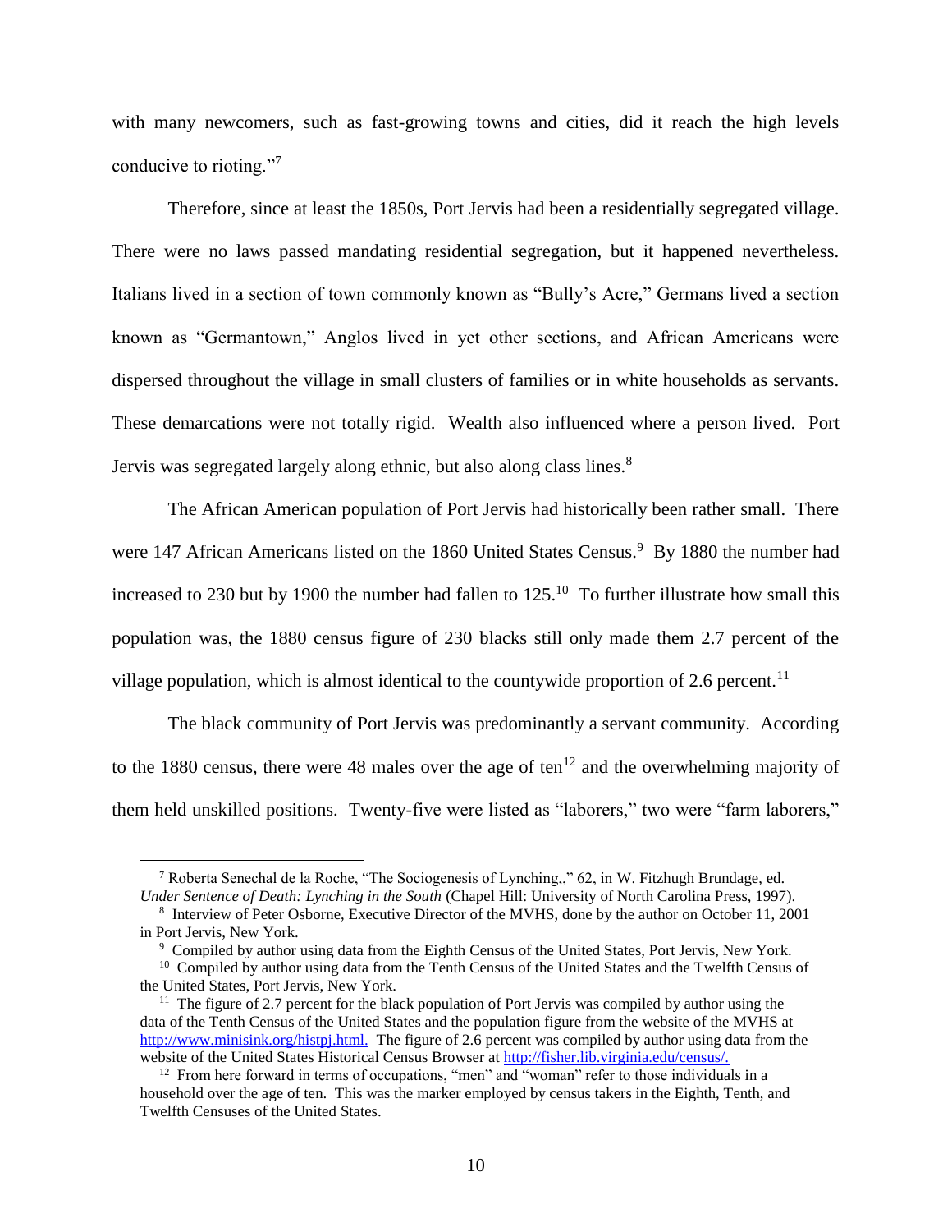with many newcomers, such as fast-growing towns and cities, did it reach the high levels conducive to rioting."[7]

Therefore, since at least the 1850s, Port Jervis had been a residentially segregated village. There were no laws passed mandating residential segregation, but it happened nevertheless. Italians lived in a section of town commonly known as "Bully's Acre," Germans lived a section known as "Germantown," Anglos lived in yet other sections, and African Americans were dispersed throughout the village in small clusters of families or in white households as servants. These demarcations were not totally rigid. Wealth also influenced where a person lived. Port Jervis was segregated largely along ethnic, but also along class lines.[8]

The African American population of Port Jervis had historically been rather small. There were 147 African Americans listed on the 1860 United States Census.[9] By 1880 the number had increased to 230 but by 1900 the number had fallen to 125.[10] To further illustrate how small this population was, the 1880 census figure of 230 blacks still only made them 2.7 percent of the village population, which is almost identical to the countywide proportion of 2.6 percent.[11]

The black community of Port Jervis was predominantly a servant community. According to the 1880 census, there were 48 males over the age of ten[12] and the overwhelming majority of them held unskilled positions. Twenty-five were listed as "laborers," two were "farm laborers,"

---

[7] Roberta Senechal de la Roche, "The Sociogenesis of Lynching,," 62, in W. Fitzhugh Brundage, ed. *Under Sentence of Death: Lynching in the South* (Chapel Hill: University of North Carolina Press, 1997).

[8] Interview of Peter Osborne, Executive Director of the MVHS, done by the author on October 11, 2001 in Port Jervis, New York.

[9] Compiled by author using data from the Eighth Census of the United States, Port Jervis, New York.

[10] Compiled by author using data from the Tenth Census of the United States and the Twelfth Census of the United States, Port Jervis, New York.

[11] The figure of 2.7 percent for the black population of Port Jervis was compiled by author using the data of the Tenth Census of the United States and the population figure from the website of the MVHS at http://www.minisink.org/histpj.html. The figure of 2.6 percent was compiled by author using data from the website of the United States Historical Census Browser at http://fisher.lib.virginia.edu/census/.

[12] From here forward in terms of occupations, "men" and "woman" refer to those individuals in a household over the age of ten. This was the marker employed by census takers in the Eighth, Tenth, and Twelfth Censuses of the United States.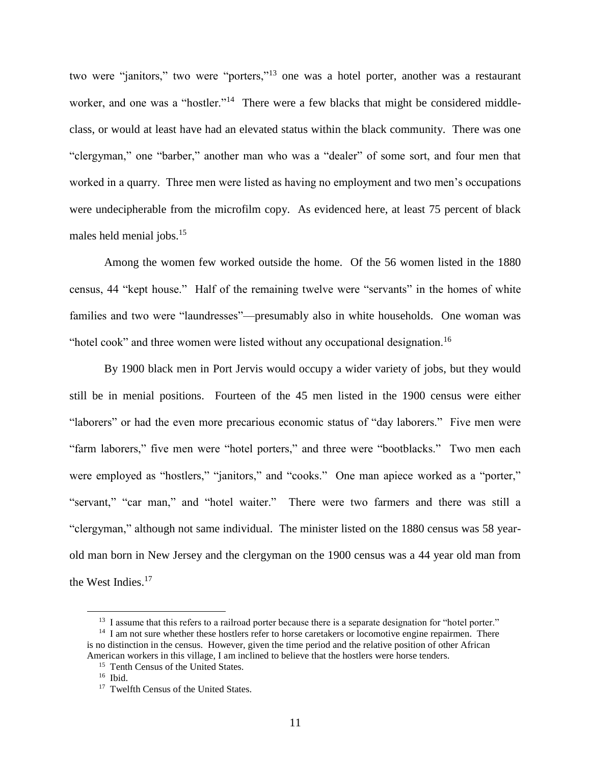two were "janitors," two were "porters,"[13] one was a hotel porter, another was a restaurant worker, and one was a "hostler."[14] There were a few blacks that might be considered middle-class, or would at least have had an elevated status within the black community. There was one "clergyman," one "barber," another man who was a "dealer" of some sort, and four men that worked in a quarry. Three men were listed as having no employment and two men's occupations were undecipherable from the microfilm copy. As evidenced here, at least 75 percent of black males held menial jobs.[15]

Among the women few worked outside the home. Of the 56 women listed in the 1880 census, 44 "kept house." Half of the remaining twelve were "servants" in the homes of white families and two were "laundresses"—presumably also in white households. One woman was "hotel cook" and three women were listed without any occupational designation.[16]

By 1900 black men in Port Jervis would occupy a wider variety of jobs, but they would still be in menial positions. Fourteen of the 45 men listed in the 1900 census were either "laborers" or had the even more precarious economic status of "day laborers." Five men were "farm laborers," five men were "hotel porters," and three were "bootblacks." Two men each were employed as "hostlers," "janitors," and "cooks." One man apiece worked as a "porter," "servant," "car man," and "hotel waiter." There were two farmers and there was still a "clergyman," although not same individual. The minister listed on the 1880 census was 58 year-old man born in New Jersey and the clergyman on the 1900 census was a 44 year old man from the West Indies.[17]

---

[13] I assume that this refers to a railroad porter because there is a separate designation for "hotel porter."

[14] I am not sure whether these hostlers refer to horse caretakers or locomotive engine repairmen. There is no distinction in the census. However, given the time period and the relative position of other African American workers in this village, I am inclined to believe that the hostlers were horse tenders.

[15] Tenth Census of the United States.

[16] Ibid.

[17] Twelfth Census of the United States.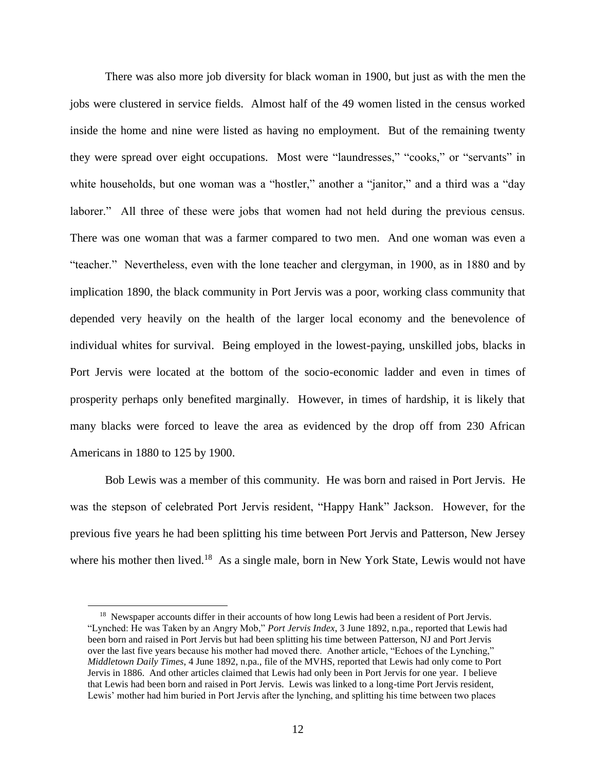There was also more job diversity for black woman in 1900, but just as with the men the jobs were clustered in service fields. Almost half of the 49 women listed in the census worked inside the home and nine were listed as having no employment. But of the remaining twenty they were spread over eight occupations. Most were "laundresses," "cooks," or "servants" in white households, but one woman was a "hostler," another a "janitor," and a third was a "day laborer." All three of these were jobs that women had not held during the previous census. There was one woman that was a farmer compared to two men. And one woman was even a "teacher." Nevertheless, even with the lone teacher and clergyman, in 1900, as in 1880 and by implication 1890, the black community in Port Jervis was a poor, working class community that depended very heavily on the health of the larger local economy and the benevolence of individual whites for survival. Being employed in the lowest-paying, unskilled jobs, blacks in Port Jervis were located at the bottom of the socio-economic ladder and even in times of prosperity perhaps only benefited marginally. However, in times of hardship, it is likely that many blacks were forced to leave the area as evidenced by the drop off from 230 African Americans in 1880 to 125 by 1900.

Bob Lewis was a member of this community. He was born and raised in Port Jervis. He was the stepson of celebrated Port Jervis resident, "Happy Hank" Jackson. However, for the previous five years he had been splitting his time between Port Jervis and Patterson, New Jersey where his mother then lived.[18] As a single male, born in New York State, Lewis would not have

---

[18] Newspaper accounts differ in their accounts of how long Lewis had been a resident of Port Jervis. "Lynched: He was Taken by an Angry Mob," *Port Jervis Index*, 3 June 1892, n.pa., reported that Lewis had been born and raised in Port Jervis but had been splitting his time between Patterson, NJ and Port Jervis over the last five years because his mother had moved there. Another article, "Echoes of the Lynching," *Middletown Daily Times*, 4 June 1892, n.pa., file of the MVHS, reported that Lewis had only come to Port Jervis in 1886. And other articles claimed that Lewis had only been in Port Jervis for one year. I believe that Lewis had been born and raised in Port Jervis. Lewis was linked to a long-time Port Jervis resident, Lewis' mother had him buried in Port Jervis after the lynching, and splitting his time between two places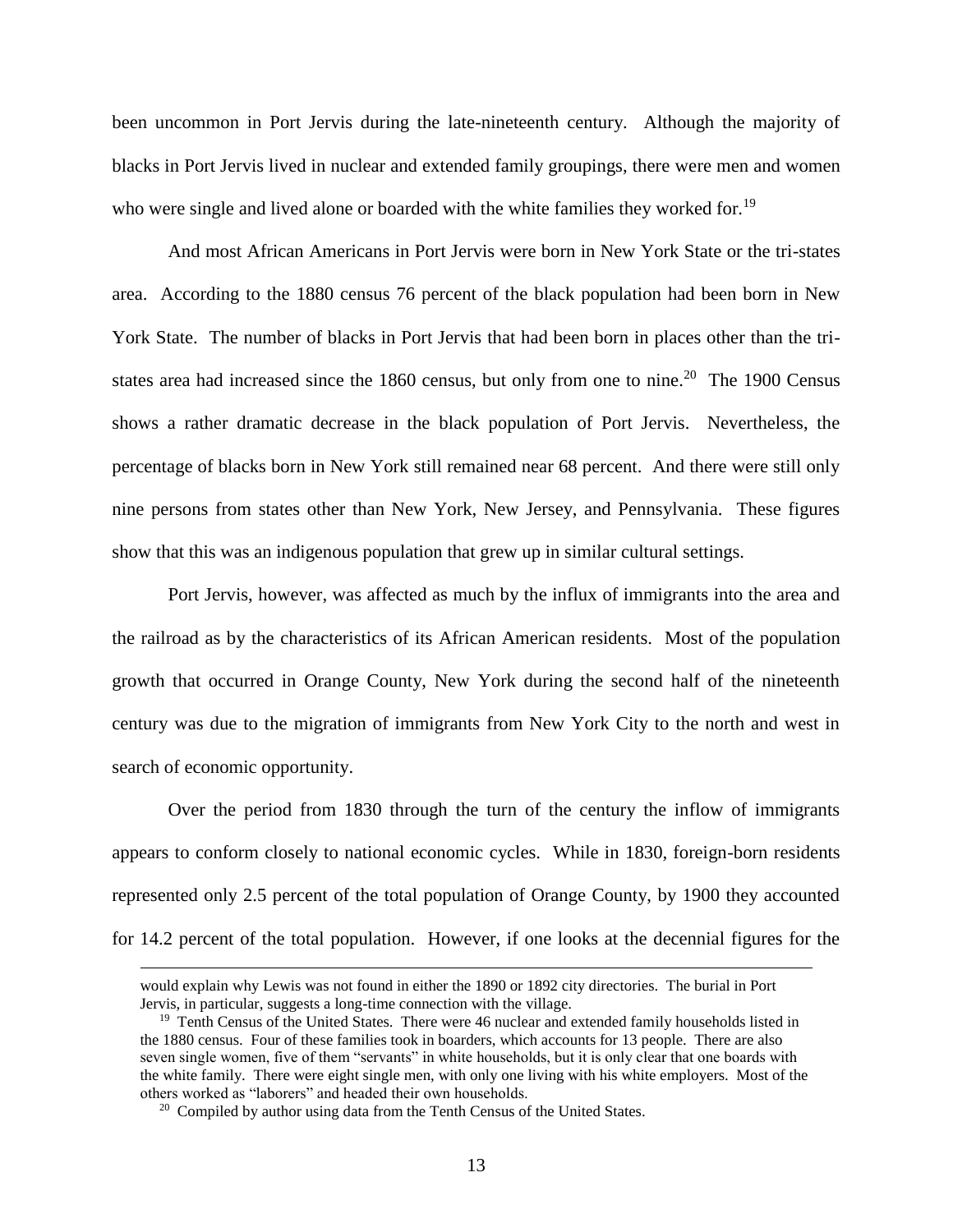been uncommon in Port Jervis during the late-nineteenth century. Although the majority of blacks in Port Jervis lived in nuclear and extended family groupings, there were men and women who were single and lived alone or boarded with the white families they worked for.[19]

And most African Americans in Port Jervis were born in New York State or the tri-states area. According to the 1880 census 76 percent of the black population had been born in New York State. The number of blacks in Port Jervis that had been born in places other than the tri-states area had increased since the 1860 census, but only from one to nine.[20] The 1900 Census shows a rather dramatic decrease in the black population of Port Jervis. Nevertheless, the percentage of blacks born in New York still remained near 68 percent. And there were still only nine persons from states other than New York, New Jersey, and Pennsylvania. These figures show that this was an indigenous population that grew up in similar cultural settings.

Port Jervis, however, was affected as much by the influx of immigrants into the area and the railroad as by the characteristics of its African American residents. Most of the population growth that occurred in Orange County, New York during the second half of the nineteenth century was due to the migration of immigrants from New York City to the north and west in search of economic opportunity.

Over the period from 1830 through the turn of the century the inflow of immigrants appears to conform closely to national economic cycles. While in 1830, foreign-born residents represented only 2.5 percent of the total population of Orange County, by 1900 they accounted for 14.2 percent of the total population. However, if one looks at the decennial figures for the

---

would explain why Lewis was not found in either the 1890 or 1892 city directories. The burial in Port Jervis, in particular, suggests a long-time connection with the village.

[19] Tenth Census of the United States. There were 46 nuclear and extended family households listed in the 1880 census. Four of these families took in boarders, which accounts for 13 people. There are also seven single women, five of them "servants" in white households, but it is only clear that one boards with the white family. There were eight single men, with only one living with his white employers. Most of the others worked as "laborers" and headed their own households.

[20] Compiled by author using data from the Tenth Census of the United States.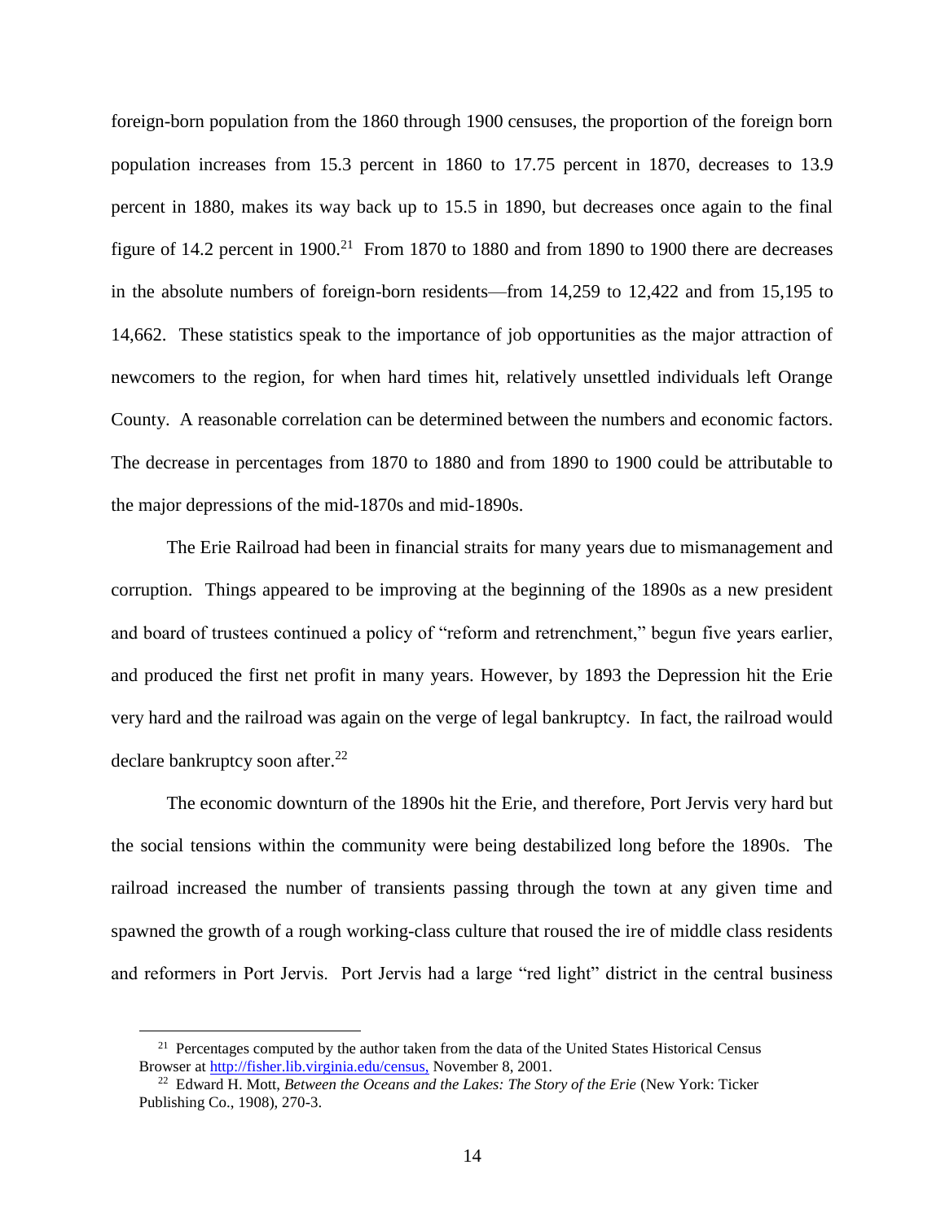foreign-born population from the 1860 through 1900 censuses, the proportion of the foreign born population increases from 15.3 percent in 1860 to 17.75 percent in 1870, decreases to 13.9 percent in 1880, makes its way back up to 15.5 in 1890, but decreases once again to the final figure of 14.2 percent in 1900.[21] From 1870 to 1880 and from 1890 to 1900 there are decreases in the absolute numbers of foreign-born residents—from 14,259 to 12,422 and from 15,195 to 14,662. These statistics speak to the importance of job opportunities as the major attraction of newcomers to the region, for when hard times hit, relatively unsettled individuals left Orange County. A reasonable correlation can be determined between the numbers and economic factors. The decrease in percentages from 1870 to 1880 and from 1890 to 1900 could be attributable to the major depressions of the mid-1870s and mid-1890s.

The Erie Railroad had been in financial straits for many years due to mismanagement and corruption. Things appeared to be improving at the beginning of the 1890s as a new president and board of trustees continued a policy of "reform and retrenchment," begun five years earlier, and produced the first net profit in many years. However, by 1893 the Depression hit the Erie very hard and the railroad was again on the verge of legal bankruptcy. In fact, the railroad would declare bankruptcy soon after.[22]

The economic downturn of the 1890s hit the Erie, and therefore, Port Jervis very hard but the social tensions within the community were being destabilized long before the 1890s. The railroad increased the number of transients passing through the town at any given time and spawned the growth of a rough working-class culture that roused the ire of middle class residents and reformers in Port Jervis. Port Jervis had a large "red light" district in the central business

---

[21] Percentages computed by the author taken from the data of the United States Historical Census Browser at http://fisher.lib.virginia.edu/census, November 8, 2001.

[22] Edward H. Mott, *Between the Oceans and the Lakes: The Story of the Erie* (New York: Ticker Publishing Co., 1908), 270-3.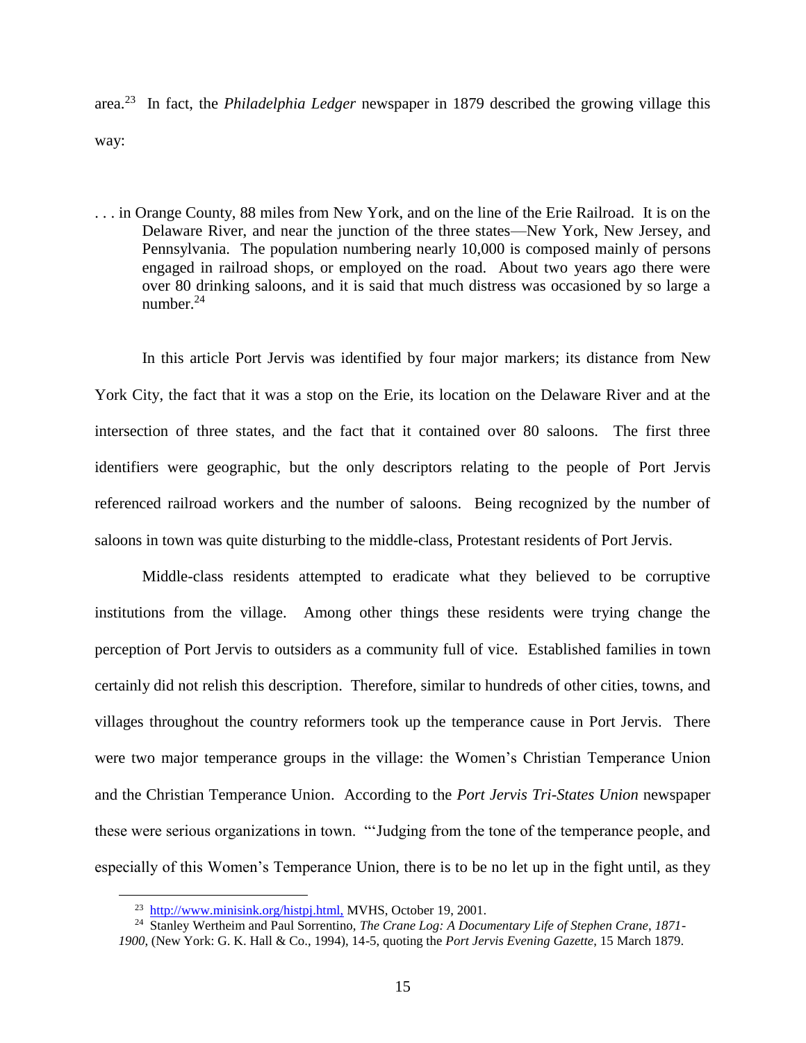area.[23] In fact, the *Philadelphia Ledger* newspaper in 1879 described the growing village this way:

> . . . in Orange County, 88 miles from New York, and on the line of the Erie Railroad. It is on the Delaware River, and near the junction of the three states—New York, New Jersey, and Pennsylvania. The population numbering nearly 10,000 is composed mainly of persons engaged in railroad shops, or employed on the road. About two years ago there were over 80 drinking saloons, and it is said that much distress was occasioned by so large a number.[24]

In this article Port Jervis was identified by four major markers; its distance from New York City, the fact that it was a stop on the Erie, its location on the Delaware River and at the intersection of three states, and the fact that it contained over 80 saloons. The first three identifiers were geographic, but the only descriptors relating to the people of Port Jervis referenced railroad workers and the number of saloons. Being recognized by the number of saloons in town was quite disturbing to the middle-class, Protestant residents of Port Jervis.

Middle-class residents attempted to eradicate what they believed to be corruptive institutions from the village. Among other things these residents were trying change the perception of Port Jervis to outsiders as a community full of vice. Established families in town certainly did not relish this description. Therefore, similar to hundreds of other cities, towns, and villages throughout the country reformers took up the temperance cause in Port Jervis. There were two major temperance groups in the village: the Women's Christian Temperance Union and the Christian Temperance Union. According to the *Port Jervis Tri-States Union* newspaper these were serious organizations in town. "'Judging from the tone of the temperance people, and especially of this Women's Temperance Union, there is to be no let up in the fight until, as they

---

[23] http://www.minisink.org/histpj.html, MVHS, October 19, 2001.

[24] Stanley Wertheim and Paul Sorrentino, *The Crane Log: A Documentary Life of Stephen Crane, 1871-1900*, (New York: G. K. Hall & Co., 1994), 14-5, quoting the *Port Jervis Evening Gazette*, 15 March 1879.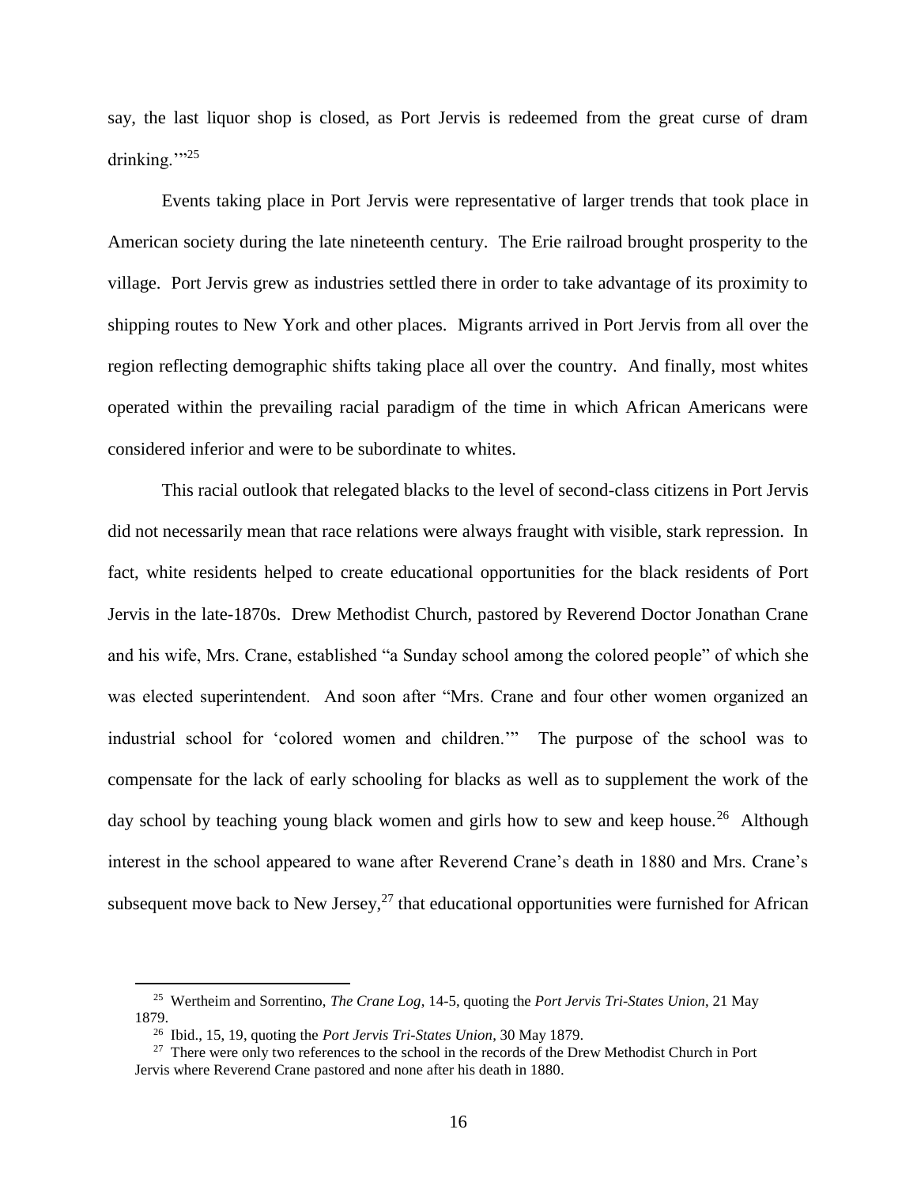say, the last liquor shop is closed, as Port Jervis is redeemed from the great curse of dram drinking.'"[25]

Events taking place in Port Jervis were representative of larger trends that took place in American society during the late nineteenth century. The Erie railroad brought prosperity to the village. Port Jervis grew as industries settled there in order to take advantage of its proximity to shipping routes to New York and other places. Migrants arrived in Port Jervis from all over the region reflecting demographic shifts taking place all over the country. And finally, most whites operated within the prevailing racial paradigm of the time in which African Americans were considered inferior and were to be subordinate to whites.

This racial outlook that relegated blacks to the level of second-class citizens in Port Jervis did not necessarily mean that race relations were always fraught with visible, stark repression. In fact, white residents helped to create educational opportunities for the black residents of Port Jervis in the late-1870s. Drew Methodist Church, pastored by Reverend Doctor Jonathan Crane and his wife, Mrs. Crane, established "a Sunday school among the colored people" of which she was elected superintendent. And soon after "Mrs. Crane and four other women organized an industrial school for 'colored women and children.'" The purpose of the school was to compensate for the lack of early schooling for blacks as well as to supplement the work of the day school by teaching young black women and girls how to sew and keep house.[26] Although interest in the school appeared to wane after Reverend Crane's death in 1880 and Mrs. Crane's subsequent move back to New Jersey,[27] that educational opportunities were furnished for African

---

[25] Wertheim and Sorrentino, *The Crane Log*, 14-5, quoting the *Port Jervis Tri-States Union*, 21 May 1879.

[26] Ibid., 15, 19, quoting the *Port Jervis Tri-States Union*, 30 May 1879.

[27] There were only two references to the school in the records of the Drew Methodist Church in Port Jervis where Reverend Crane pastored and none after his death in 1880.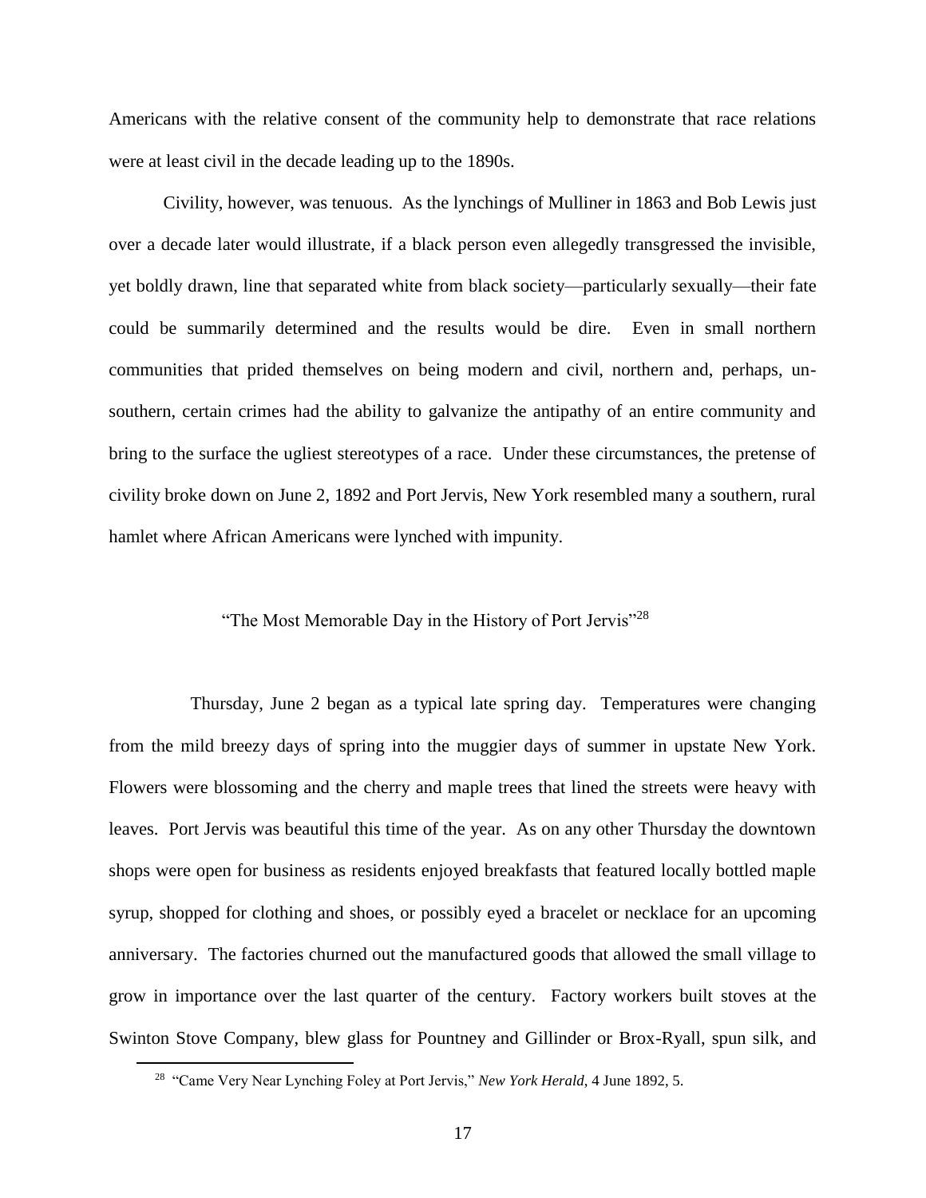Americans with the relative consent of the community help to demonstrate that race relations were at least civil in the decade leading up to the 1890s.

Civility, however, was tenuous. As the lynchings of Mulliner in 1863 and Bob Lewis just over a decade later would illustrate, if a black person even allegedly transgressed the invisible, yet boldly drawn, line that separated white from black society—particularly sexually—their fate could be summarily determined and the results would be dire. Even in small northern communities that prided themselves on being modern and civil, northern and, perhaps, un-southern, certain crimes had the ability to galvanize the antipathy of an entire community and bring to the surface the ugliest stereotypes of a race. Under these circumstances, the pretense of civility broke down on June 2, 1892 and Port Jervis, New York resembled many a southern, rural hamlet where African Americans were lynched with impunity.

### "The Most Memorable Day in the History of Port Jervis"[28]

Thursday, June 2 began as a typical late spring day. Temperatures were changing from the mild breezy days of spring into the muggier days of summer in upstate New York. Flowers were blossoming and the cherry and maple trees that lined the streets were heavy with leaves. Port Jervis was beautiful this time of the year. As on any other Thursday the downtown shops were open for business as residents enjoyed breakfasts that featured locally bottled maple syrup, shopped for clothing and shoes, or possibly eyed a bracelet or necklace for an upcoming anniversary. The factories churned out the manufactured goods that allowed the small village to grow in importance over the last quarter of the century. Factory workers built stoves at the Swinton Stove Company, blew glass for Pountney and Gillinder or Brox-Ryall, spun silk, and

---

[28] "Came Very Near Lynching Foley at Port Jervis," *New York Herald*, 4 June 1892, 5.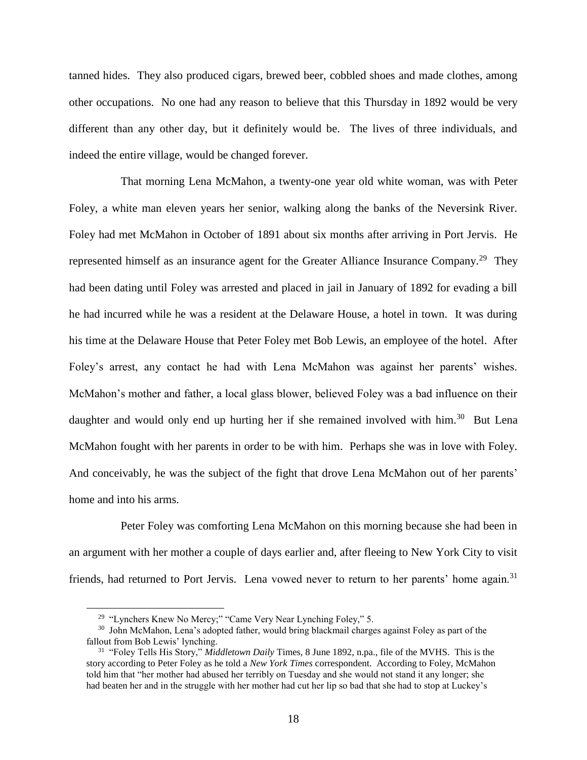tanned hides. They also produced cigars, brewed beer, cobbled shoes and made clothes, among other occupations. No one had any reason to believe that this Thursday in 1892 would be very different than any other day, but it definitely would be. The lives of three individuals, and indeed the entire village, would be changed forever.

That morning Lena McMahon, a twenty-one year old white woman, was with Peter Foley, a white man eleven years her senior, walking along the banks of the Neversink River. Foley had met McMahon in October of 1891 about six months after arriving in Port Jervis. He represented himself as an insurance agent for the Greater Alliance Insurance Company.[29] They had been dating until Foley was arrested and placed in jail in January of 1892 for evading a bill he had incurred while he was a resident at the Delaware House, a hotel in town. It was during his time at the Delaware House that Peter Foley met Bob Lewis, an employee of the hotel. After Foley's arrest, any contact he had with Lena McMahon was against her parents' wishes. McMahon's mother and father, a local glass blower, believed Foley was a bad influence on their daughter and would only end up hurting her if she remained involved with him.[30] But Lena McMahon fought with her parents in order to be with him. Perhaps she was in love with Foley. And conceivably, he was the subject of the fight that drove Lena McMahon out of her parents' home and into his arms.

Peter Foley was comforting Lena McMahon on this morning because she had been in an argument with her mother a couple of days earlier and, after fleeing to New York City to visit friends, had returned to Port Jervis. Lena vowed never to return to her parents' home again.[31]

---

[29] "Lynchers Knew No Mercy;" "Came Very Near Lynching Foley," 5.

[30] John McMahon, Lena's adopted father, would bring blackmail charges against Foley as part of the fallout from Bob Lewis' lynching.

[31] "Foley Tells His Story," *Middletown Daily* Times, 8 June 1892, n.pa., file of the MVHS. This is the story according to Peter Foley as he told a *New York Times* correspondent. According to Foley, McMahon told him that "her mother had abused her terribly on Tuesday and she would not stand it any longer; she had beaten her and in the struggle with her mother had cut her lip so bad that she had to stop at Luckey's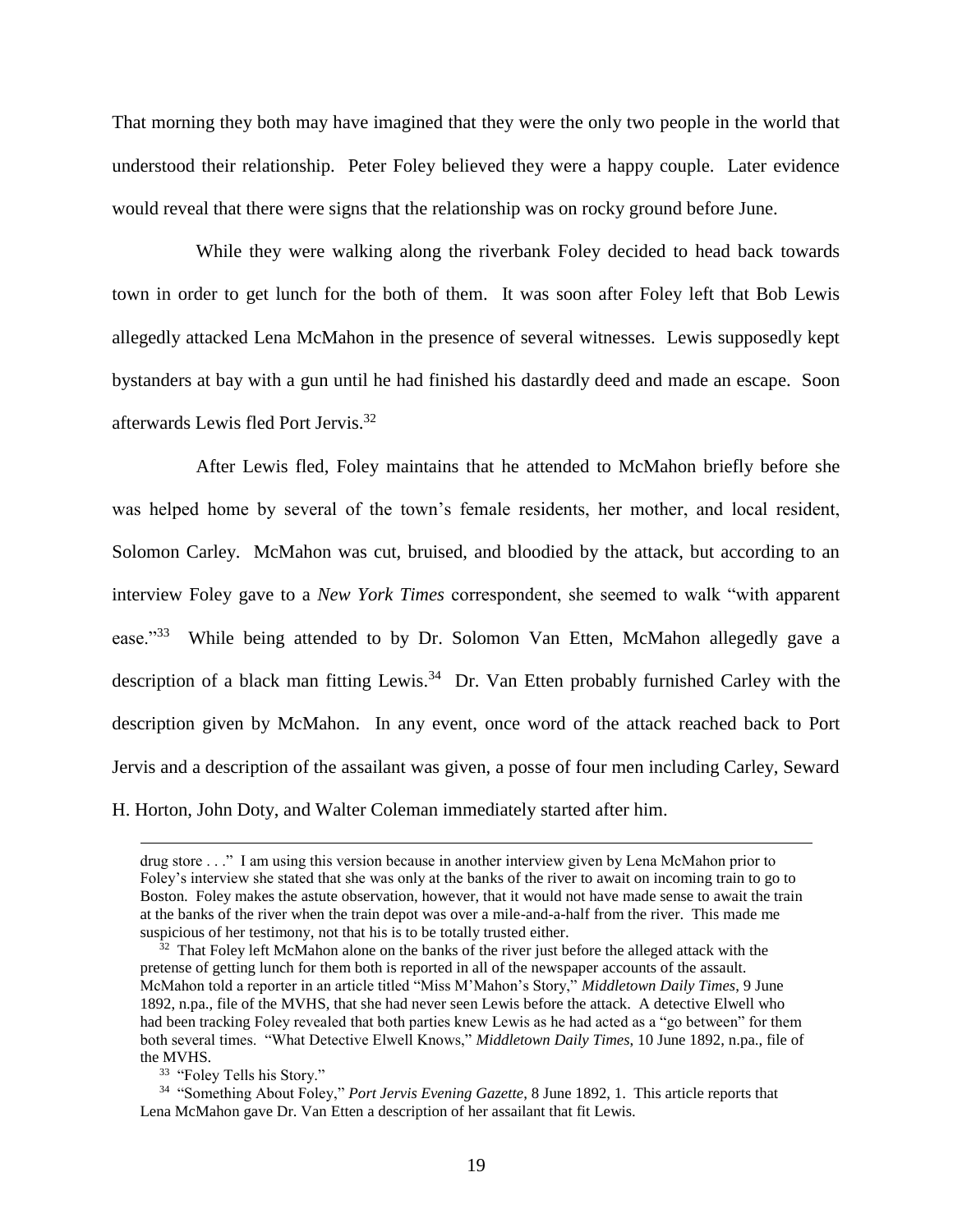That morning they both may have imagined that they were the only two people in the world that understood their relationship. Peter Foley believed they were a happy couple. Later evidence would reveal that there were signs that the relationship was on rocky ground before June.

While they were walking along the riverbank Foley decided to head back towards town in order to get lunch for the both of them. It was soon after Foley left that Bob Lewis allegedly attacked Lena McMahon in the presence of several witnesses. Lewis supposedly kept bystanders at bay with a gun until he had finished his dastardly deed and made an escape. Soon afterwards Lewis fled Port Jervis.[32]

After Lewis fled, Foley maintains that he attended to McMahon briefly before she was helped home by several of the town's female residents, her mother, and local resident, Solomon Carley. McMahon was cut, bruised, and bloodied by the attack, but according to an interview Foley gave to a *New York Times* correspondent, she seemed to walk "with apparent ease."[33] While being attended to by Dr. Solomon Van Etten, McMahon allegedly gave a description of a black man fitting Lewis.[34] Dr. Van Etten probably furnished Carley with the description given by McMahon. In any event, once word of the attack reached back to Port Jervis and a description of the assailant was given, a posse of four men including Carley, Seward H. Horton, John Doty, and Walter Coleman immediately started after him.

---

drug store . . ." I am using this version because in another interview given by Lena McMahon prior to Foley's interview she stated that she was only at the banks of the river to await on incoming train to go to Boston. Foley makes the astute observation, however, that it would not have made sense to await the train at the banks of the river when the train depot was over a mile-and-a-half from the river. This made me suspicious of her testimony, not that his is to be totally trusted either.

[32] That Foley left McMahon alone on the banks of the river just before the alleged attack with the pretense of getting lunch for them both is reported in all of the newspaper accounts of the assault. McMahon told a reporter in an article titled "Miss M'Mahon's Story," *Middletown Daily Times*, 9 June 1892, n.pa., file of the MVHS, that she had never seen Lewis before the attack. A detective Elwell who had been tracking Foley revealed that both parties knew Lewis as he had acted as a "go between" for them both several times. "What Detective Elwell Knows," *Middletown Daily Times*, 10 June 1892, n.pa., file of the MVHS.

[33] "Foley Tells his Story."

[34] "Something About Foley," *Port Jervis Evening Gazette*, 8 June 1892, 1. This article reports that Lena McMahon gave Dr. Van Etten a description of her assailant that fit Lewis.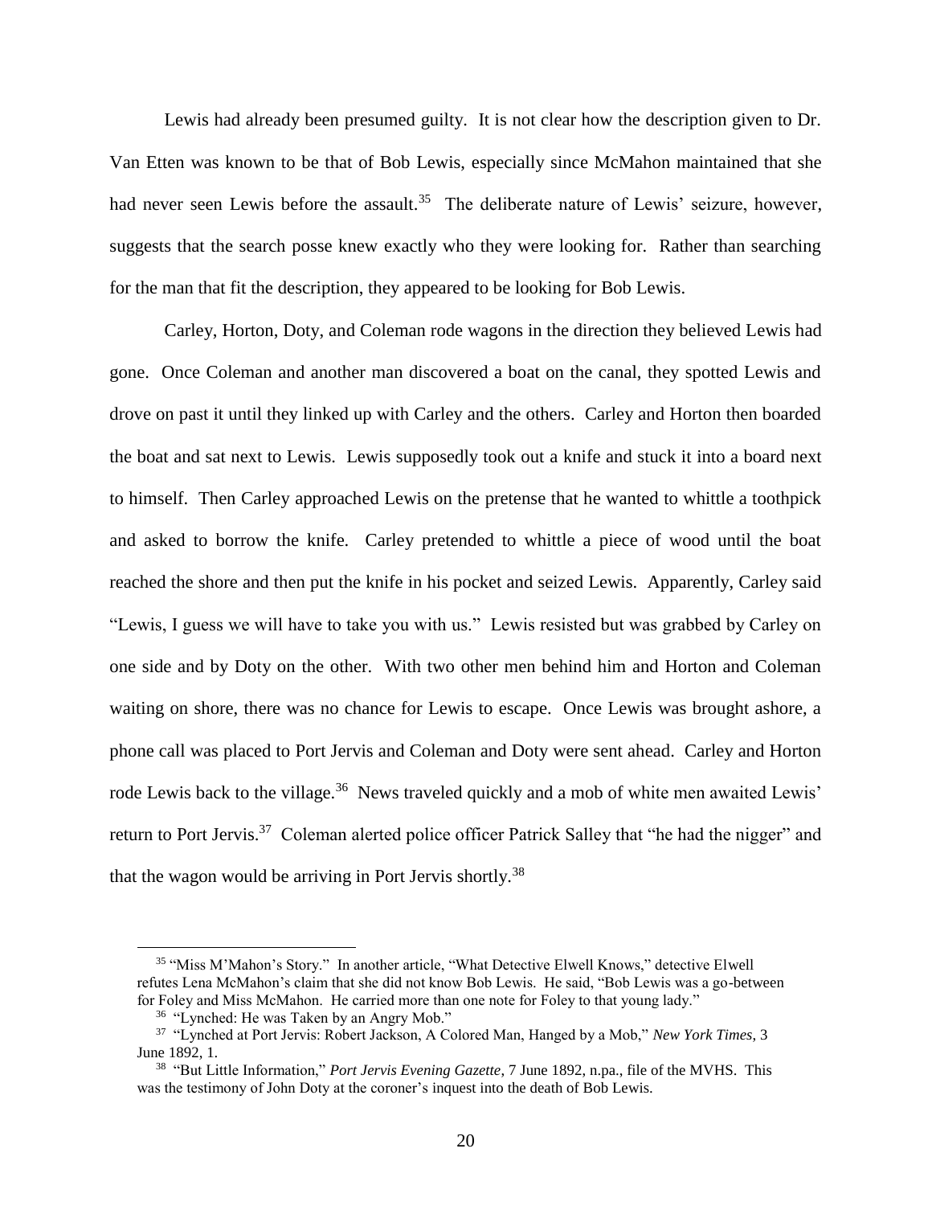Lewis had already been presumed guilty. It is not clear how the description given to Dr. Van Etten was known to be that of Bob Lewis, especially since McMahon maintained that she had never seen Lewis before the assault.[35] The deliberate nature of Lewis' seizure, however, suggests that the search posse knew exactly who they were looking for. Rather than searching for the man that fit the description, they appeared to be looking for Bob Lewis.

Carley, Horton, Doty, and Coleman rode wagons in the direction they believed Lewis had gone. Once Coleman and another man discovered a boat on the canal, they spotted Lewis and drove on past it until they linked up with Carley and the others. Carley and Horton then boarded the boat and sat next to Lewis. Lewis supposedly took out a knife and stuck it into a board next to himself. Then Carley approached Lewis on the pretense that he wanted to whittle a toothpick and asked to borrow the knife. Carley pretended to whittle a piece of wood until the boat reached the shore and then put the knife in his pocket and seized Lewis. Apparently, Carley said "Lewis, I guess we will have to take you with us." Lewis resisted but was grabbed by Carley on one side and by Doty on the other. With two other men behind him and Horton and Coleman waiting on shore, there was no chance for Lewis to escape. Once Lewis was brought ashore, a phone call was placed to Port Jervis and Coleman and Doty were sent ahead. Carley and Horton rode Lewis back to the village.[36] News traveled quickly and a mob of white men awaited Lewis' return to Port Jervis.[37] Coleman alerted police officer Patrick Salley that "he had the nigger" and that the wagon would be arriving in Port Jervis shortly.[38]

---

[35] "Miss M'Mahon's Story." In another article, "What Detective Elwell Knows," detective Elwell refutes Lena McMahon's claim that she did not know Bob Lewis. He said, "Bob Lewis was a go-between for Foley and Miss McMahon. He carried more than one note for Foley to that young lady."

[36] "Lynched: He was Taken by an Angry Mob."

[37] "Lynched at Port Jervis: Robert Jackson, A Colored Man, Hanged by a Mob," *New York Times*, 3 June 1892, 1.

[38] "But Little Information," *Port Jervis Evening Gazette*, 7 June 1892, n.pa., file of the MVHS. This was the testimony of John Doty at the coroner's inquest into the death of Bob Lewis.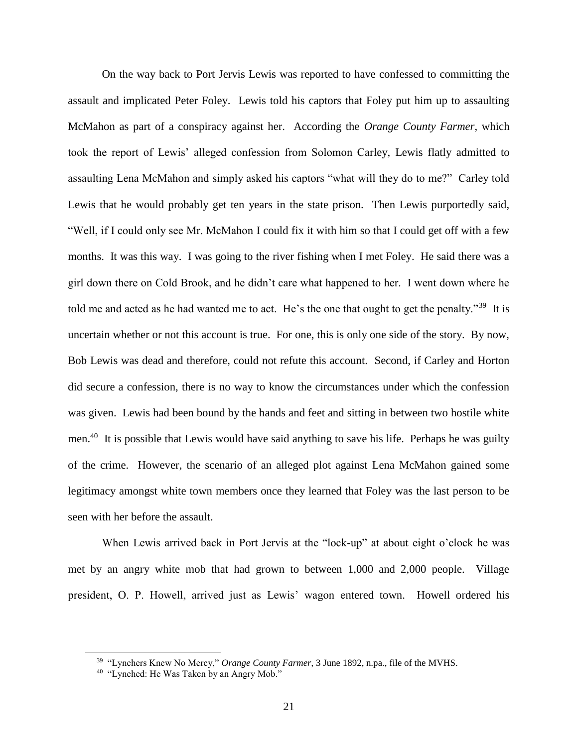On the way back to Port Jervis Lewis was reported to have confessed to committing the assault and implicated Peter Foley. Lewis told his captors that Foley put him up to assaulting McMahon as part of a conspiracy against her. According the *Orange County Farmer*, which took the report of Lewis' alleged confession from Solomon Carley, Lewis flatly admitted to assaulting Lena McMahon and simply asked his captors "what will they do to me?" Carley told Lewis that he would probably get ten years in the state prison. Then Lewis purportedly said, "Well, if I could only see Mr. McMahon I could fix it with him so that I could get off with a few months. It was this way. I was going to the river fishing when I met Foley. He said there was a girl down there on Cold Brook, and he didn't care what happened to her. I went down where he told me and acted as he had wanted me to act. He's the one that ought to get the penalty."[39] It is uncertain whether or not this account is true. For one, this is only one side of the story. By now, Bob Lewis was dead and therefore, could not refute this account. Second, if Carley and Horton did secure a confession, there is no way to know the circumstances under which the confession was given. Lewis had been bound by the hands and feet and sitting in between two hostile white men.[40] It is possible that Lewis would have said anything to save his life. Perhaps he was guilty of the crime. However, the scenario of an alleged plot against Lena McMahon gained some legitimacy amongst white town members once they learned that Foley was the last person to be seen with her before the assault.

When Lewis arrived back in Port Jervis at the "lock-up" at about eight o'clock he was met by an angry white mob that had grown to between 1,000 and 2,000 people. Village president, O. P. Howell, arrived just as Lewis' wagon entered town. Howell ordered his

---

[39] "Lynchers Knew No Mercy," *Orange County Farmer*, 3 June 1892, n.pa., file of the MVHS.

[40] "Lynched: He Was Taken by an Angry Mob."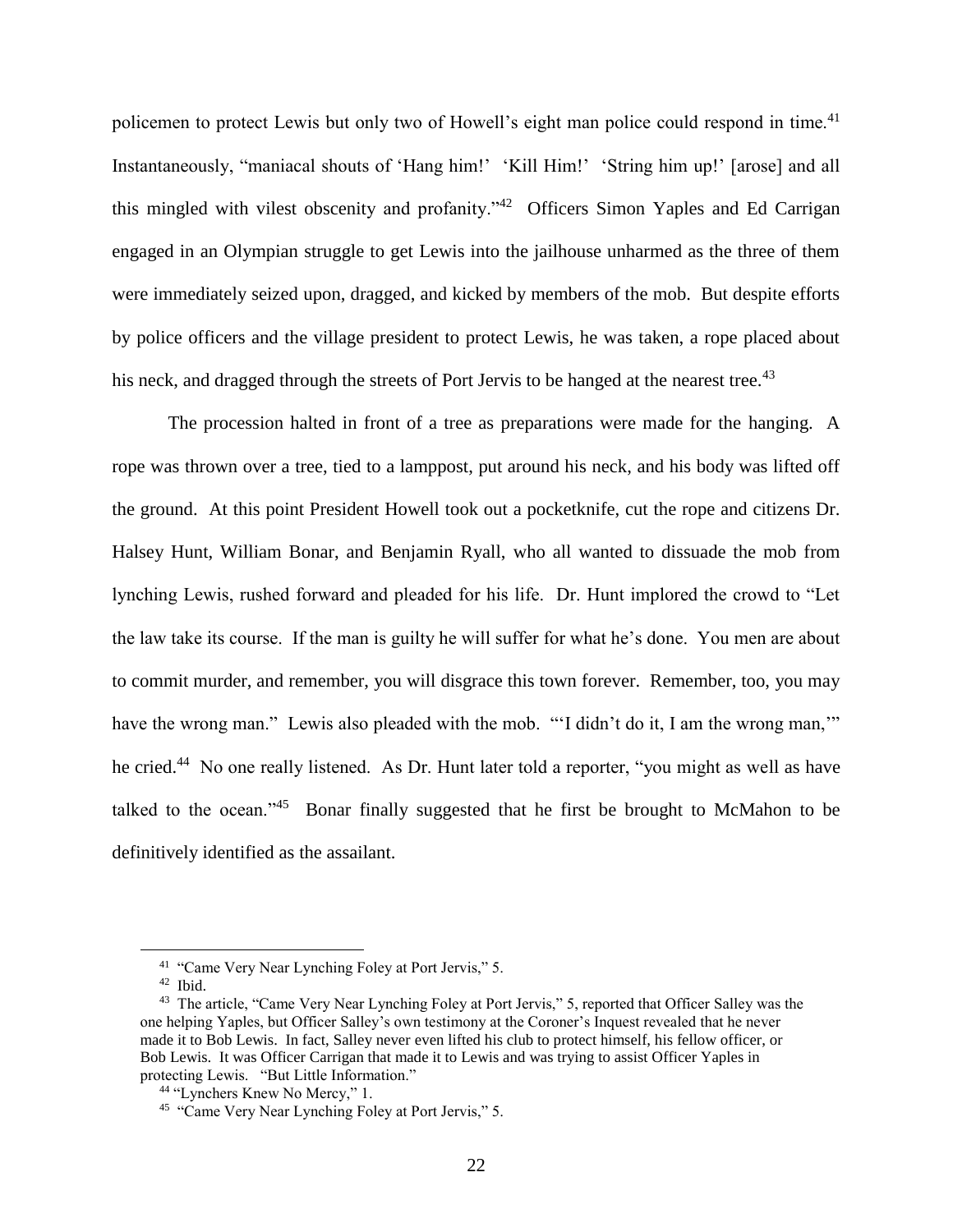policemen to protect Lewis but only two of Howell's eight man police could respond in time.[41] Instantaneously, "maniacal shouts of 'Hang him!' 'Kill Him!' 'String him up!' [arose] and all this mingled with vilest obscenity and profanity."[42] Officers Simon Yaples and Ed Carrigan engaged in an Olympian struggle to get Lewis into the jailhouse unharmed as the three of them were immediately seized upon, dragged, and kicked by members of the mob. But despite efforts by police officers and the village president to protect Lewis, he was taken, a rope placed about his neck, and dragged through the streets of Port Jervis to be hanged at the nearest tree.[43]

The procession halted in front of a tree as preparations were made for the hanging. A rope was thrown over a tree, tied to a lamppost, put around his neck, and his body was lifted off the ground. At this point President Howell took out a pocketknife, cut the rope and citizens Dr. Halsey Hunt, William Bonar, and Benjamin Ryall, who all wanted to dissuade the mob from lynching Lewis, rushed forward and pleaded for his life. Dr. Hunt implored the crowd to "Let the law take its course. If the man is guilty he will suffer for what he's done. You men are about to commit murder, and remember, you will disgrace this town forever. Remember, too, you may have the wrong man." Lewis also pleaded with the mob. "'I didn't do it, I am the wrong man,'" he cried.[44] No one really listened. As Dr. Hunt later told a reporter, "you might as well as have talked to the ocean."[45] Bonar finally suggested that he first be brought to McMahon to be definitively identified as the assailant.

---

[41] "Came Very Near Lynching Foley at Port Jervis," 5.

[42] Ibid.

[43] The article, "Came Very Near Lynching Foley at Port Jervis," 5, reported that Officer Salley was the one helping Yaples, but Officer Salley's own testimony at the Coroner's Inquest revealed that he never made it to Bob Lewis. In fact, Salley never even lifted his club to protect himself, his fellow officer, or Bob Lewis. It was Officer Carrigan that made it to Lewis and was trying to assist Officer Yaples in protecting Lewis. "But Little Information."

[44] "Lynchers Knew No Mercy," 1.

[45] "Came Very Near Lynching Foley at Port Jervis," 5.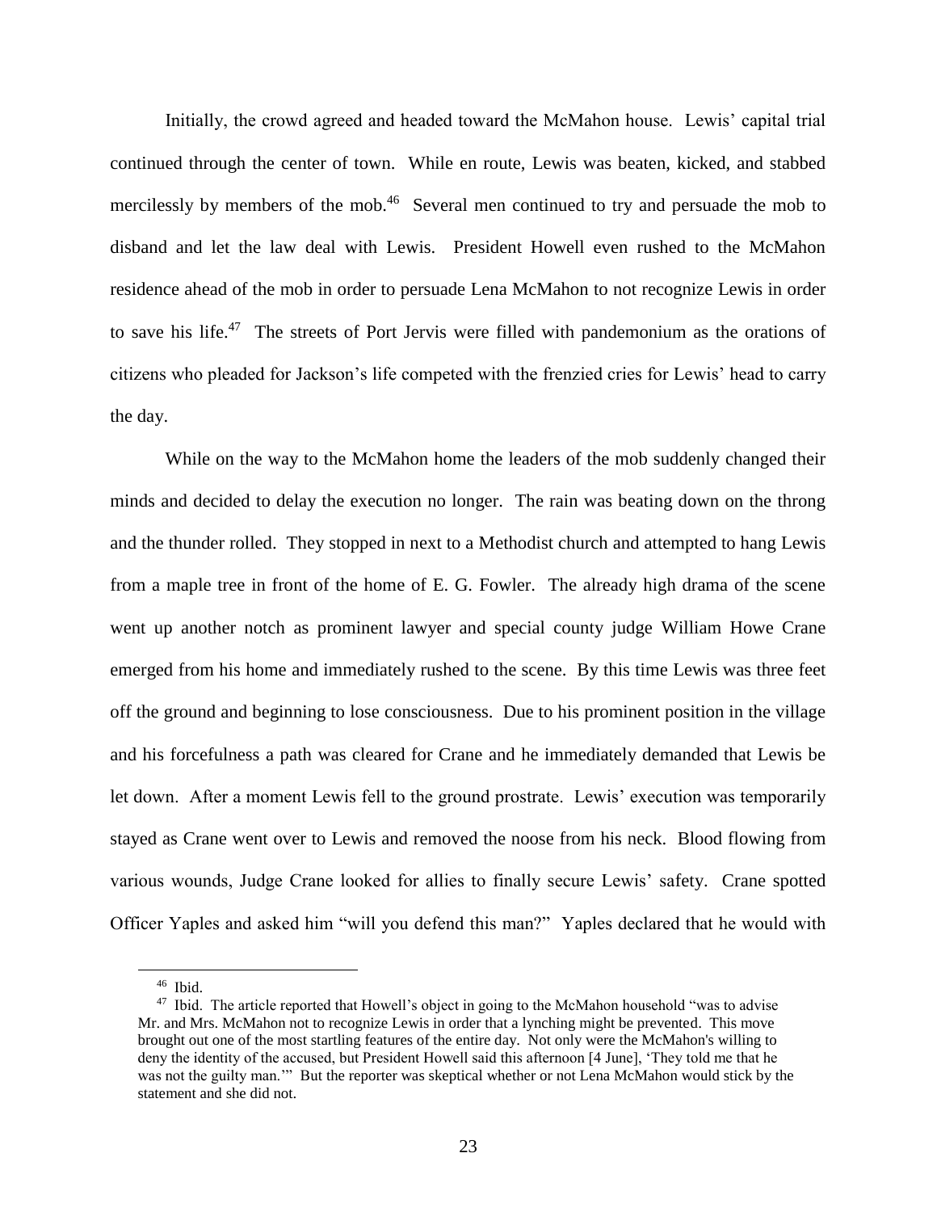Initially, the crowd agreed and headed toward the McMahon house. Lewis' capital trial continued through the center of town. While en route, Lewis was beaten, kicked, and stabbed mercilessly by members of the mob.[46] Several men continued to try and persuade the mob to disband and let the law deal with Lewis. President Howell even rushed to the McMahon residence ahead of the mob in order to persuade Lena McMahon to not recognize Lewis in order to save his life.[47] The streets of Port Jervis were filled with pandemonium as the orations of citizens who pleaded for Jackson's life competed with the frenzied cries for Lewis' head to carry the day.

While on the way to the McMahon home the leaders of the mob suddenly changed their minds and decided to delay the execution no longer. The rain was beating down on the throng and the thunder rolled. They stopped in next to a Methodist church and attempted to hang Lewis from a maple tree in front of the home of E. G. Fowler. The already high drama of the scene went up another notch as prominent lawyer and special county judge William Howe Crane emerged from his home and immediately rushed to the scene. By this time Lewis was three feet off the ground and beginning to lose consciousness. Due to his prominent position in the village and his forcefulness a path was cleared for Crane and he immediately demanded that Lewis be let down. After a moment Lewis fell to the ground prostrate. Lewis' execution was temporarily stayed as Crane went over to Lewis and removed the noose from his neck. Blood flowing from various wounds, Judge Crane looked for allies to finally secure Lewis' safety. Crane spotted Officer Yaples and asked him "will you defend this man?" Yaples declared that he would with

---

[46] Ibid.

[47] Ibid. The article reported that Howell's object in going to the McMahon household "was to advise Mr. and Mrs. McMahon not to recognize Lewis in order that a lynching might be prevented. This move brought out one of the most startling features of the entire day. Not only were the McMahon's willing to deny the identity of the accused, but President Howell said this afternoon [4 June], 'They told me that he was not the guilty man.'" But the reporter was skeptical whether or not Lena McMahon would stick by the statement and she did not.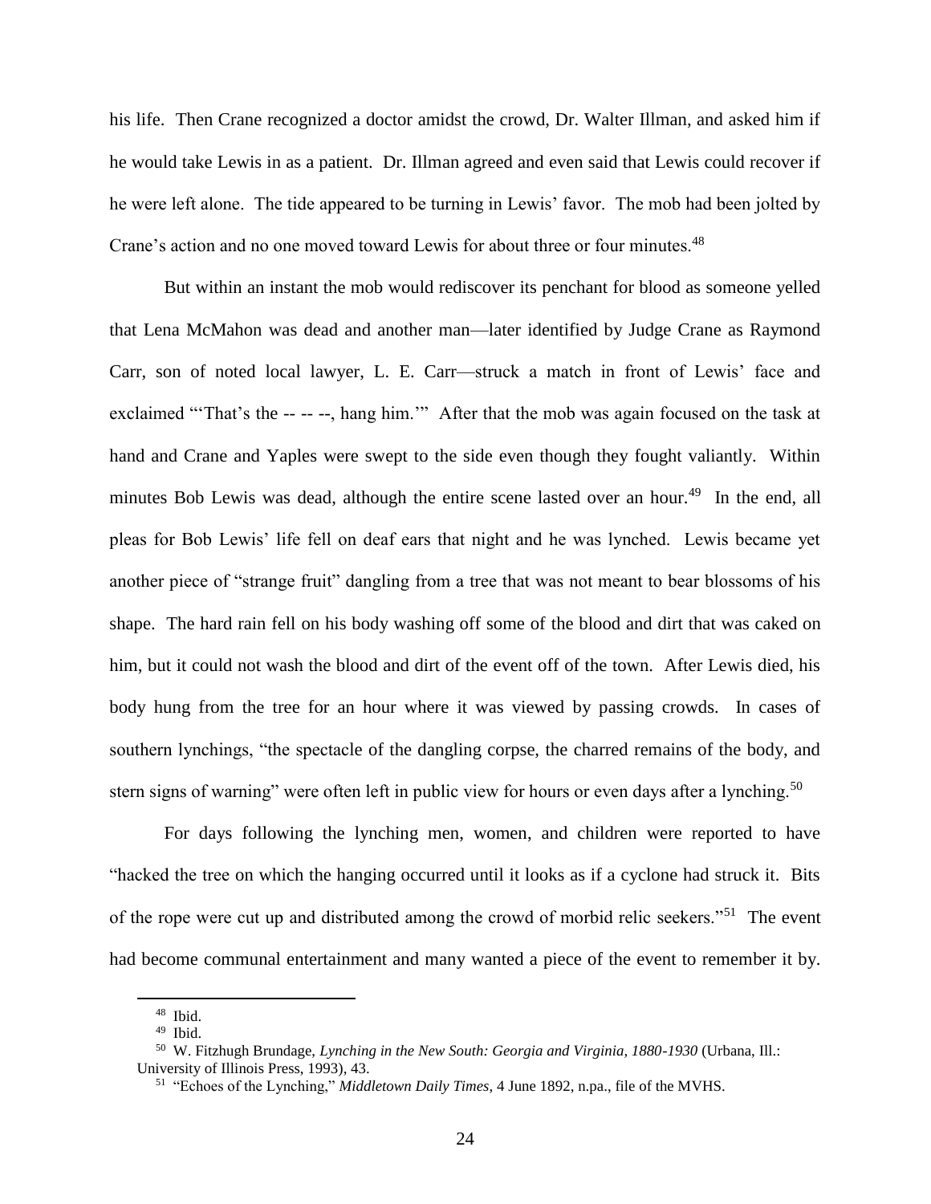his life. Then Crane recognized a doctor amidst the crowd, Dr. Walter Illman, and asked him if he would take Lewis in as a patient. Dr. Illman agreed and even said that Lewis could recover if he were left alone. The tide appeared to be turning in Lewis' favor. The mob had been jolted by Crane's action and no one moved toward Lewis for about three or four minutes.[48]

But within an instant the mob would rediscover its penchant for blood as someone yelled that Lena McMahon was dead and another man—later identified by Judge Crane as Raymond Carr, son of noted local lawyer, L. E. Carr—struck a match in front of Lewis' face and exclaimed "'That's the -- -- --, hang him.'" After that the mob was again focused on the task at hand and Crane and Yaples were swept to the side even though they fought valiantly. Within minutes Bob Lewis was dead, although the entire scene lasted over an hour.[49] In the end, all pleas for Bob Lewis' life fell on deaf ears that night and he was lynched. Lewis became yet another piece of "strange fruit" dangling from a tree that was not meant to bear blossoms of his shape. The hard rain fell on his body washing off some of the blood and dirt that was caked on him, but it could not wash the blood and dirt of the event off of the town. After Lewis died, his body hung from the tree for an hour where it was viewed by passing crowds. In cases of southern lynchings, "the spectacle of the dangling corpse, the charred remains of the body, and stern signs of warning" were often left in public view for hours or even days after a lynching.[50]

For days following the lynching men, women, and children were reported to have "hacked the tree on which the hanging occurred until it looks as if a cyclone had struck it. Bits of the rope were cut up and distributed among the crowd of morbid relic seekers."[51] The event had become communal entertainment and many wanted a piece of the event to remember it by.

---

[48] Ibid.

[49] Ibid.

[50] W. Fitzhugh Brundage, *Lynching in the New South: Georgia and Virginia, 1880-1930* (Urbana, Ill.: University of Illinois Press, 1993), 43.

[51] "Echoes of the Lynching," *Middletown Daily Times*, 4 June 1892, n.pa., file of the MVHS.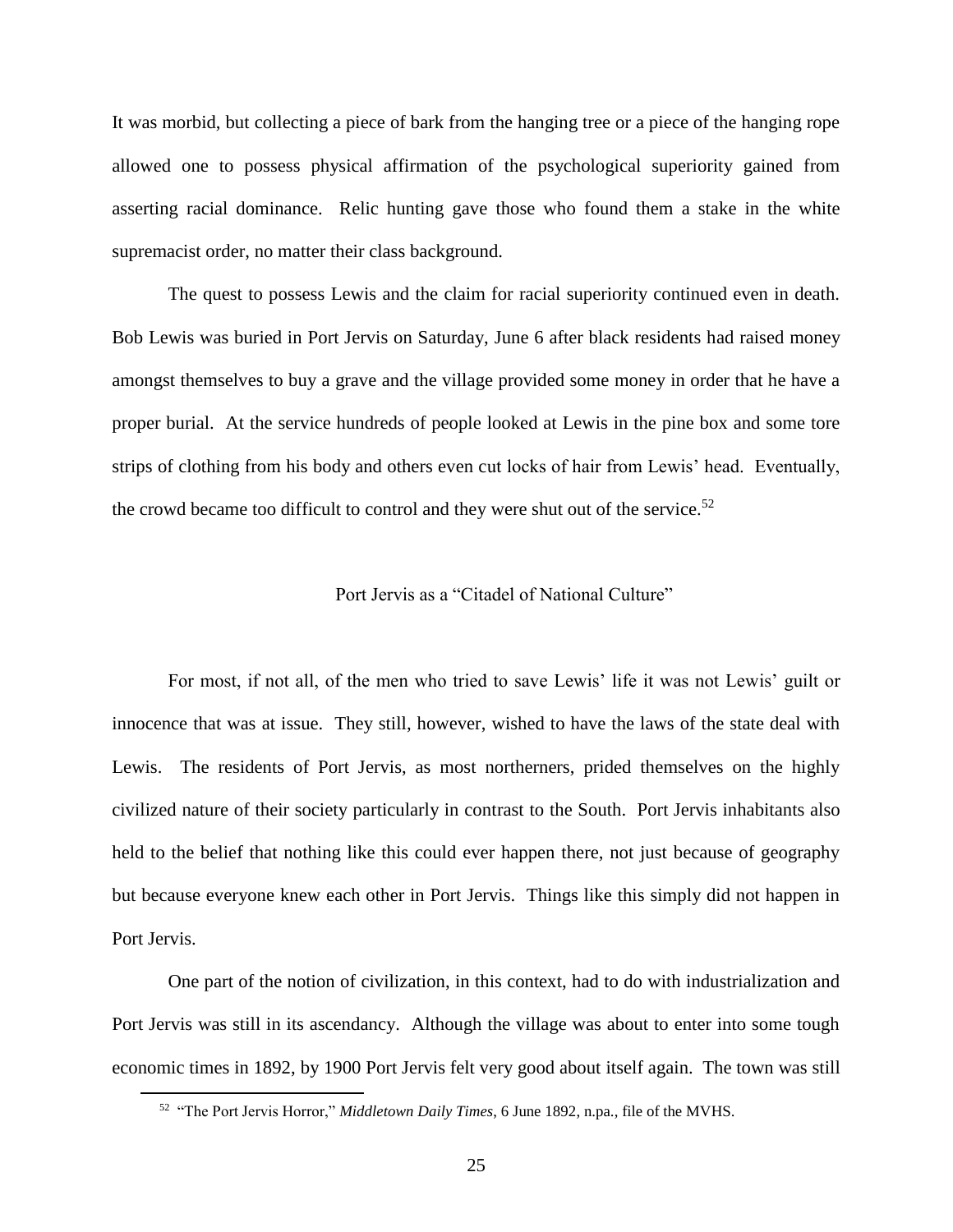It was morbid, but collecting a piece of bark from the hanging tree or a piece of the hanging rope allowed one to possess physical affirmation of the psychological superiority gained from asserting racial dominance. Relic hunting gave those who found them a stake in the white supremacist order, no matter their class background.

The quest to possess Lewis and the claim for racial superiority continued even in death. Bob Lewis was buried in Port Jervis on Saturday, June 6 after black residents had raised money amongst themselves to buy a grave and the village provided some money in order that he have a proper burial. At the service hundreds of people looked at Lewis in the pine box and some tore strips of clothing from his body and others even cut locks of hair from Lewis' head. Eventually, the crowd became too difficult to control and they were shut out of the service.[52]

## Port Jervis as a "Citadel of National Culture"

For most, if not all, of the men who tried to save Lewis' life it was not Lewis' guilt or innocence that was at issue. They still, however, wished to have the laws of the state deal with Lewis. The residents of Port Jervis, as most northerners, prided themselves on the highly civilized nature of their society particularly in contrast to the South. Port Jervis inhabitants also held to the belief that nothing like this could ever happen there, not just because of geography but because everyone knew each other in Port Jervis. Things like this simply did not happen in Port Jervis.

One part of the notion of civilization, in this context, had to do with industrialization and Port Jervis was still in its ascendancy. Although the village was about to enter into some tough economic times in 1892, by 1900 Port Jervis felt very good about itself again. The town was still

[52] "The Port Jervis Horror," *Middletown Daily Times*, 6 June 1892, n.pa., file of the MVHS.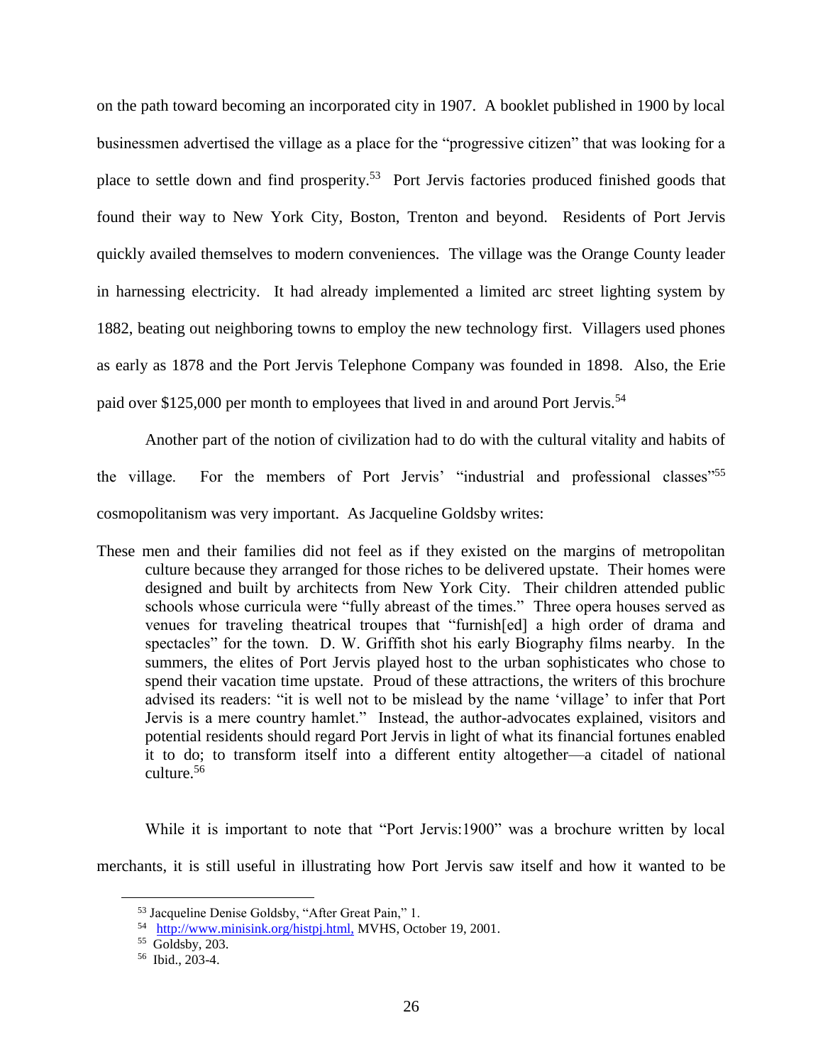on the path toward becoming an incorporated city in 1907. A booklet published in 1900 by local businessmen advertised the village as a place for the "progressive citizen" that was looking for a place to settle down and find prosperity.[53] Port Jervis factories produced finished goods that found their way to New York City, Boston, Trenton and beyond. Residents of Port Jervis quickly availed themselves to modern conveniences. The village was the Orange County leader in harnessing electricity. It had already implemented a limited arc street lighting system by 1882, beating out neighboring towns to employ the new technology first. Villagers used phones as early as 1878 and the Port Jervis Telephone Company was founded in 1898. Also, the Erie paid over $125,000 per month to employees that lived in and around Port Jervis.[54]

Another part of the notion of civilization had to do with the cultural vitality and habits of the village. For the members of Port Jervis' "industrial and professional classes"[55] cosmopolitanism was very important. As Jacqueline Goldsby writes:

> These men and their families did not feel as if they existed on the margins of metropolitan culture because they arranged for those riches to be delivered upstate. Their homes were designed and built by architects from New York City. Their children attended public schools whose curricula were "fully abreast of the times." Three opera houses served as venues for traveling theatrical troupes that "furnish[ed] a high order of drama and spectacles" for the town. D. W. Griffith shot his early Biography films nearby. In the summers, the elites of Port Jervis played host to the urban sophisticates who chose to spend their vacation time upstate. Proud of these attractions, the writers of this brochure advised its readers: "it is well not to be mislead by the name 'village' to infer that Port Jervis is a mere country hamlet." Instead, the author-advocates explained, visitors and potential residents should regard Port Jervis in light of what its financial fortunes enabled it to do; to transform itself into a different entity altogether—a citadel of national culture.[56]

While it is important to note that "Port Jervis:1900" was a brochure written by local merchants, it is still useful in illustrating how Port Jervis saw itself and how it wanted to be

---

[53] Jacqueline Denise Goldsby, "After Great Pain," 1.

[54] http://www.minisink.org/histpj.html, MVHS, October 19, 2001.

[55] Goldsby, 203.

[56] Ibid., 203-4.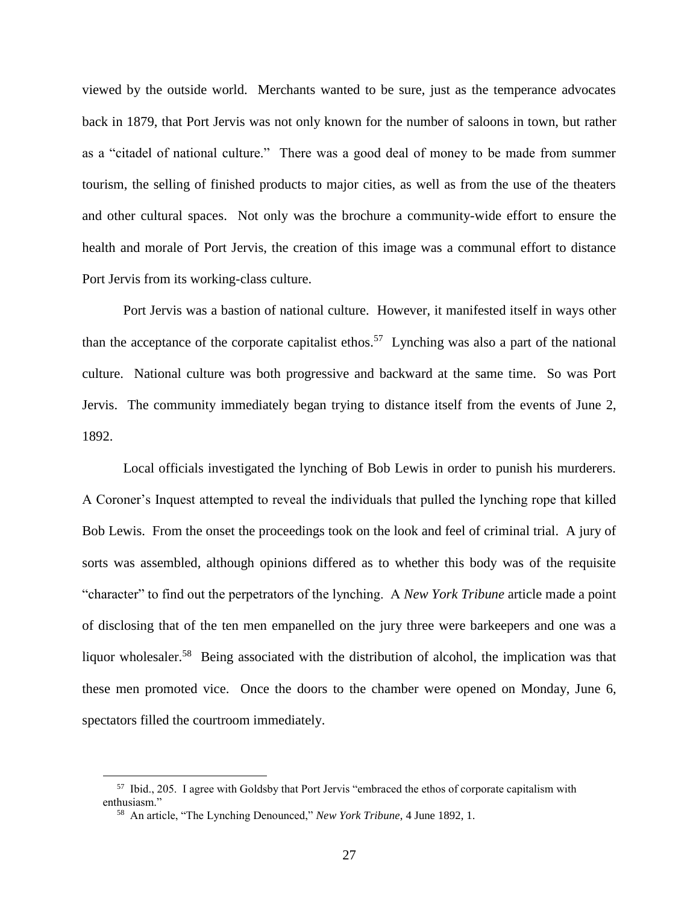viewed by the outside world. Merchants wanted to be sure, just as the temperance advocates back in 1879, that Port Jervis was not only known for the number of saloons in town, but rather as a "citadel of national culture." There was a good deal of money to be made from summer tourism, the selling of finished products to major cities, as well as from the use of the theaters and other cultural spaces. Not only was the brochure a community-wide effort to ensure the health and morale of Port Jervis, the creation of this image was a communal effort to distance Port Jervis from its working-class culture.

Port Jervis was a bastion of national culture. However, it manifested itself in ways other than the acceptance of the corporate capitalist ethos.[57] Lynching was also a part of the national culture. National culture was both progressive and backward at the same time. So was Port Jervis. The community immediately began trying to distance itself from the events of June 2, 1892.

Local officials investigated the lynching of Bob Lewis in order to punish his murderers. A Coroner's Inquest attempted to reveal the individuals that pulled the lynching rope that killed Bob Lewis. From the onset the proceedings took on the look and feel of criminal trial. A jury of sorts was assembled, although opinions differed as to whether this body was of the requisite "character" to find out the perpetrators of the lynching. A *New York Tribune* article made a point of disclosing that of the ten men empanelled on the jury three were barkeepers and one was a liquor wholesaler.[58] Being associated with the distribution of alcohol, the implication was that these men promoted vice. Once the doors to the chamber were opened on Monday, June 6, spectators filled the courtroom immediately.

---

[57] Ibid., 205. I agree with Goldsby that Port Jervis "embraced the ethos of corporate capitalism with enthusiasm."

[58] An article, "The Lynching Denounced," *New York Tribune*, 4 June 1892, 1.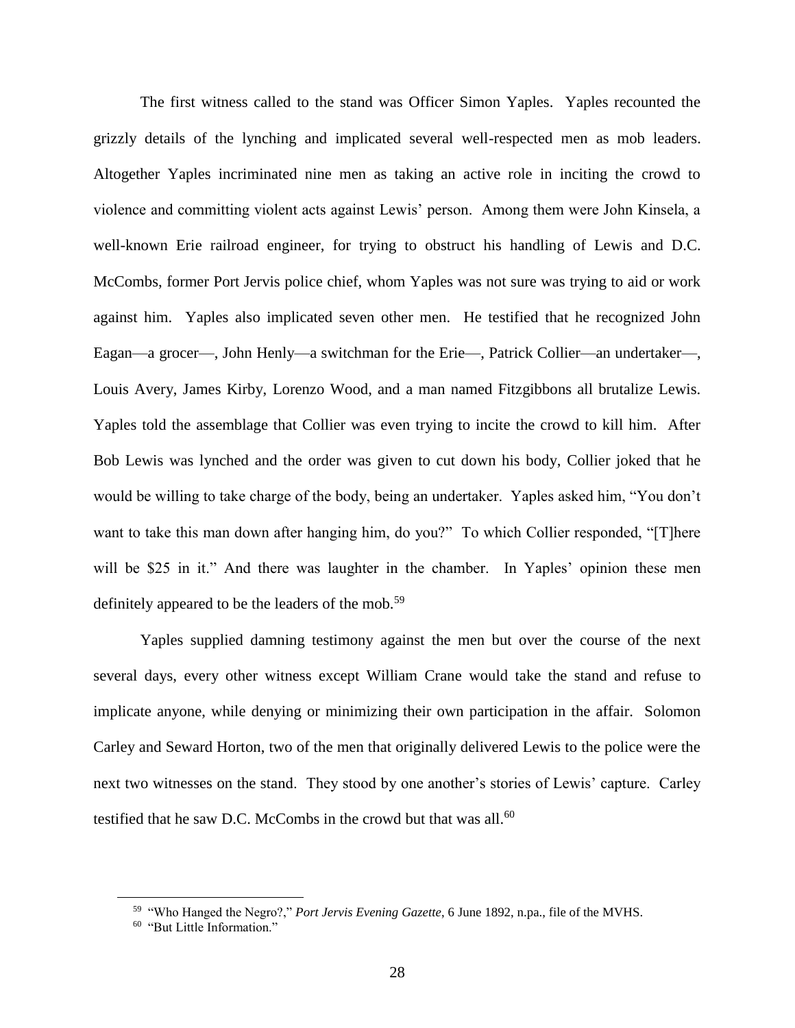The first witness called to the stand was Officer Simon Yaples. Yaples recounted the grizzly details of the lynching and implicated several well-respected men as mob leaders. Altogether Yaples incriminated nine men as taking an active role in inciting the crowd to violence and committing violent acts against Lewis' person. Among them were John Kinsela, a well-known Erie railroad engineer, for trying to obstruct his handling of Lewis and D.C. McCombs, former Port Jervis police chief, whom Yaples was not sure was trying to aid or work against him. Yaples also implicated seven other men. He testified that he recognized John Eagan—a grocer—, John Henly—a switchman for the Erie—, Patrick Collier—an undertaker—, Louis Avery, James Kirby, Lorenzo Wood, and a man named Fitzgibbons all brutalize Lewis. Yaples told the assemblage that Collier was even trying to incite the crowd to kill him. After Bob Lewis was lynched and the order was given to cut down his body, Collier joked that he would be willing to take charge of the body, being an undertaker. Yaples asked him, "You don't want to take this man down after hanging him, do you?" To which Collier responded, "[T]here will be $25 in it." And there was laughter in the chamber. In Yaples' opinion these men definitely appeared to be the leaders of the mob.[59]

Yaples supplied damning testimony against the men but over the course of the next several days, every other witness except William Crane would take the stand and refuse to implicate anyone, while denying or minimizing their own participation in the affair. Solomon Carley and Seward Horton, two of the men that originally delivered Lewis to the police were the next two witnesses on the stand. They stood by one another's stories of Lewis' capture. Carley testified that he saw D.C. McCombs in the crowd but that was all.[60]

---

[59] "Who Hanged the Negro?," *Port Jervis Evening Gazette*, 6 June 1892, n.pa., file of the MVHS.

[60] "But Little Information."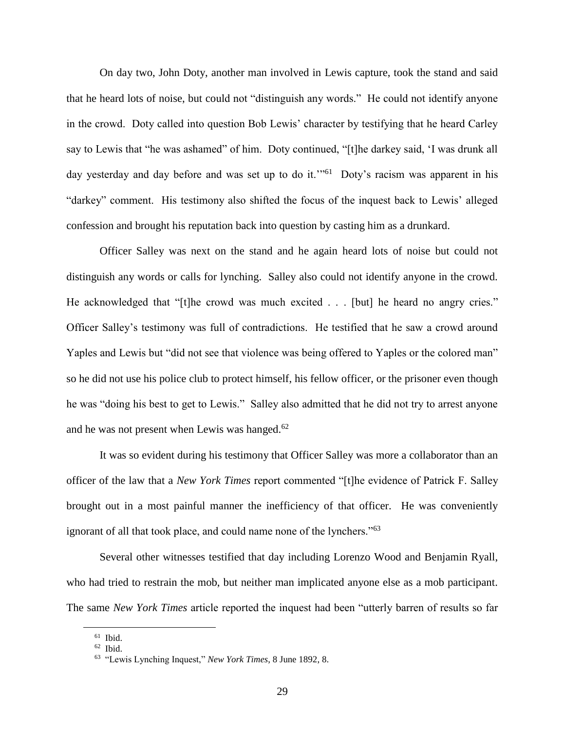On day two, John Doty, another man involved in Lewis capture, took the stand and said that he heard lots of noise, but could not "distinguish any words." He could not identify anyone in the crowd. Doty called into question Bob Lewis' character by testifying that he heard Carley say to Lewis that "he was ashamed" of him. Doty continued, "[t]he darkey said, 'I was drunk all day yesterday and day before and was set up to do it.'"[61] Doty's racism was apparent in his "darkey" comment. His testimony also shifted the focus of the inquest back to Lewis' alleged confession and brought his reputation back into question by casting him as a drunkard.

Officer Salley was next on the stand and he again heard lots of noise but could not distinguish any words or calls for lynching. Salley also could not identify anyone in the crowd. He acknowledged that "[t]he crowd was much excited . . . [but] he heard no angry cries." Officer Salley's testimony was full of contradictions. He testified that he saw a crowd around Yaples and Lewis but "did not see that violence was being offered to Yaples or the colored man" so he did not use his police club to protect himself, his fellow officer, or the prisoner even though he was "doing his best to get to Lewis." Salley also admitted that he did not try to arrest anyone and he was not present when Lewis was hanged.[62]

It was so evident during his testimony that Officer Salley was more a collaborator than an officer of the law that a *New York Times* report commented "[t]he evidence of Patrick F. Salley brought out in a most painful manner the inefficiency of that officer. He was conveniently ignorant of all that took place, and could name none of the lynchers."[63]

Several other witnesses testified that day including Lorenzo Wood and Benjamin Ryall, who had tried to restrain the mob, but neither man implicated anyone else as a mob participant. The same *New York Times* article reported the inquest had been "utterly barren of results so far

---

[61] Ibid.

[62] Ibid.

[63] "Lewis Lynching Inquest," *New York Times*, 8 June 1892, 8.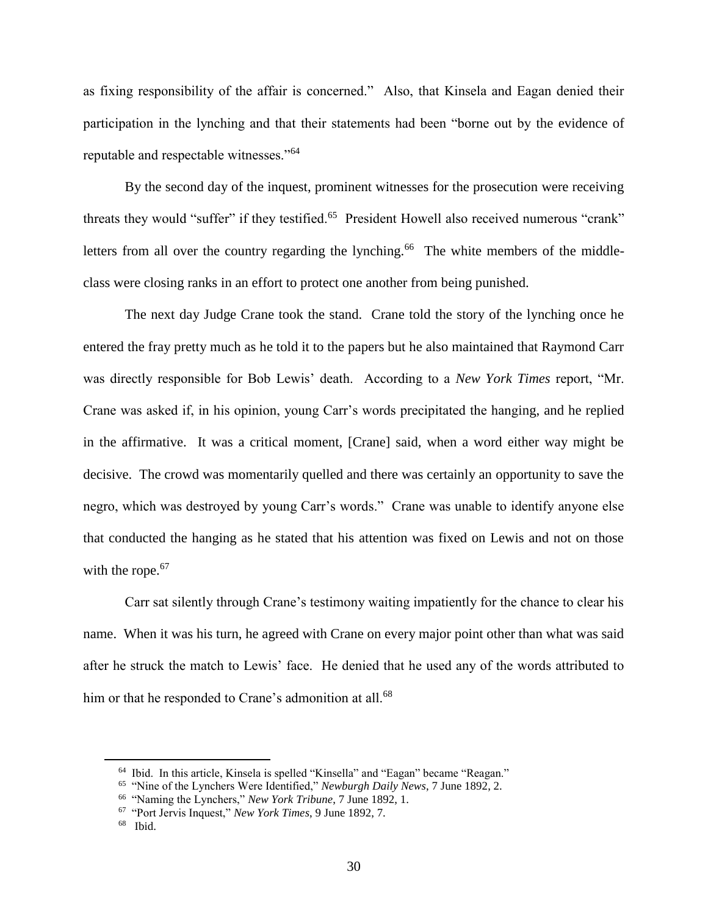as fixing responsibility of the affair is concerned." Also, that Kinsela and Eagan denied their participation in the lynching and that their statements had been "borne out by the evidence of reputable and respectable witnesses."[64]

By the second day of the inquest, prominent witnesses for the prosecution were receiving threats they would "suffer" if they testified.[65] President Howell also received numerous "crank" letters from all over the country regarding the lynching.[66] The white members of the middle-class were closing ranks in an effort to protect one another from being punished.

The next day Judge Crane took the stand. Crane told the story of the lynching once he entered the fray pretty much as he told it to the papers but he also maintained that Raymond Carr was directly responsible for Bob Lewis' death. According to a *New York Times* report, "Mr. Crane was asked if, in his opinion, young Carr's words precipitated the hanging, and he replied in the affirmative. It was a critical moment, [Crane] said, when a word either way might be decisive. The crowd was momentarily quelled and there was certainly an opportunity to save the negro, which was destroyed by young Carr's words." Crane was unable to identify anyone else that conducted the hanging as he stated that his attention was fixed on Lewis and not on those with the rope.[67]

Carr sat silently through Crane's testimony waiting impatiently for the chance to clear his name. When it was his turn, he agreed with Crane on every major point other than what was said after he struck the match to Lewis' face. He denied that he used any of the words attributed to him or that he responded to Crane's admonition at all.[68]

---

[64] Ibid. In this article, Kinsela is spelled "Kinsella" and "Eagan" became "Reagan."

[65] "Nine of the Lynchers Were Identified," *Newburgh Daily News*, 7 June 1892, 2.

[66] "Naming the Lynchers," *New York Tribune*, 7 June 1892, 1.

[67] "Port Jervis Inquest," *New York Times*, 9 June 1892, 7.

[68] Ibid.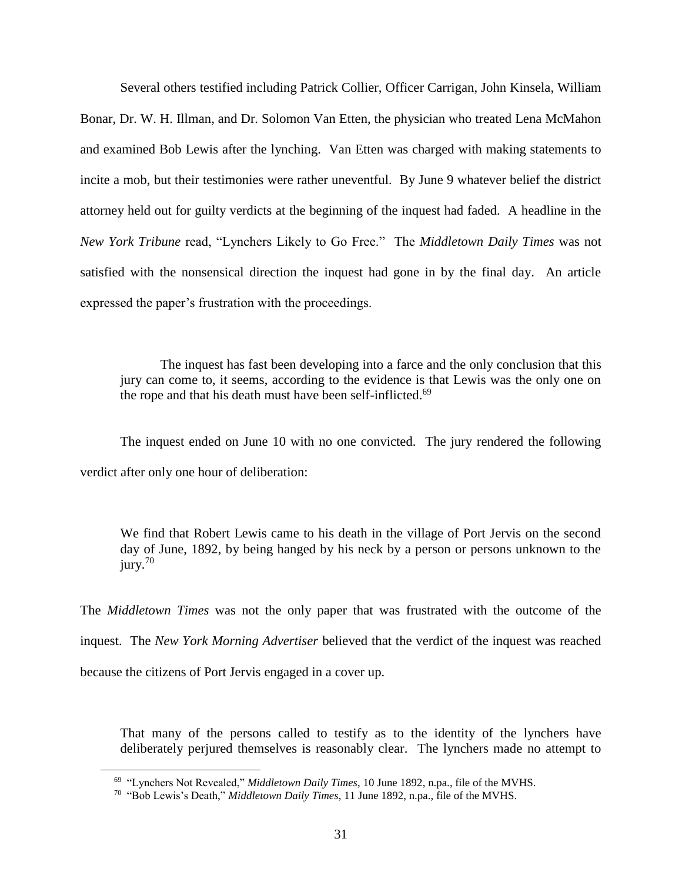Several others testified including Patrick Collier, Officer Carrigan, John Kinsela, William Bonar, Dr. W. H. Illman, and Dr. Solomon Van Etten, the physician who treated Lena McMahon and examined Bob Lewis after the lynching. Van Etten was charged with making statements to incite a mob, but their testimonies were rather uneventful. By June 9 whatever belief the district attorney held out for guilty verdicts at the beginning of the inquest had faded. A headline in the *New York Tribune* read, "Lynchers Likely to Go Free." The *Middletown Daily Times* was not satisfied with the nonsensical direction the inquest had gone in by the final day. An article expressed the paper's frustration with the proceedings.

> The inquest has fast been developing into a farce and the only conclusion that this jury can come to, it seems, according to the evidence is that Lewis was the only one on the rope and that his death must have been self-inflicted.[69]

The inquest ended on June 10 with no one convicted. The jury rendered the following verdict after only one hour of deliberation:

> We find that Robert Lewis came to his death in the village of Port Jervis on the second day of June, 1892, by being hanged by his neck by a person or persons unknown to the jury.[70]

The *Middletown Times* was not the only paper that was frustrated with the outcome of the inquest. The *New York Morning Advertiser* believed that the verdict of the inquest was reached because the citizens of Port Jervis engaged in a cover up.

> That many of the persons called to testify as to the identity of the lynchers have deliberately perjured themselves is reasonably clear. The lynchers made no attempt to

---

[69] "Lynchers Not Revealed," *Middletown Daily Times*, 10 June 1892, n.pa., file of the MVHS.

[70] "Bob Lewis's Death," *Middletown Daily Times*, 11 June 1892, n.pa., file of the MVHS.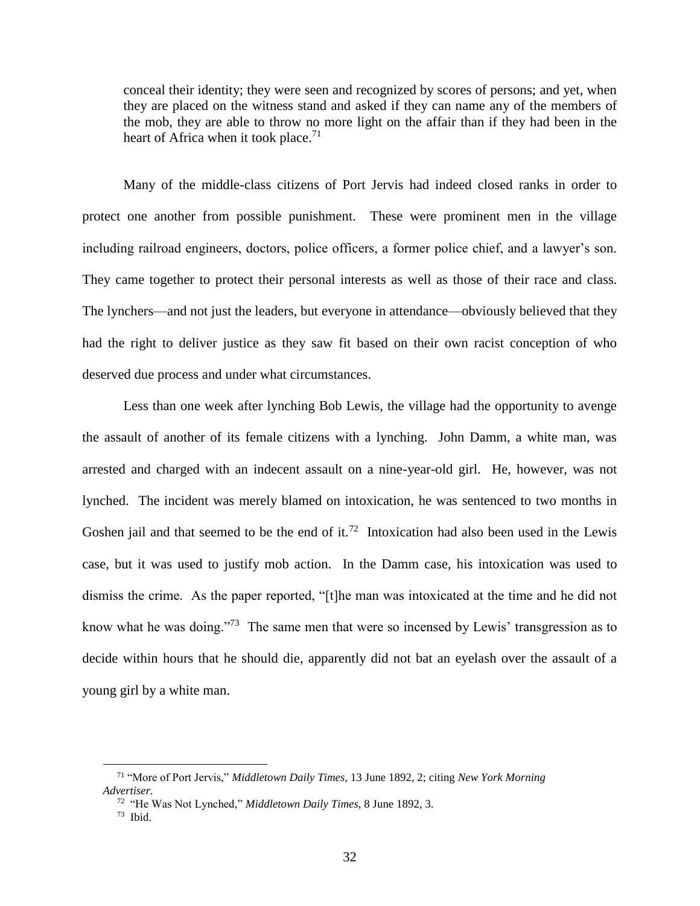> conceal their identity; they were seen and recognized by scores of persons; and yet, when they are placed on the witness stand and asked if they can name any of the members of the mob, they are able to throw no more light on the affair than if they had been in the heart of Africa when it took place.[71]

Many of the middle-class citizens of Port Jervis had indeed closed ranks in order to protect one another from possible punishment. These were prominent men in the village including railroad engineers, doctors, police officers, a former police chief, and a lawyer's son. They came together to protect their personal interests as well as those of their race and class. The lynchers—and not just the leaders, but everyone in attendance—obviously believed that they had the right to deliver justice as they saw fit based on their own racist conception of who deserved due process and under what circumstances.

Less than one week after lynching Bob Lewis, the village had the opportunity to avenge the assault of another of its female citizens with a lynching. John Damm, a white man, was arrested and charged with an indecent assault on a nine-year-old girl. He, however, was not lynched. The incident was merely blamed on intoxication, he was sentenced to two months in Goshen jail and that seemed to be the end of it.[72] Intoxication had also been used in the Lewis case, but it was used to justify mob action. In the Damm case, his intoxication was used to dismiss the crime. As the paper reported, "[t]he man was intoxicated at the time and he did not know what he was doing."[73] The same men that were so incensed by Lewis' transgression as to decide within hours that he should die, apparently did not bat an eyelash over the assault of a young girl by a white man.

---

[71] "More of Port Jervis," *Middletown Daily Times*, 13 June 1892, 2; citing *New York Morning Advertiser*.

[72] "He Was Not Lynched," *Middletown Daily Times*, 8 June 1892, 3.

[73] Ibid.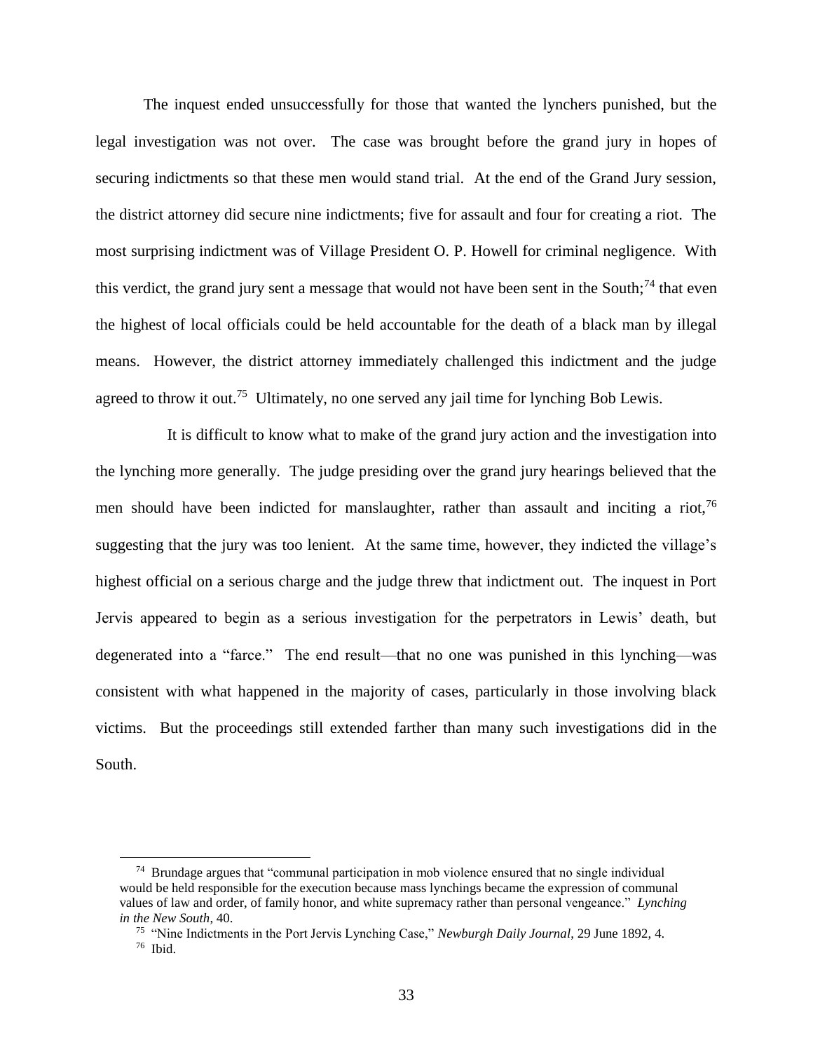The inquest ended unsuccessfully for those that wanted the lynchers punished, but the legal investigation was not over. The case was brought before the grand jury in hopes of securing indictments so that these men would stand trial. At the end of the Grand Jury session, the district attorney did secure nine indictments; five for assault and four for creating a riot. The most surprising indictment was of Village President O. P. Howell for criminal negligence. With this verdict, the grand jury sent a message that would not have been sent in the South;[74] that even the highest of local officials could be held accountable for the death of a black man by illegal means. However, the district attorney immediately challenged this indictment and the judge agreed to throw it out.[75] Ultimately, no one served any jail time for lynching Bob Lewis.

It is difficult to know what to make of the grand jury action and the investigation into the lynching more generally. The judge presiding over the grand jury hearings believed that the men should have been indicted for manslaughter, rather than assault and inciting a riot,[76] suggesting that the jury was too lenient. At the same time, however, they indicted the village's highest official on a serious charge and the judge threw that indictment out. The inquest in Port Jervis appeared to begin as a serious investigation for the perpetrators in Lewis' death, but degenerated into a "farce." The end result—that no one was punished in this lynching—was consistent with what happened in the majority of cases, particularly in those involving black victims. But the proceedings still extended farther than many such investigations did in the South.

---

[74] Brundage argues that "communal participation in mob violence ensured that no single individual would be held responsible for the execution because mass lynchings became the expression of communal values of law and order, of family honor, and white supremacy rather than personal vengeance." *Lynching in the New South*, 40.

[75] "Nine Indictments in the Port Jervis Lynching Case," *Newburgh Daily Journal*, 29 June 1892, 4.

[76] Ibid.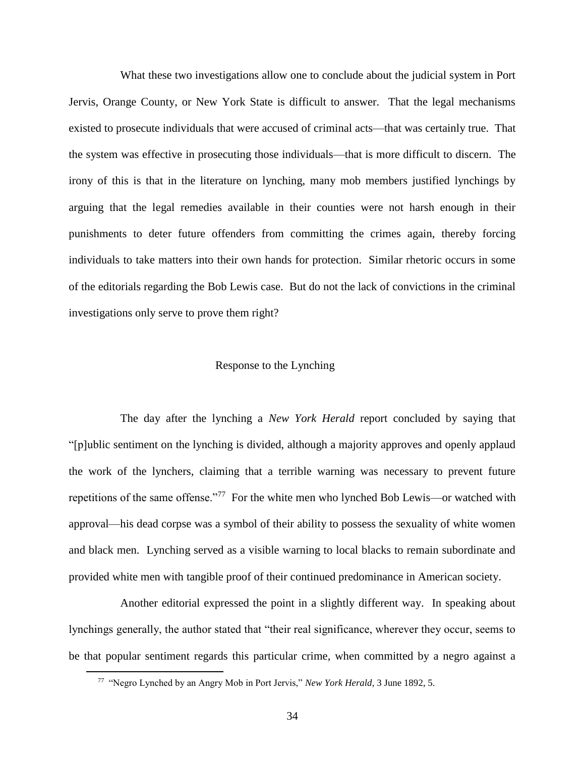What these two investigations allow one to conclude about the judicial system in Port Jervis, Orange County, or New York State is difficult to answer. That the legal mechanisms existed to prosecute individuals that were accused of criminal acts—that was certainly true. That the system was effective in prosecuting those individuals—that is more difficult to discern. The irony of this is that in the literature on lynching, many mob members justified lynchings by arguing that the legal remedies available in their counties were not harsh enough in their punishments to deter future offenders from committing the crimes again, thereby forcing individuals to take matters into their own hands for protection. Similar rhetoric occurs in some of the editorials regarding the Bob Lewis case. But do not the lack of convictions in the criminal investigations only serve to prove them right?

## Response to the Lynching

The day after the lynching a *New York Herald* report concluded by saying that "[p]ublic sentiment on the lynching is divided, although a majority approves and openly applaud the work of the lynchers, claiming that a terrible warning was necessary to prevent future repetitions of the same offense."[77] For the white men who lynched Bob Lewis—or watched with approval—his dead corpse was a symbol of their ability to possess the sexuality of white women and black men. Lynching served as a visible warning to local blacks to remain subordinate and provided white men with tangible proof of their continued predominance in American society.

Another editorial expressed the point in a slightly different way. In speaking about lynchings generally, the author stated that "their real significance, wherever they occur, seems to be that popular sentiment regards this particular crime, when committed by a negro against a

[77] "Negro Lynched by an Angry Mob in Port Jervis," *New York Herald*, 3 June 1892, 5.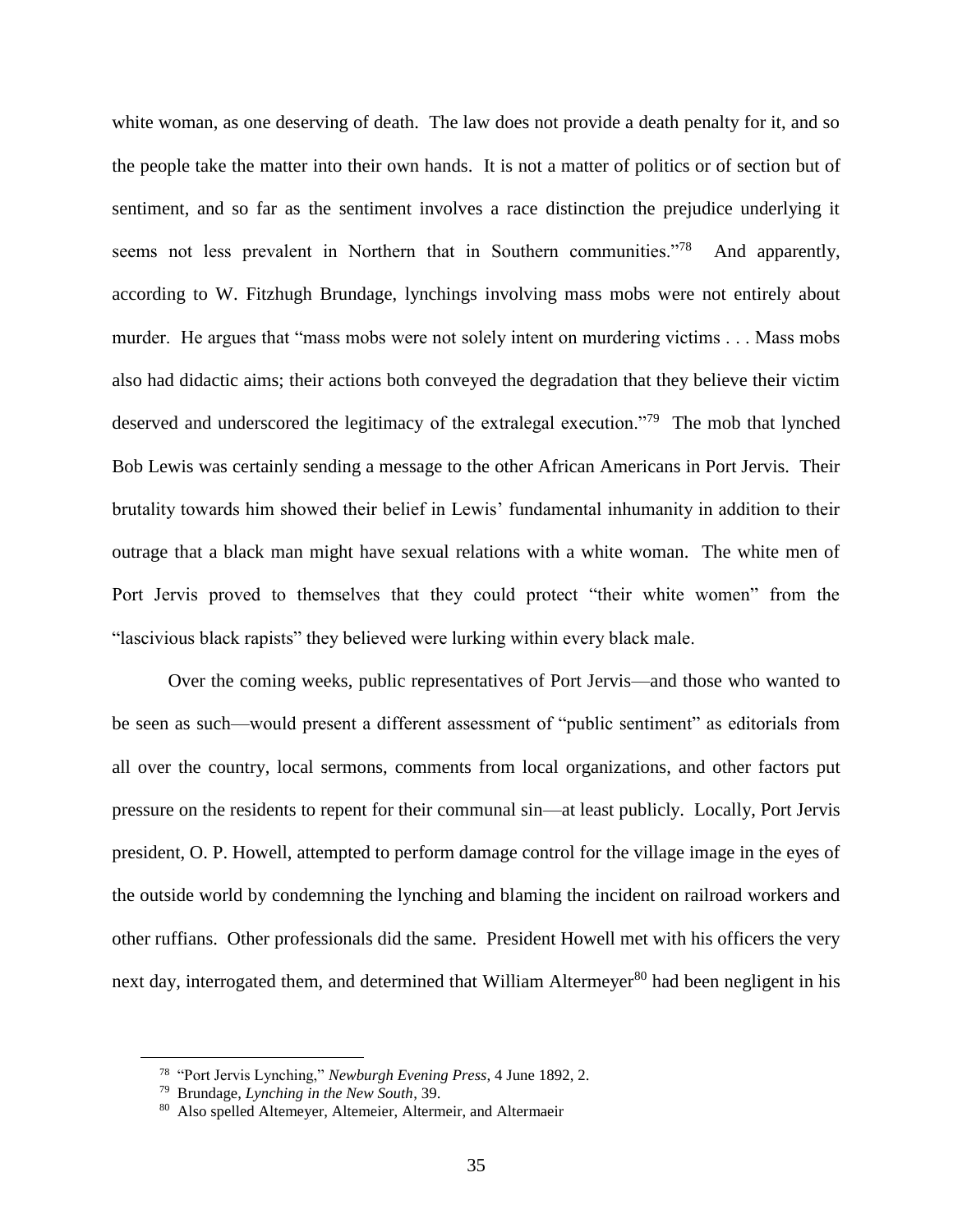white woman, as one deserving of death. The law does not provide a death penalty for it, and so the people take the matter into their own hands. It is not a matter of politics or of section but of sentiment, and so far as the sentiment involves a race distinction the prejudice underlying it seems not less prevalent in Northern that in Southern communities."[78] And apparently, according to W. Fitzhugh Brundage, lynchings involving mass mobs were not entirely about murder. He argues that "mass mobs were not solely intent on murdering victims . . . Mass mobs also had didactic aims; their actions both conveyed the degradation that they believe their victim deserved and underscored the legitimacy of the extralegal execution."[79] The mob that lynched Bob Lewis was certainly sending a message to the other African Americans in Port Jervis. Their brutality towards him showed their belief in Lewis' fundamental inhumanity in addition to their outrage that a black man might have sexual relations with a white woman. The white men of Port Jervis proved to themselves that they could protect "their white women" from the "lascivious black rapists" they believed were lurking within every black male.

Over the coming weeks, public representatives of Port Jervis—and those who wanted to be seen as such—would present a different assessment of "public sentiment" as editorials from all over the country, local sermons, comments from local organizations, and other factors put pressure on the residents to repent for their communal sin—at least publicly. Locally, Port Jervis president, O. P. Howell, attempted to perform damage control for the village image in the eyes of the outside world by condemning the lynching and blaming the incident on railroad workers and other ruffians. Other professionals did the same. President Howell met with his officers the very next day, interrogated them, and determined that William Altermeyer[80] had been negligent in his

---

[78] "Port Jervis Lynching," *Newburgh Evening Press*, 4 June 1892, 2.

[79] Brundage, *Lynching in the New South*, 39.

[80] Also spelled Altemeyer, Altemeier, Altermeir, and Altermaeir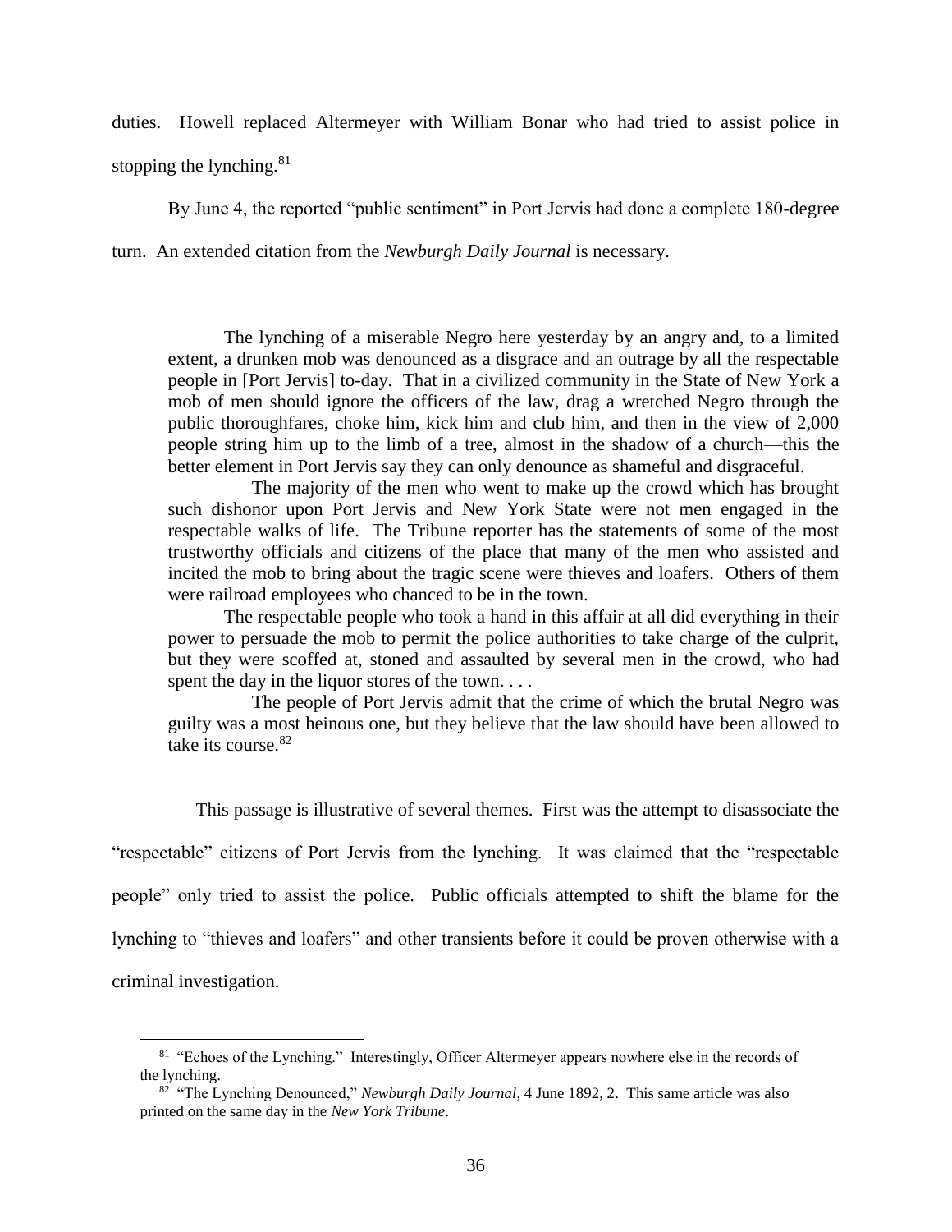duties. Howell replaced Altermeyer with William Bonar who had tried to assist police in stopping the lynching.[81]

By June 4, the reported "public sentiment" in Port Jervis had done a complete 180-degree turn. An extended citation from the *Newburgh Daily Journal* is necessary.

> The lynching of a miserable Negro here yesterday by an angry and, to a limited extent, a drunken mob was denounced as a disgrace and an outrage by all the respectable people in [Port Jervis] to-day. That in a civilized community in the State of New York a mob of men should ignore the officers of the law, drag a wretched Negro through the public thoroughfares, choke him, kick him and club him, and then in the view of 2,000 people string him up to the limb of a tree, almost in the shadow of a church—this the better element in Port Jervis say they can only denounce as shameful and disgraceful.
>
> The majority of the men who went to make up the crowd which has brought such dishonor upon Port Jervis and New York State were not men engaged in the respectable walks of life. The Tribune reporter has the statements of some of the most trustworthy officials and citizens of the place that many of the men who assisted and incited the mob to bring about the tragic scene were thieves and loafers. Others of them were railroad employees who chanced to be in the town.
>
> The respectable people who took a hand in this affair at all did everything in their power to persuade the mob to permit the police authorities to take charge of the culprit, but they were scoffed at, stoned and assaulted by several men in the crowd, who had spent the day in the liquor stores of the town. . . .
>
> The people of Port Jervis admit that the crime of which the brutal Negro was guilty was a most heinous one, but they believe that the law should have been allowed to take its course.[82]

This passage is illustrative of several themes. First was the attempt to disassociate the "respectable" citizens of Port Jervis from the lynching. It was claimed that the "respectable people" only tried to assist the police. Public officials attempted to shift the blame for the lynching to "thieves and loafers" and other transients before it could be proven otherwise with a criminal investigation.

[81] "Echoes of the Lynching." Interestingly, Officer Altermeyer appears nowhere else in the records of the lynching.

[82] "The Lynching Denounced," *Newburgh Daily Journal*, 4 June 1892, 2. This same article was also printed on the same day in the *New York Tribune*.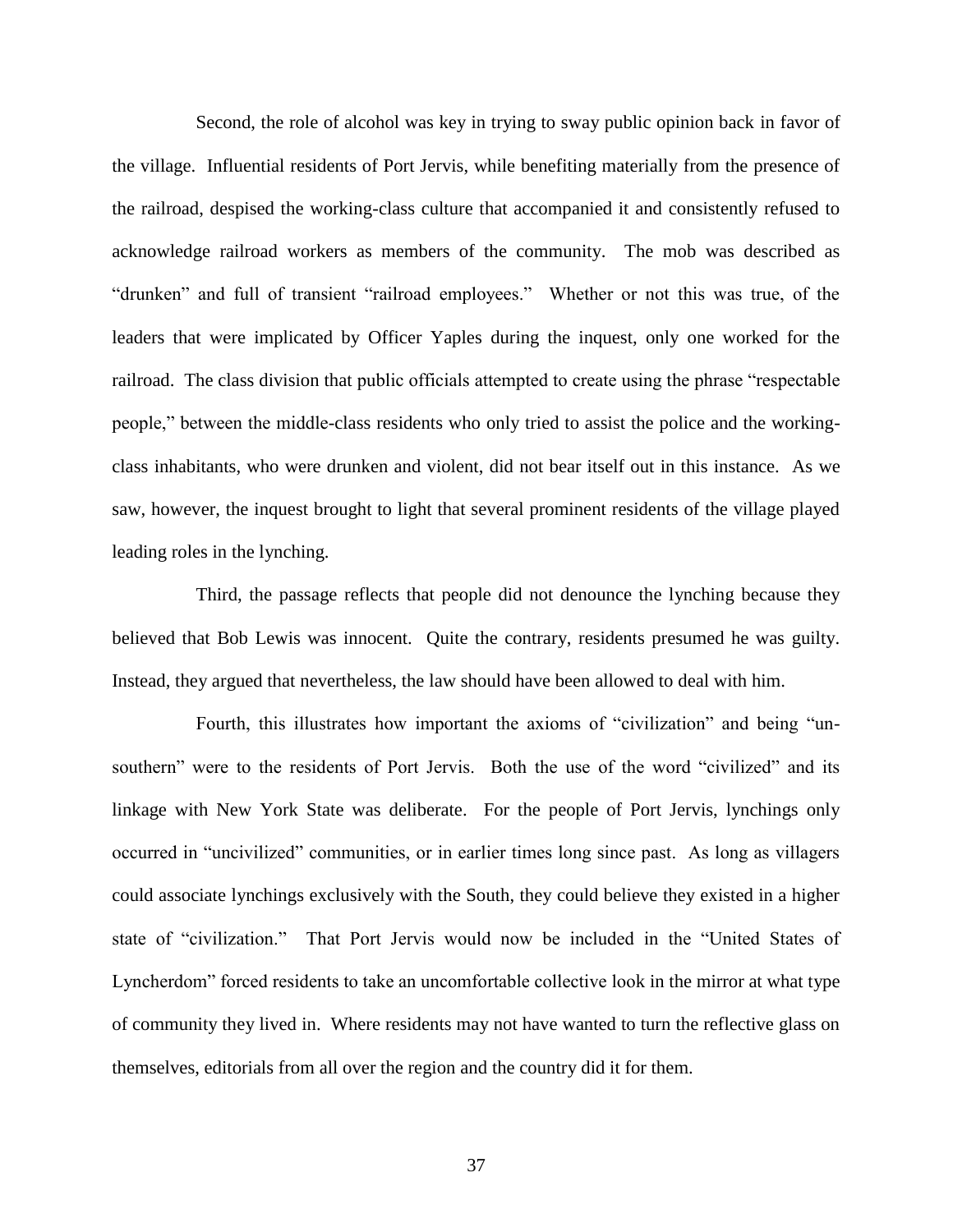Second, the role of alcohol was key in trying to sway public opinion back in favor of the village. Influential residents of Port Jervis, while benefiting materially from the presence of the railroad, despised the working-class culture that accompanied it and consistently refused to acknowledge railroad workers as members of the community. The mob was described as "drunken" and full of transient "railroad employees." Whether or not this was true, of the leaders that were implicated by Officer Yaples during the inquest, only one worked for the railroad. The class division that public officials attempted to create using the phrase "respectable people," between the middle-class residents who only tried to assist the police and the working-class inhabitants, who were drunken and violent, did not bear itself out in this instance. As we saw, however, the inquest brought to light that several prominent residents of the village played leading roles in the lynching.

Third, the passage reflects that people did not denounce the lynching because they believed that Bob Lewis was innocent. Quite the contrary, residents presumed he was guilty. Instead, they argued that nevertheless, the law should have been allowed to deal with him.

Fourth, this illustrates how important the axioms of "civilization" and being "un-southern" were to the residents of Port Jervis. Both the use of the word "civilized" and its linkage with New York State was deliberate. For the people of Port Jervis, lynchings only occurred in "uncivilized" communities, or in earlier times long since past. As long as villagers could associate lynchings exclusively with the South, they could believe they existed in a higher state of "civilization." That Port Jervis would now be included in the "United States of Lyncherdom" forced residents to take an uncomfortable collective look in the mirror at what type of community they lived in. Where residents may not have wanted to turn the reflective glass on themselves, editorials from all over the region and the country did it for them.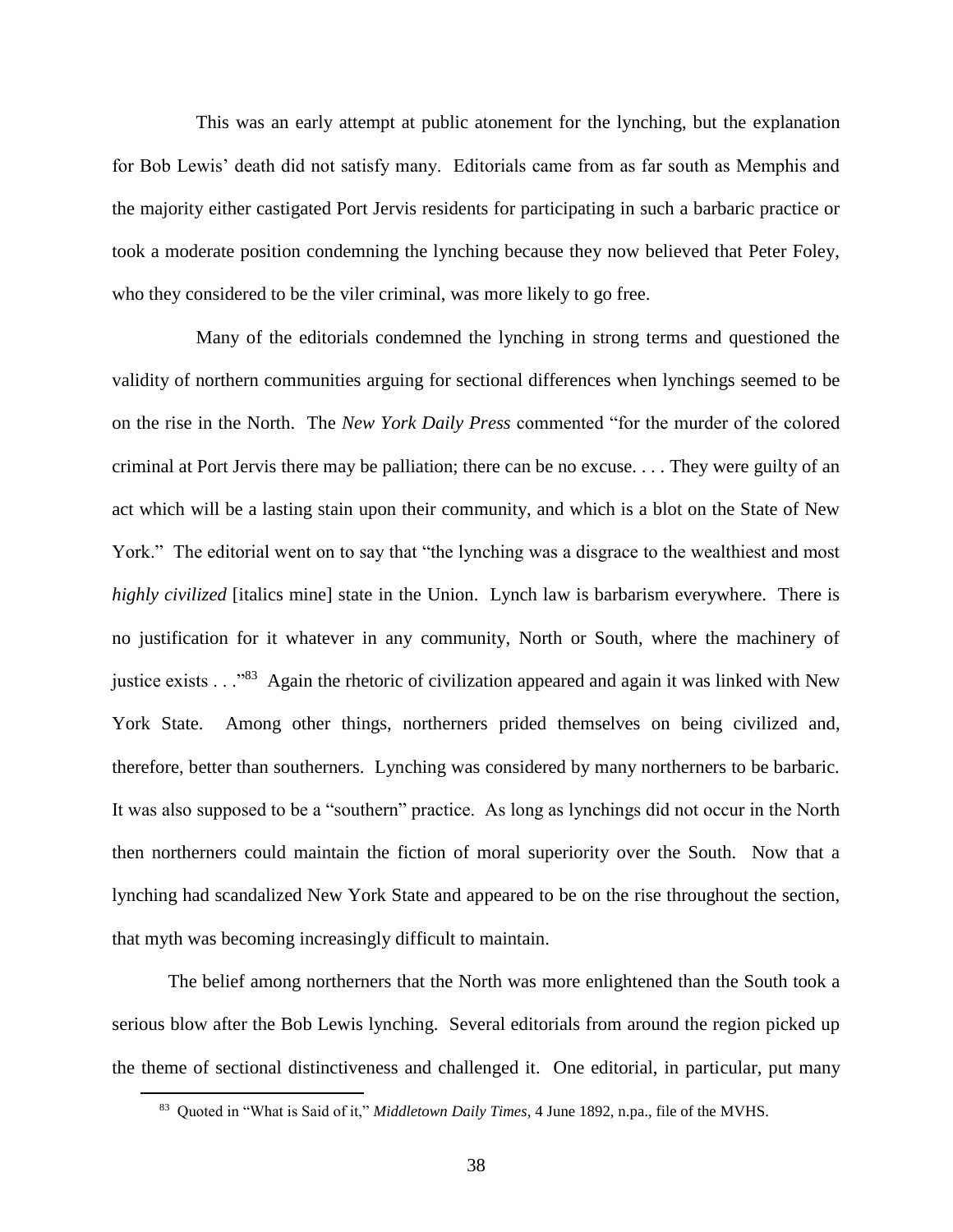This was an early attempt at public atonement for the lynching, but the explanation for Bob Lewis' death did not satisfy many. Editorials came from as far south as Memphis and the majority either castigated Port Jervis residents for participating in such a barbaric practice or took a moderate position condemning the lynching because they now believed that Peter Foley, who they considered to be the viler criminal, was more likely to go free.

Many of the editorials condemned the lynching in strong terms and questioned the validity of northern communities arguing for sectional differences when lynchings seemed to be on the rise in the North. The *New York Daily Press* commented "for the murder of the colored criminal at Port Jervis there may be palliation; there can be no excuse. . . . They were guilty of an act which will be a lasting stain upon their community, and which is a blot on the State of New York." The editorial went on to say that "the lynching was a disgrace to the wealthiest and most *highly civilized* [italics mine] state in the Union. Lynch law is barbarism everywhere. There is no justification for it whatever in any community, North or South, where the machinery of justice exists . . ."[83] Again the rhetoric of civilization appeared and again it was linked with New York State. Among other things, northerners prided themselves on being civilized and, therefore, better than southerners. Lynching was considered by many northerners to be barbaric. It was also supposed to be a "southern" practice. As long as lynchings did not occur in the North then northerners could maintain the fiction of moral superiority over the South. Now that a lynching had scandalized New York State and appeared to be on the rise throughout the section, that myth was becoming increasingly difficult to maintain.

The belief among northerners that the North was more enlightened than the South took a serious blow after the Bob Lewis lynching. Several editorials from around the region picked up the theme of sectional distinctiveness and challenged it. One editorial, in particular, put many

---

[83] Quoted in "What is Said of it," *Middletown Daily Times*, 4 June 1892, n.pa., file of the MVHS.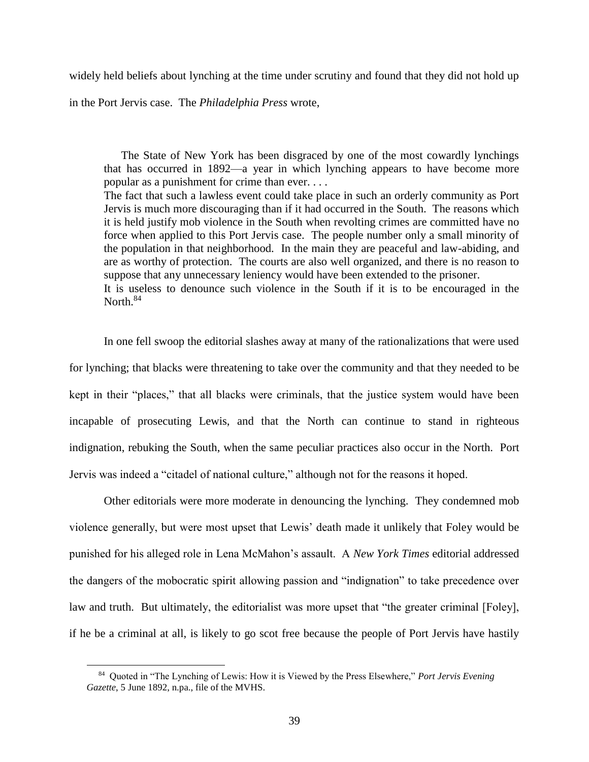widely held beliefs about lynching at the time under scrutiny and found that they did not hold up in the Port Jervis case. The *Philadelphia Press* wrote,

> The State of New York has been disgraced by one of the most cowardly lynchings that has occurred in 1892—a year in which lynching appears to have become more popular as a punishment for crime than ever. . . .
>
> The fact that such a lawless event could take place in such an orderly community as Port Jervis is much more discouraging than if it had occurred in the South. The reasons which it is held justify mob violence in the South when revolting crimes are committed have no force when applied to this Port Jervis case. The people number only a small minority of the population in that neighborhood. In the main they are peaceful and law-abiding, and are as worthy of protection. The courts are also well organized, and there is no reason to suppose that any unnecessary leniency would have been extended to the prisoner.
>
> It is useless to denounce such violence in the South if it is to be encouraged in the North.[84]

In one fell swoop the editorial slashes away at many of the rationalizations that were used for lynching; that blacks were threatening to take over the community and that they needed to be kept in their "places," that all blacks were criminals, that the justice system would have been incapable of prosecuting Lewis, and that the North can continue to stand in righteous indignation, rebuking the South, when the same peculiar practices also occur in the North. Port Jervis was indeed a "citadel of national culture," although not for the reasons it hoped.

Other editorials were more moderate in denouncing the lynching. They condemned mob violence generally, but were most upset that Lewis' death made it unlikely that Foley would be punished for his alleged role in Lena McMahon's assault. A *New York Times* editorial addressed the dangers of the mobocratic spirit allowing passion and "indignation" to take precedence over law and truth. But ultimately, the editorialist was more upset that "the greater criminal [Foley], if he be a criminal at all, is likely to go scot free because the people of Port Jervis have hastily

---

[84] Quoted in "The Lynching of Lewis: How it is Viewed by the Press Elsewhere," *Port Jervis Evening Gazette*, 5 June 1892, n.pa., file of the MVHS.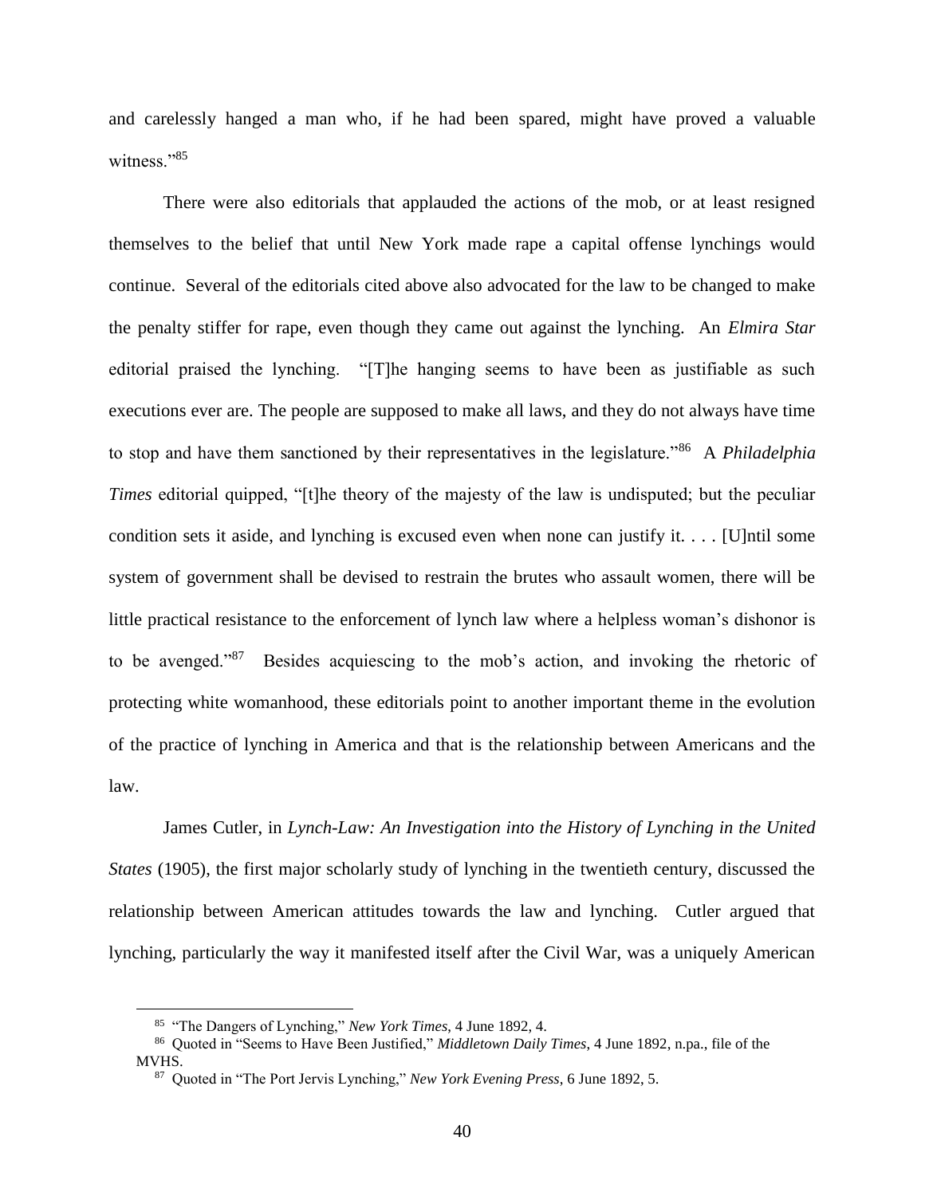and carelessly hanged a man who, if he had been spared, might have proved a valuable witness."[85]

There were also editorials that applauded the actions of the mob, or at least resigned themselves to the belief that until New York made rape a capital offense lynchings would continue. Several of the editorials cited above also advocated for the law to be changed to make the penalty stiffer for rape, even though they came out against the lynching. An *Elmira Star* editorial praised the lynching. "[T]he hanging seems to have been as justifiable as such executions ever are. The people are supposed to make all laws, and they do not always have time to stop and have them sanctioned by their representatives in the legislature."[86] A *Philadelphia Times* editorial quipped, "[t]he theory of the majesty of the law is undisputed; but the peculiar condition sets it aside, and lynching is excused even when none can justify it. . . . [U]ntil some system of government shall be devised to restrain the brutes who assault women, there will be little practical resistance to the enforcement of lynch law where a helpless woman's dishonor is to be avenged."[87] Besides acquiescing to the mob's action, and invoking the rhetoric of protecting white womanhood, these editorials point to another important theme in the evolution of the practice of lynching in America and that is the relationship between Americans and the law.

James Cutler, in *Lynch-Law: An Investigation into the History of Lynching in the United States* (1905), the first major scholarly study of lynching in the twentieth century, discussed the relationship between American attitudes towards the law and lynching. Cutler argued that lynching, particularly the way it manifested itself after the Civil War, was a uniquely American

---

[85] "The Dangers of Lynching," *New York Times*, 4 June 1892, 4.

[86] Quoted in "Seems to Have Been Justified," *Middletown Daily Times*, 4 June 1892, n.pa., file of the MVHS.

[87] Quoted in "The Port Jervis Lynching," *New York Evening Press*, 6 June 1892, 5.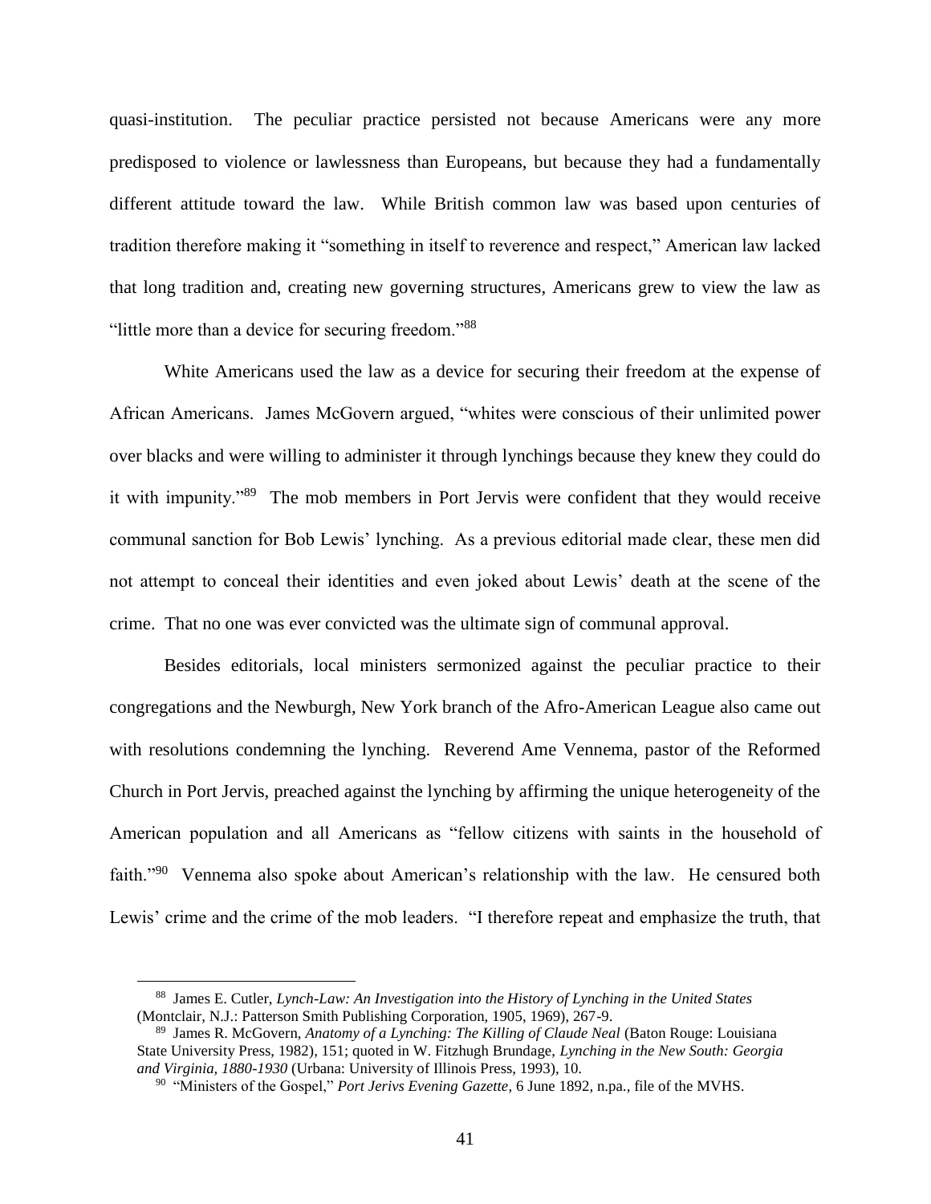quasi-institution. The peculiar practice persisted not because Americans were any more predisposed to violence or lawlessness than Europeans, but because they had a fundamentally different attitude toward the law. While British common law was based upon centuries of tradition therefore making it "something in itself to reverence and respect," American law lacked that long tradition and, creating new governing structures, Americans grew to view the law as "little more than a device for securing freedom."[88]

White Americans used the law as a device for securing their freedom at the expense of African Americans. James McGovern argued, "whites were conscious of their unlimited power over blacks and were willing to administer it through lynchings because they knew they could do it with impunity."[89] The mob members in Port Jervis were confident that they would receive communal sanction for Bob Lewis' lynching. As a previous editorial made clear, these men did not attempt to conceal their identities and even joked about Lewis' death at the scene of the crime. That no one was ever convicted was the ultimate sign of communal approval.

Besides editorials, local ministers sermonized against the peculiar practice to their congregations and the Newburgh, New York branch of the Afro-American League also came out with resolutions condemning the lynching. Reverend Ame Vennema, pastor of the Reformed Church in Port Jervis, preached against the lynching by affirming the unique heterogeneity of the American population and all Americans as "fellow citizens with saints in the household of faith."[90] Vennema also spoke about American's relationship with the law. He censured both Lewis' crime and the crime of the mob leaders. "I therefore repeat and emphasize the truth, that

---

[88] James E. Cutler, *Lynch-Law: An Investigation into the History of Lynching in the United States* (Montclair, N.J.: Patterson Smith Publishing Corporation, 1905, 1969), 267-9.

[89] James R. McGovern, *Anatomy of a Lynching: The Killing of Claude Neal* (Baton Rouge: Louisiana State University Press, 1982), 151; quoted in W. Fitzhugh Brundage, *Lynching in the New South: Georgia and Virginia, 1880-1930* (Urbana: University of Illinois Press, 1993), 10.

[90] "Ministers of the Gospel," *Port Jerivs Evening Gazette*, 6 June 1892, n.pa., file of the MVHS.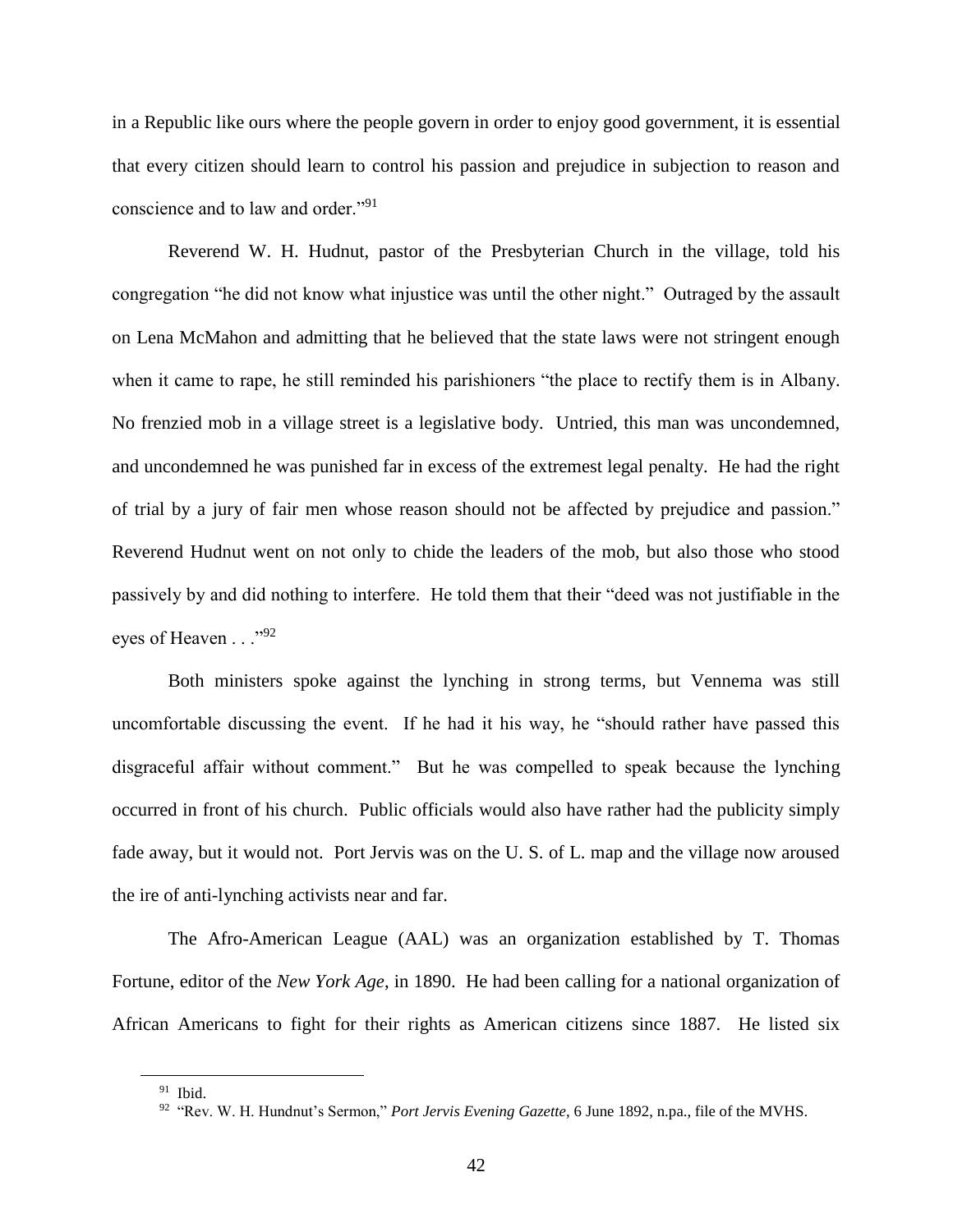in a Republic like ours where the people govern in order to enjoy good government, it is essential that every citizen should learn to control his passion and prejudice in subjection to reason and conscience and to law and order."[91]

Reverend W. H. Hudnut, pastor of the Presbyterian Church in the village, told his congregation "he did not know what injustice was until the other night." Outraged by the assault on Lena McMahon and admitting that he believed that the state laws were not stringent enough when it came to rape, he still reminded his parishioners "the place to rectify them is in Albany. No frenzied mob in a village street is a legislative body. Untried, this man was uncondemned, and uncondemned he was punished far in excess of the extremest legal penalty. He had the right of trial by a jury of fair men whose reason should not be affected by prejudice and passion." Reverend Hudnut went on not only to chide the leaders of the mob, but also those who stood passively by and did nothing to interfere. He told them that their "deed was not justifiable in the eyes of Heaven . . ."[92]

Both ministers spoke against the lynching in strong terms, but Vennema was still uncomfortable discussing the event. If he had it his way, he "should rather have passed this disgraceful affair without comment." But he was compelled to speak because the lynching occurred in front of his church. Public officials would also have rather had the publicity simply fade away, but it would not. Port Jervis was on the U. S. of L. map and the village now aroused the ire of anti-lynching activists near and far.

The Afro-American League (AAL) was an organization established by T. Thomas Fortune, editor of the *New York Age*, in 1890. He had been calling for a national organization of African Americans to fight for their rights as American citizens since 1887. He listed six

---

[91] Ibid.

[92] "Rev. W. H. Hundnut's Sermon," *Port Jervis Evening Gazette*, 6 June 1892, n.pa., file of the MVHS.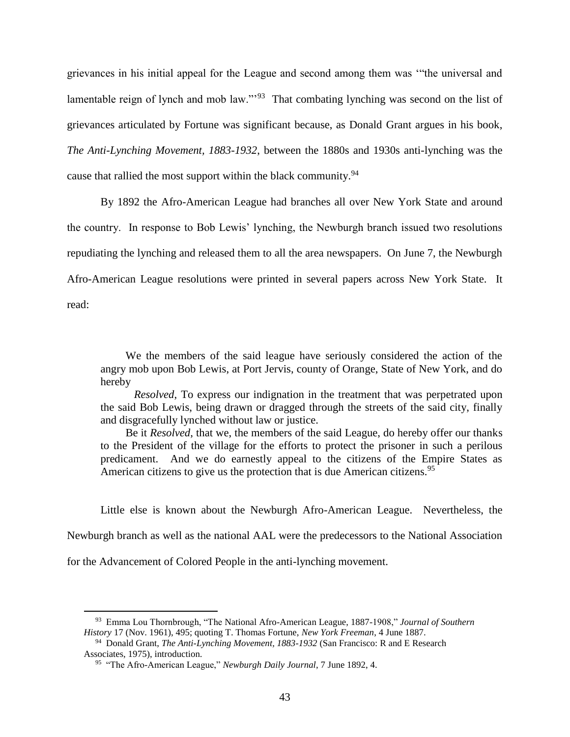grievances in his initial appeal for the League and second among them was '"the universal and lamentable reign of lynch and mob law."'[93] That combating lynching was second on the list of grievances articulated by Fortune was significant because, as Donald Grant argues in his book, *The Anti-Lynching Movement, 1883-1932*, between the 1880s and 1930s anti-lynching was the cause that rallied the most support within the black community.[94]

By 1892 the Afro-American League had branches all over New York State and around the country. In response to Bob Lewis' lynching, the Newburgh branch issued two resolutions repudiating the lynching and released them to all the area newspapers. On June 7, the Newburgh Afro-American League resolutions were printed in several papers across New York State. It read:

> We the members of the said league have seriously considered the action of the angry mob upon Bob Lewis, at Port Jervis, county of Orange, State of New York, and do hereby
>
> *Resolved*, To express our indignation in the treatment that was perpetrated upon the said Bob Lewis, being drawn or dragged through the streets of the said city, finally and disgracefully lynched without law or justice.
>
> Be it *Resolved*, that we, the members of the said League, do hereby offer our thanks to the President of the village for the efforts to protect the prisoner in such a perilous predicament. And we do earnestly appeal to the citizens of the Empire States as American citizens to give us the protection that is due American citizens.[95]

Little else is known about the Newburgh Afro-American League. Nevertheless, the Newburgh branch as well as the national AAL were the predecessors to the National Association for the Advancement of Colored People in the anti-lynching movement.

---

[93] Emma Lou Thornbrough, "The National Afro-American League, 1887-1908," *Journal of Southern History* 17 (Nov. 1961), 495; quoting T. Thomas Fortune, *New York Freeman*, 4 June 1887.

[94] Donald Grant, *The Anti-Lynching Movement, 1883-1932* (San Francisco: R and E Research Associates, 1975), introduction.

[95] "The Afro-American League," *Newburgh Daily Journal*, 7 June 1892, 4.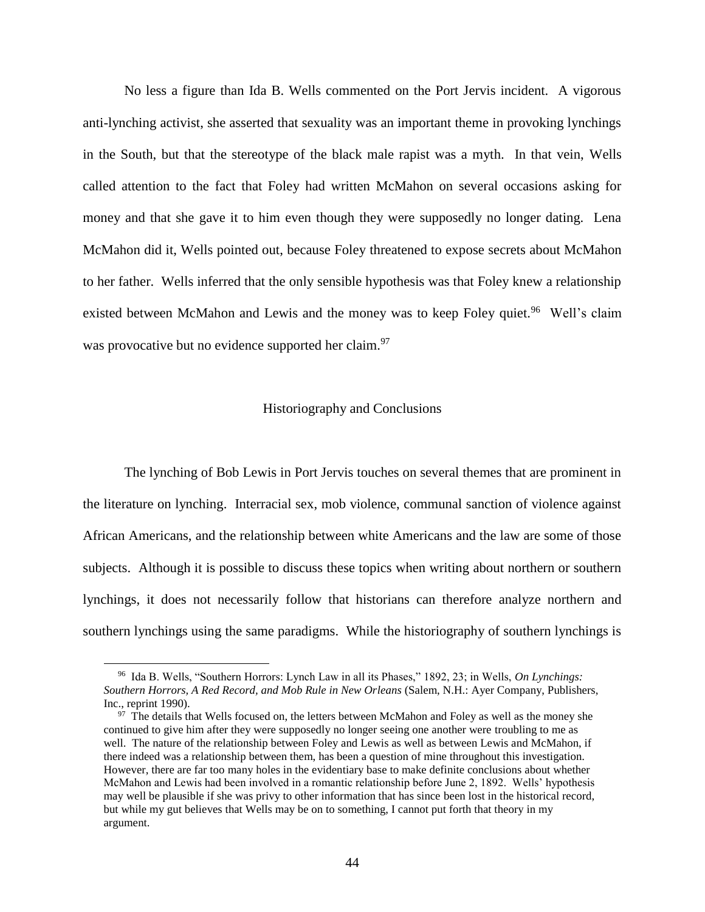No less a figure than Ida B. Wells commented on the Port Jervis incident. A vigorous anti-lynching activist, she asserted that sexuality was an important theme in provoking lynchings in the South, but that the stereotype of the black male rapist was a myth. In that vein, Wells called attention to the fact that Foley had written McMahon on several occasions asking for money and that she gave it to him even though they were supposedly no longer dating. Lena McMahon did it, Wells pointed out, because Foley threatened to expose secrets about McMahon to her father. Wells inferred that the only sensible hypothesis was that Foley knew a relationship existed between McMahon and Lewis and the money was to keep Foley quiet.[96] Well's claim was provocative but no evidence supported her claim.[97]

## Historiography and Conclusions

The lynching of Bob Lewis in Port Jervis touches on several themes that are prominent in the literature on lynching. Interracial sex, mob violence, communal sanction of violence against African Americans, and the relationship between white Americans and the law are some of those subjects. Although it is possible to discuss these topics when writing about northern or southern lynchings, it does not necessarily follow that historians can therefore analyze northern and southern lynchings using the same paradigms. While the historiography of southern lynchings is

---

[96] Ida B. Wells, "Southern Horrors: Lynch Law in all its Phases," 1892, 23; in Wells, *On Lynchings: Southern Horrors, A Red Record, and Mob Rule in New Orleans* (Salem, N.H.: Ayer Company, Publishers, Inc., reprint 1990).

[97] The details that Wells focused on, the letters between McMahon and Foley as well as the money she continued to give him after they were supposedly no longer seeing one another were troubling to me as well. The nature of the relationship between Foley and Lewis as well as between Lewis and McMahon, if there indeed was a relationship between them, has been a question of mine throughout this investigation. However, there are far too many holes in the evidentiary base to make definite conclusions about whether McMahon and Lewis had been involved in a romantic relationship before June 2, 1892. Wells' hypothesis may well be plausible if she was privy to other information that has since been lost in the historical record, but while my gut believes that Wells may be on to something, I cannot put forth that theory in my argument.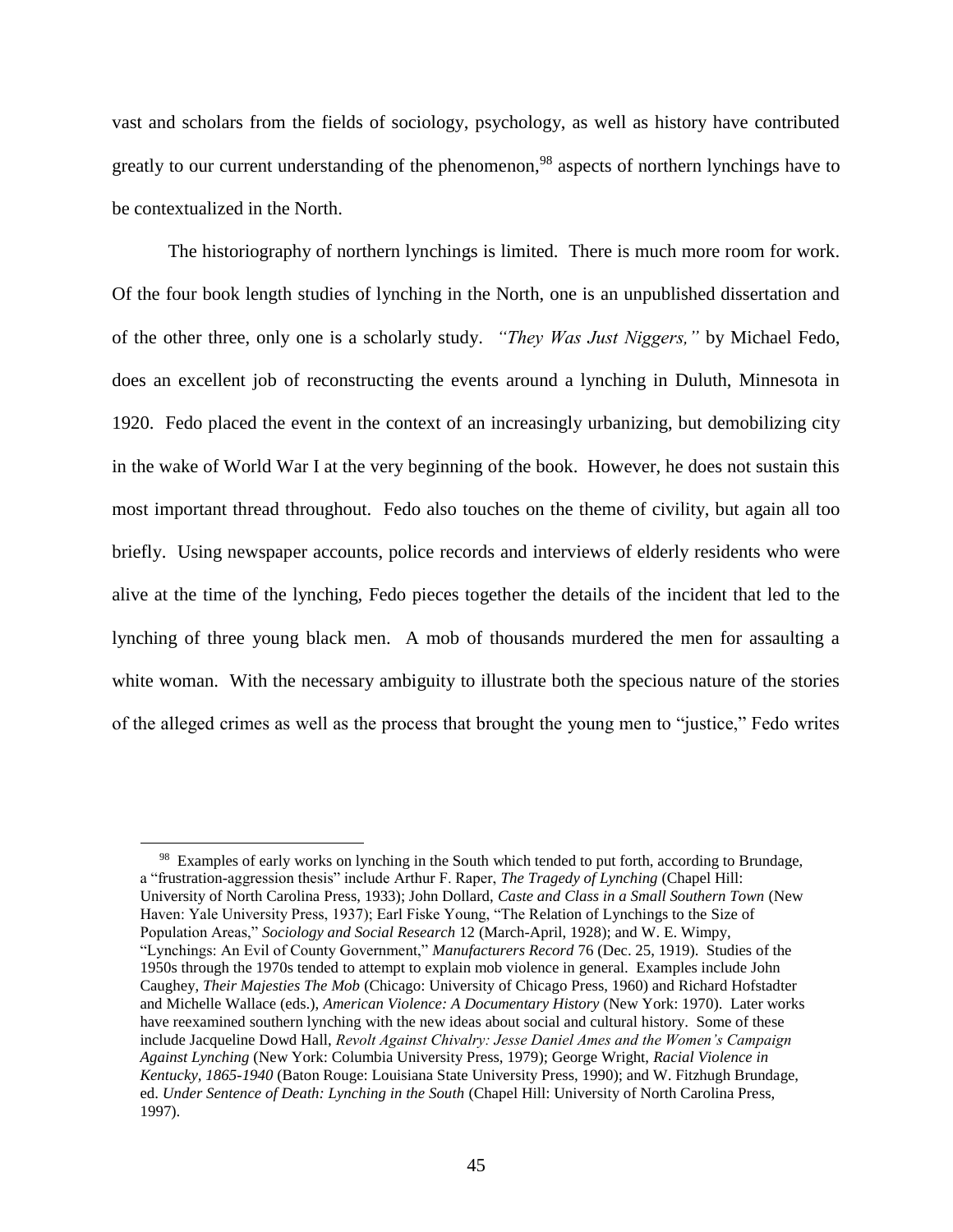vast and scholars from the fields of sociology, psychology, as well as history have contributed greatly to our current understanding of the phenomenon,[98] aspects of northern lynchings have to be contextualized in the North.

The historiography of northern lynchings is limited. There is much more room for work. Of the four book length studies of lynching in the North, one is an unpublished dissertation and of the other three, only one is a scholarly study. *"They Was Just Niggers,"* by Michael Fedo, does an excellent job of reconstructing the events around a lynching in Duluth, Minnesota in 1920. Fedo placed the event in the context of an increasingly urbanizing, but demobilizing city in the wake of World War I at the very beginning of the book. However, he does not sustain this most important thread throughout. Fedo also touches on the theme of civility, but again all too briefly. Using newspaper accounts, police records and interviews of elderly residents who were alive at the time of the lynching, Fedo pieces together the details of the incident that led to the lynching of three young black men. A mob of thousands murdered the men for assaulting a white woman. With the necessary ambiguity to illustrate both the specious nature of the stories of the alleged crimes as well as the process that brought the young men to "justice," Fedo writes

---

[98] Examples of early works on lynching in the South which tended to put forth, according to Brundage, a "frustration-aggression thesis" include Arthur F. Raper, *The Tragedy of Lynching* (Chapel Hill: University of North Carolina Press, 1933); John Dollard, *Caste and Class in a Small Southern Town* (New Haven: Yale University Press, 1937); Earl Fiske Young, "The Relation of Lynchings to the Size of Population Areas," *Sociology and Social Research* 12 (March-April, 1928); and W. E. Wimpy, "Lynchings: An Evil of County Government," *Manufacturers Record* 76 (Dec. 25, 1919). Studies of the 1950s through the 1970s tended to attempt to explain mob violence in general. Examples include John Caughey, *Their Majesties The Mob* (Chicago: University of Chicago Press, 1960) and Richard Hofstadter and Michelle Wallace (eds.), *American Violence: A Documentary History* (New York: 1970). Later works have reexamined southern lynching with the new ideas about social and cultural history. Some of these include Jacqueline Dowd Hall, *Revolt Against Chivalry: Jesse Daniel Ames and the Women's Campaign Against Lynching* (New York: Columbia University Press, 1979); George Wright, *Racial Violence in Kentucky, 1865-1940* (Baton Rouge: Louisiana State University Press, 1990); and W. Fitzhugh Brundage, ed. *Under Sentence of Death: Lynching in the South* (Chapel Hill: University of North Carolina Press, 1997).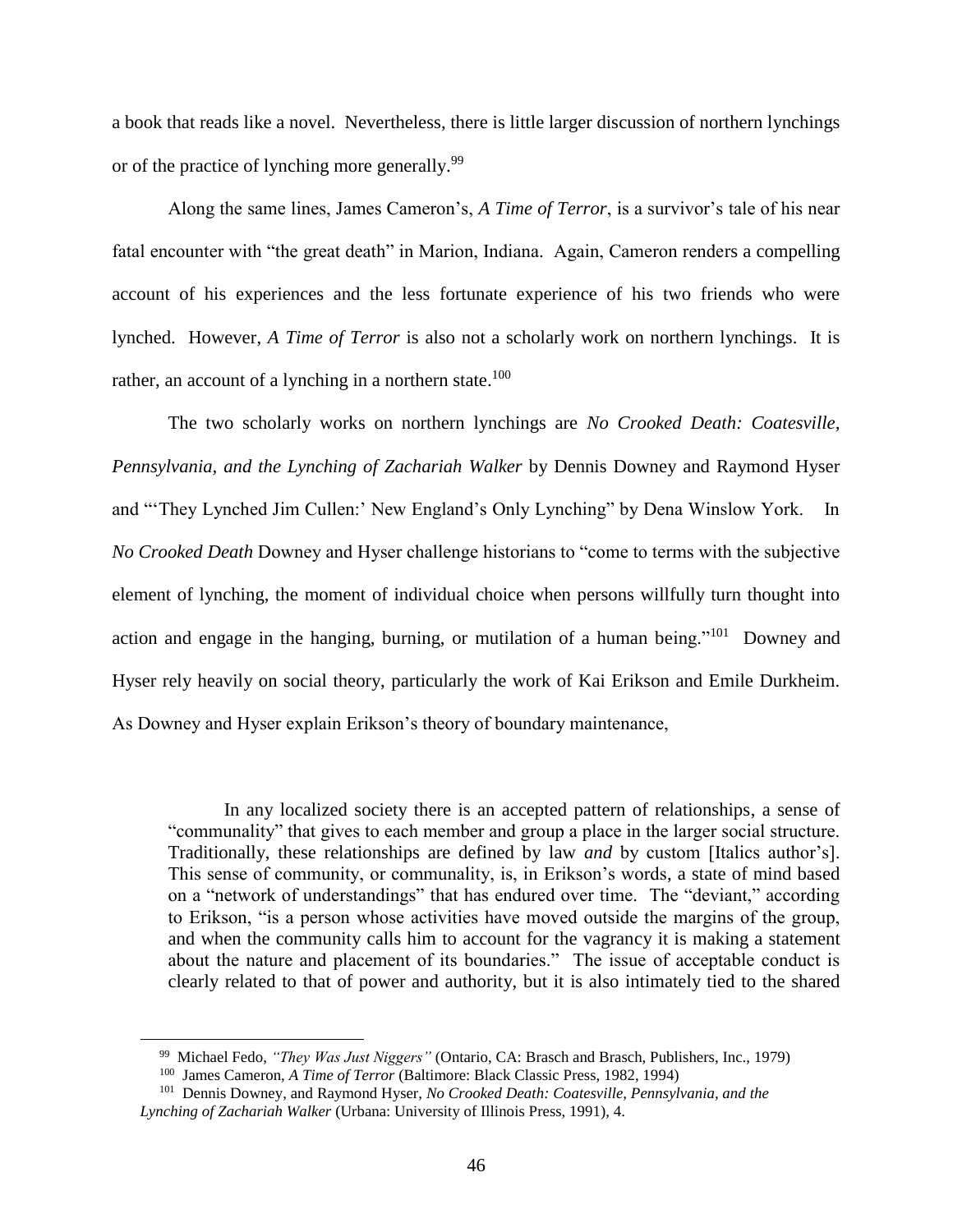a book that reads like a novel. Nevertheless, there is little larger discussion of northern lynchings or of the practice of lynching more generally.[99]

Along the same lines, James Cameron's, *A Time of Terror*, is a survivor's tale of his near fatal encounter with "the great death" in Marion, Indiana. Again, Cameron renders a compelling account of his experiences and the less fortunate experience of his two friends who were lynched. However, *A Time of Terror* is also not a scholarly work on northern lynchings. It is rather, an account of a lynching in a northern state.[100]

The two scholarly works on northern lynchings are *No Crooked Death: Coatesville, Pennsylvania, and the Lynching of Zachariah Walker* by Dennis Downey and Raymond Hyser and "'They Lynched Jim Cullen:' New England's Only Lynching" by Dena Winslow York. In *No Crooked Death* Downey and Hyser challenge historians to "come to terms with the subjective element of lynching, the moment of individual choice when persons willfully turn thought into action and engage in the hanging, burning, or mutilation of a human being."[101] Downey and Hyser rely heavily on social theory, particularly the work of Kai Erikson and Emile Durkheim. As Downey and Hyser explain Erikson's theory of boundary maintenance,

> In any localized society there is an accepted pattern of relationships, a sense of "communality" that gives to each member and group a place in the larger social structure. Traditionally, these relationships are defined by law *and* by custom [Italics author's]. This sense of community, or communality, is, in Erikson's words, a state of mind based on a "network of understandings" that has endured over time. The "deviant," according to Erikson, "is a person whose activities have moved outside the margins of the group, and when the community calls him to account for the vagrancy it is making a statement about the nature and placement of its boundaries." The issue of acceptable conduct is clearly related to that of power and authority, but it is also intimately tied to the shared

---

[99] Michael Fedo, *"They Was Just Niggers"* (Ontario, CA: Brasch and Brasch, Publishers, Inc., 1979)

[100] James Cameron, *A Time of Terror* (Baltimore: Black Classic Press, 1982, 1994)

[101] Dennis Downey, and Raymond Hyser, *No Crooked Death: Coatesville, Pennsylvania, and the Lynching of Zachariah Walker* (Urbana: University of Illinois Press, 1991), 4.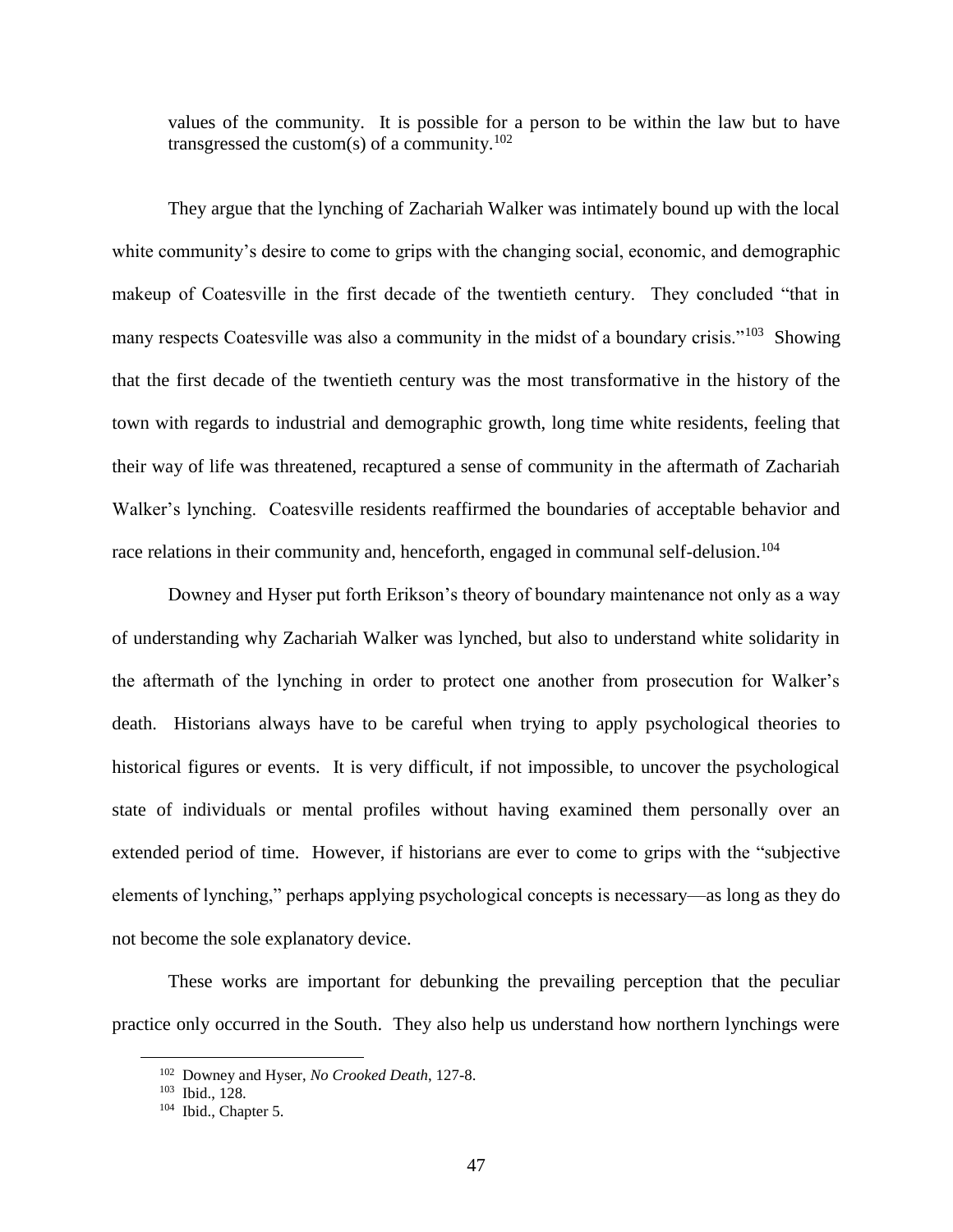values of the community. It is possible for a person to be within the law but to have transgressed the custom(s) of a community.[102]

They argue that the lynching of Zachariah Walker was intimately bound up with the local white community's desire to come to grips with the changing social, economic, and demographic makeup of Coatesville in the first decade of the twentieth century. They concluded "that in many respects Coatesville was also a community in the midst of a boundary crisis."[103] Showing that the first decade of the twentieth century was the most transformative in the history of the town with regards to industrial and demographic growth, long time white residents, feeling that their way of life was threatened, recaptured a sense of community in the aftermath of Zachariah Walker's lynching. Coatesville residents reaffirmed the boundaries of acceptable behavior and race relations in their community and, henceforth, engaged in communal self-delusion.[104]

Downey and Hyser put forth Erikson's theory of boundary maintenance not only as a way of understanding why Zachariah Walker was lynched, but also to understand white solidarity in the aftermath of the lynching in order to protect one another from prosecution for Walker's death. Historians always have to be careful when trying to apply psychological theories to historical figures or events. It is very difficult, if not impossible, to uncover the psychological state of individuals or mental profiles without having examined them personally over an extended period of time. However, if historians are ever to come to grips with the "subjective elements of lynching," perhaps applying psychological concepts is necessary—as long as they do not become the sole explanatory device.

These works are important for debunking the prevailing perception that the peculiar practice only occurred in the South. They also help us understand how northern lynchings were

---

[102] Downey and Hyser, *No Crooked Death*, 127-8.

[103] Ibid., 128.

[104] Ibid., Chapter 5.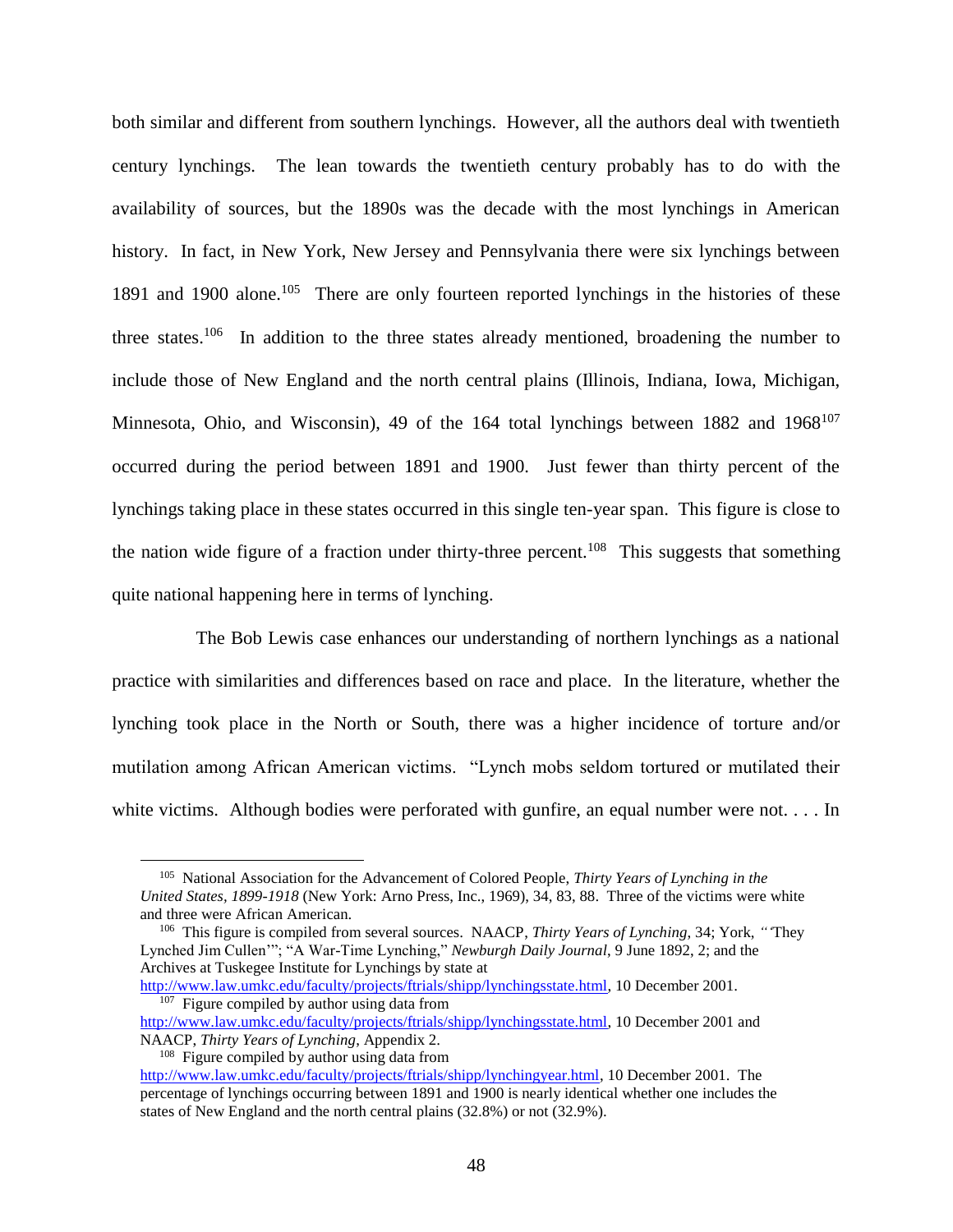both similar and different from southern lynchings. However, all the authors deal with twentieth century lynchings. The lean towards the twentieth century probably has to do with the availability of sources, but the 1890s was the decade with the most lynchings in American history. In fact, in New York, New Jersey and Pennsylvania there were six lynchings between 1891 and 1900 alone.[105] There are only fourteen reported lynchings in the histories of these three states.[106] In addition to the three states already mentioned, broadening the number to include those of New England and the north central plains (Illinois, Indiana, Iowa, Michigan, Minnesota, Ohio, and Wisconsin), 49 of the 164 total lynchings between 1882 and 1968[107] occurred during the period between 1891 and 1900. Just fewer than thirty percent of the lynchings taking place in these states occurred in this single ten-year span. This figure is close to the nation wide figure of a fraction under thirty-three percent.[108] This suggests that something quite national happening here in terms of lynching.

The Bob Lewis case enhances our understanding of northern lynchings as a national practice with similarities and differences based on race and place. In the literature, whether the lynching took place in the North or South, there was a higher incidence of torture and/or mutilation among African American victims. "Lynch mobs seldom tortured or mutilated their white victims. Although bodies were perforated with gunfire, an equal number were not. . . . In

---

[105] National Association for the Advancement of Colored People, *Thirty Years of Lynching in the United States, 1899-1918* (New York: Arno Press, Inc., 1969), 34, 83, 88. Three of the victims were white and three were African American.

[106] This figure is compiled from several sources. NAACP, *Thirty Years of Lynching*, 34; York, *"'They Lynched Jim Cullen'"*; "A War-Time Lynching," *Newburgh Daily Journal*, 9 June 1892, 2; and the Archives at Tuskegee Institute for Lynchings by state at http://www.law.umkc.edu/faculty/projects/ftrials/shipp/lynchingsstate.html, 10 December 2001.

[107] Figure compiled by author using data from http://www.law.umkc.edu/faculty/projects/ftrials/shipp/lynchingsstate.html, 10 December 2001 and NAACP, *Thirty Years of Lynching*, Appendix 2.

[108] Figure compiled by author using data from http://www.law.umkc.edu/faculty/projects/ftrials/shipp/lynchingyear.html, 10 December 2001. The percentage of lynchings occurring between 1891 and 1900 is nearly identical whether one includes the states of New England and the north central plains (32.8%) or not (32.9%).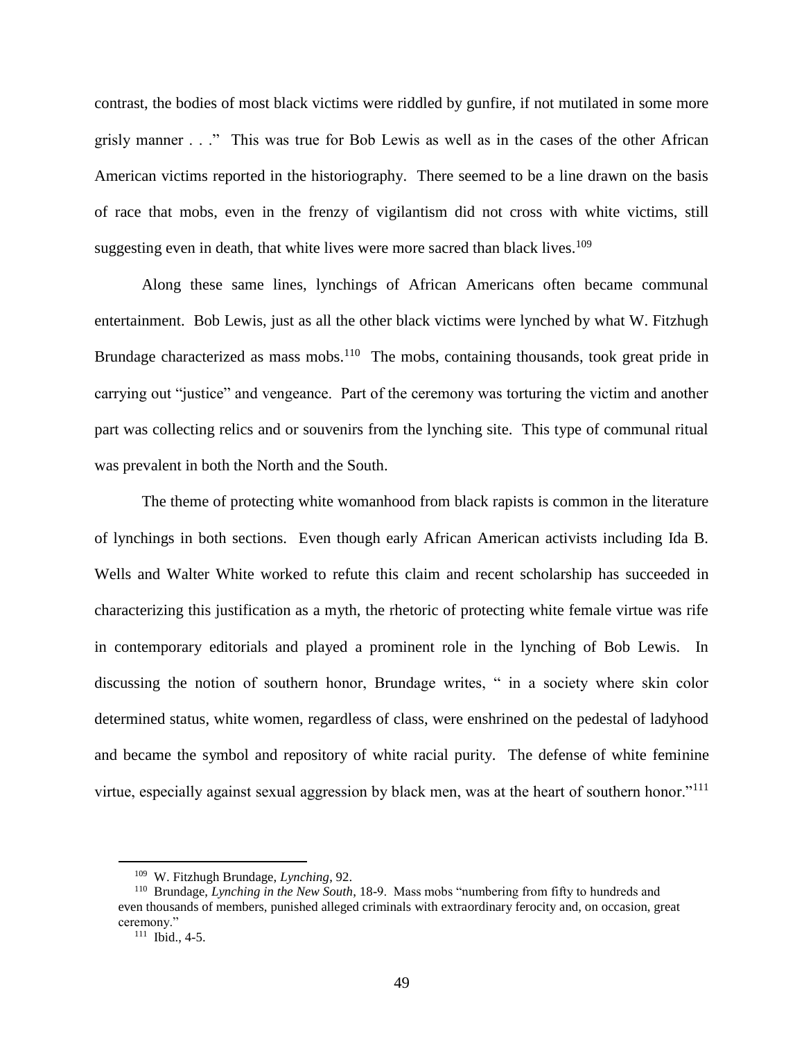contrast, the bodies of most black victims were riddled by gunfire, if not mutilated in some more grisly manner . . ." This was true for Bob Lewis as well as in the cases of the other African American victims reported in the historiography. There seemed to be a line drawn on the basis of race that mobs, even in the frenzy of vigilantism did not cross with white victims, still suggesting even in death, that white lives were more sacred than black lives.[109]

Along these same lines, lynchings of African Americans often became communal entertainment. Bob Lewis, just as all the other black victims were lynched by what W. Fitzhugh Brundage characterized as mass mobs.[110] The mobs, containing thousands, took great pride in carrying out "justice" and vengeance. Part of the ceremony was torturing the victim and another part was collecting relics and or souvenirs from the lynching site. This type of communal ritual was prevalent in both the North and the South.

The theme of protecting white womanhood from black rapists is common in the literature of lynchings in both sections. Even though early African American activists including Ida B. Wells and Walter White worked to refute this claim and recent scholarship has succeeded in characterizing this justification as a myth, the rhetoric of protecting white female virtue was rife in contemporary editorials and played a prominent role in the lynching of Bob Lewis. In discussing the notion of southern honor, Brundage writes, " in a society where skin color determined status, white women, regardless of class, were enshrined on the pedestal of ladyhood and became the symbol and repository of white racial purity. The defense of white feminine virtue, especially against sexual aggression by black men, was at the heart of southern honor."[111]

---

[109] W. Fitzhugh Brundage, *Lynching*, 92.

[110] Brundage, *Lynching in the New South*, 18-9. Mass mobs "numbering from fifty to hundreds and even thousands of members, punished alleged criminals with extraordinary ferocity and, on occasion, great ceremony."

[111] Ibid., 4-5.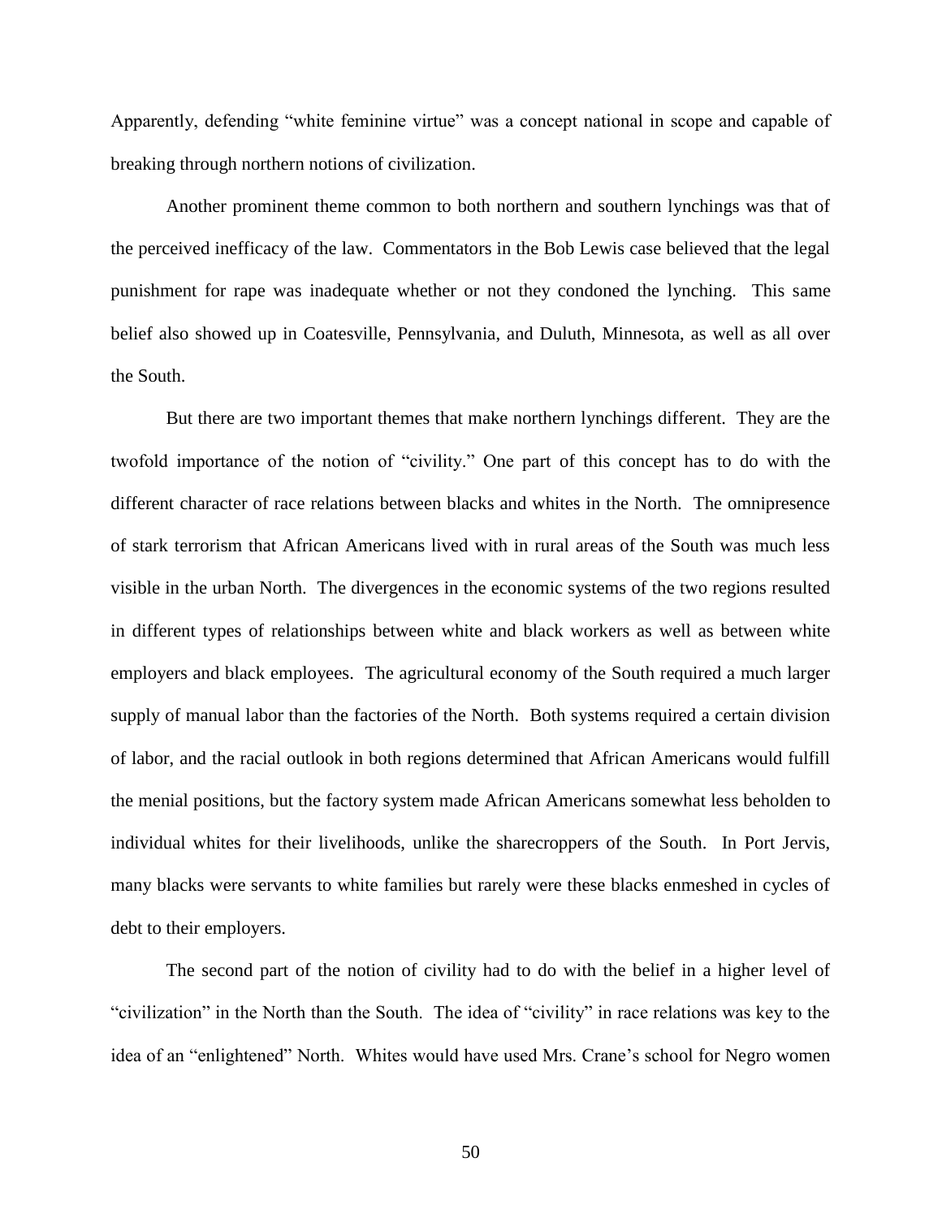Apparently, defending "white feminine virtue" was a concept national in scope and capable of breaking through northern notions of civilization.

Another prominent theme common to both northern and southern lynchings was that of the perceived inefficacy of the law. Commentators in the Bob Lewis case believed that the legal punishment for rape was inadequate whether or not they condoned the lynching. This same belief also showed up in Coatesville, Pennsylvania, and Duluth, Minnesota, as well as all over the South.

But there are two important themes that make northern lynchings different. They are the twofold importance of the notion of "civility." One part of this concept has to do with the different character of race relations between blacks and whites in the North. The omnipresence of stark terrorism that African Americans lived with in rural areas of the South was much less visible in the urban North. The divergences in the economic systems of the two regions resulted in different types of relationships between white and black workers as well as between white employers and black employees. The agricultural economy of the South required a much larger supply of manual labor than the factories of the North. Both systems required a certain division of labor, and the racial outlook in both regions determined that African Americans would fulfill the menial positions, but the factory system made African Americans somewhat less beholden to individual whites for their livelihoods, unlike the sharecroppers of the South. In Port Jervis, many blacks were servants to white families but rarely were these blacks enmeshed in cycles of debt to their employers.

The second part of the notion of civility had to do with the belief in a higher level of "civilization" in the North than the South. The idea of "civility" in race relations was key to the idea of an "enlightened" North. Whites would have used Mrs. Crane's school for Negro women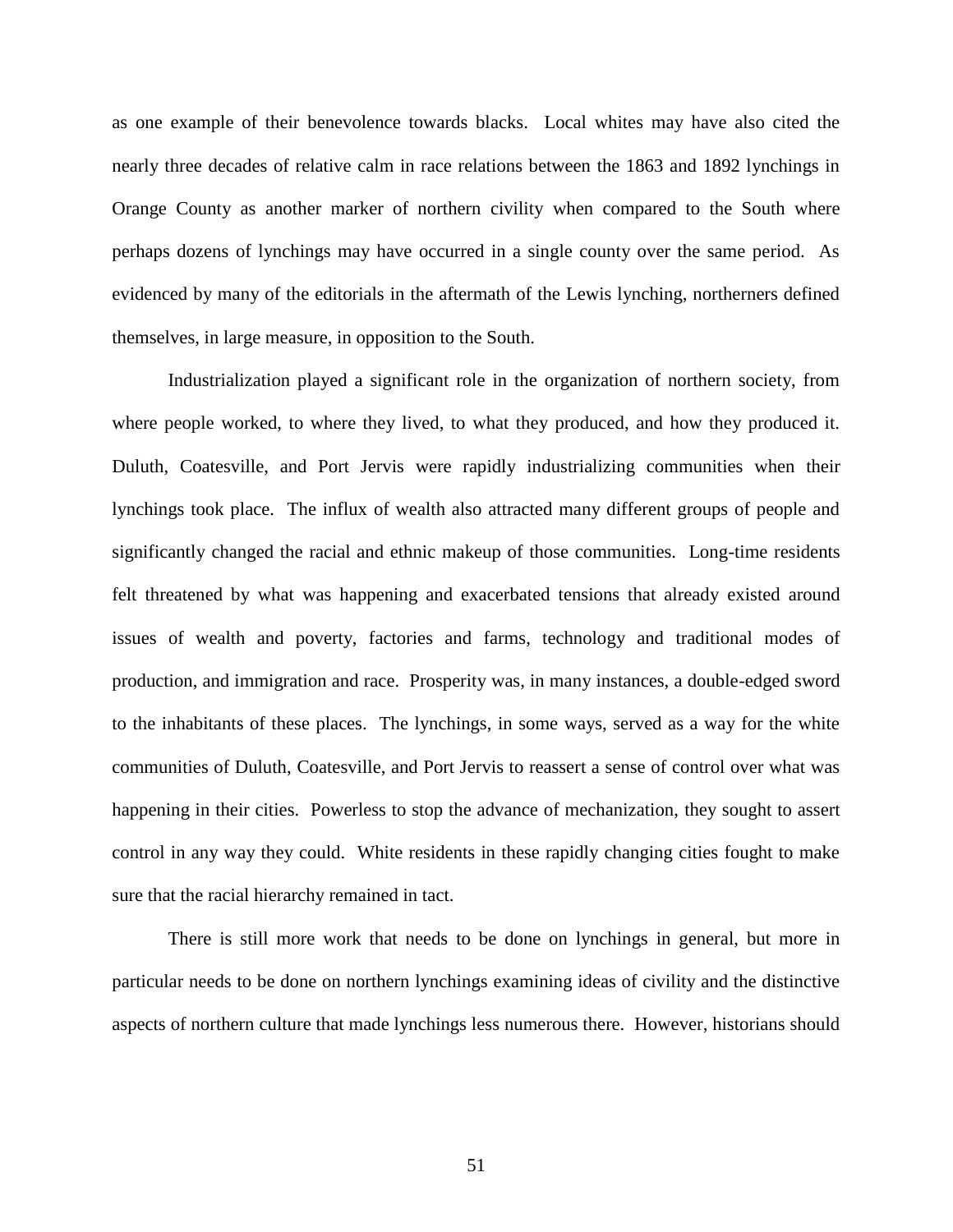as one example of their benevolence towards blacks. Local whites may have also cited the nearly three decades of relative calm in race relations between the 1863 and 1892 lynchings in Orange County as another marker of northern civility when compared to the South where perhaps dozens of lynchings may have occurred in a single county over the same period. As evidenced by many of the editorials in the aftermath of the Lewis lynching, northerners defined themselves, in large measure, in opposition to the South.

Industrialization played a significant role in the organization of northern society, from where people worked, to where they lived, to what they produced, and how they produced it. Duluth, Coatesville, and Port Jervis were rapidly industrializing communities when their lynchings took place. The influx of wealth also attracted many different groups of people and significantly changed the racial and ethnic makeup of those communities. Long-time residents felt threatened by what was happening and exacerbated tensions that already existed around issues of wealth and poverty, factories and farms, technology and traditional modes of production, and immigration and race. Prosperity was, in many instances, a double-edged sword to the inhabitants of these places. The lynchings, in some ways, served as a way for the white communities of Duluth, Coatesville, and Port Jervis to reassert a sense of control over what was happening in their cities. Powerless to stop the advance of mechanization, they sought to assert control in any way they could. White residents in these rapidly changing cities fought to make sure that the racial hierarchy remained in tact.

There is still more work that needs to be done on lynchings in general, but more in particular needs to be done on northern lynchings examining ideas of civility and the distinctive aspects of northern culture that made lynchings less numerous there. However, historians should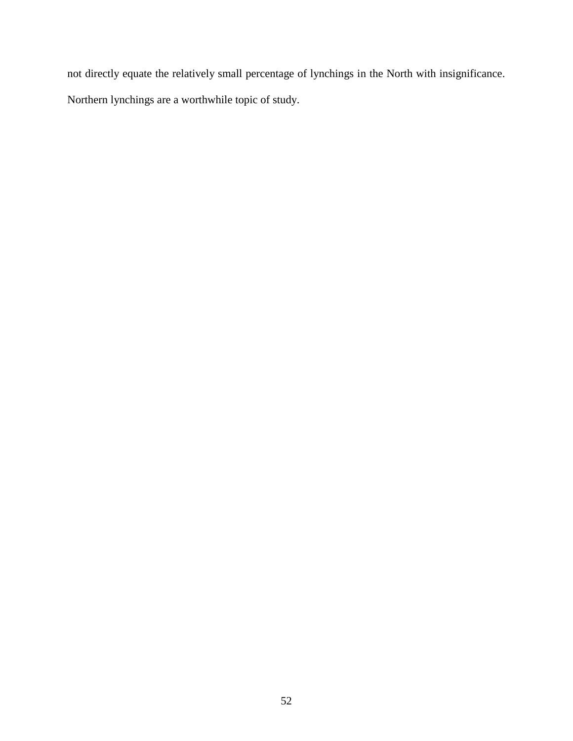not directly equate the relatively small percentage of lynchings in the North with insignificance. Northern lynchings are a worthwhile topic of study.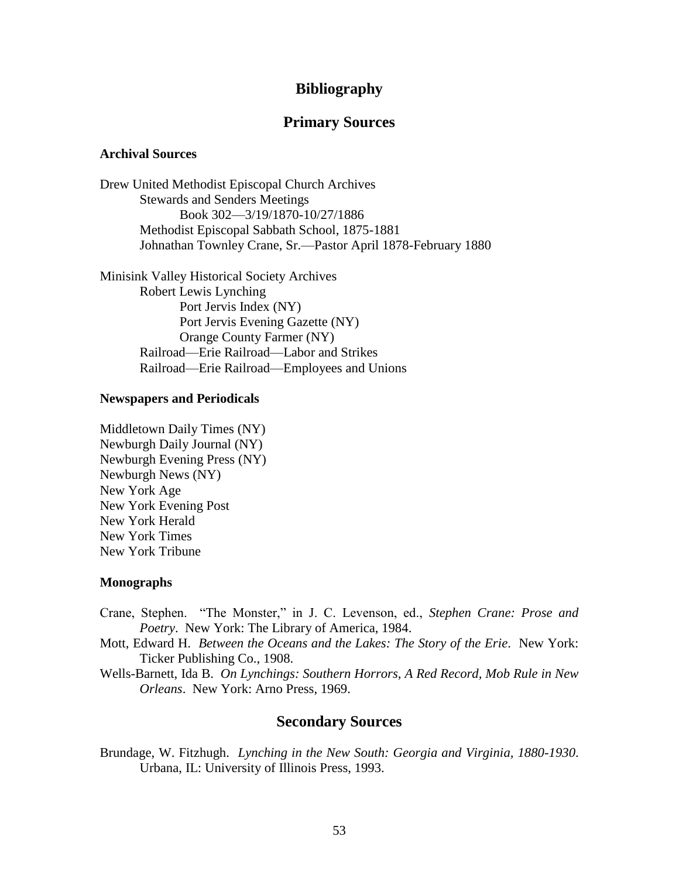# Bibliography

## Primary Sources

### Archival Sources

Drew United Methodist Episcopal Church Archives
- Stewards and Senders Meetings
  - Book 302—3/19/1870-10/27/1886
- Methodist Episcopal Sabbath School, 1875-1881
- Johnathan Townley Crane, Sr.—Pastor April 1878-February 1880

Minisink Valley Historical Society Archives
- Robert Lewis Lynching
  - Port Jervis Index (NY)
  - Port Jervis Evening Gazette (NY)
  - Orange County Farmer (NY)
- Railroad—Erie Railroad—Labor and Strikes
- Railroad—Erie Railroad—Employees and Unions

### Newspapers and Periodicals

Middletown Daily Times (NY)
Newburgh Daily Journal (NY)
Newburgh Evening Press (NY)
Newburgh News (NY)
New York Age
New York Evening Post
New York Herald
New York Times
New York Tribune

### Monographs

Crane, Stephen. "The Monster," in J. C. Levenson, ed., *Stephen Crane: Prose and Poetry*. New York: The Library of America, 1984.

Mott, Edward H. *Between the Oceans and the Lakes: The Story of the Erie*. New York: Ticker Publishing Co., 1908.

Wells-Barnett, Ida B. *On Lynchings: Southern Horrors, A Red Record, Mob Rule in New Orleans*. New York: Arno Press, 1969.

## Secondary Sources

Brundage, W. Fitzhugh. *Lynching in the New South: Georgia and Virginia, 1880-1930*. Urbana, IL: University of Illinois Press, 1993.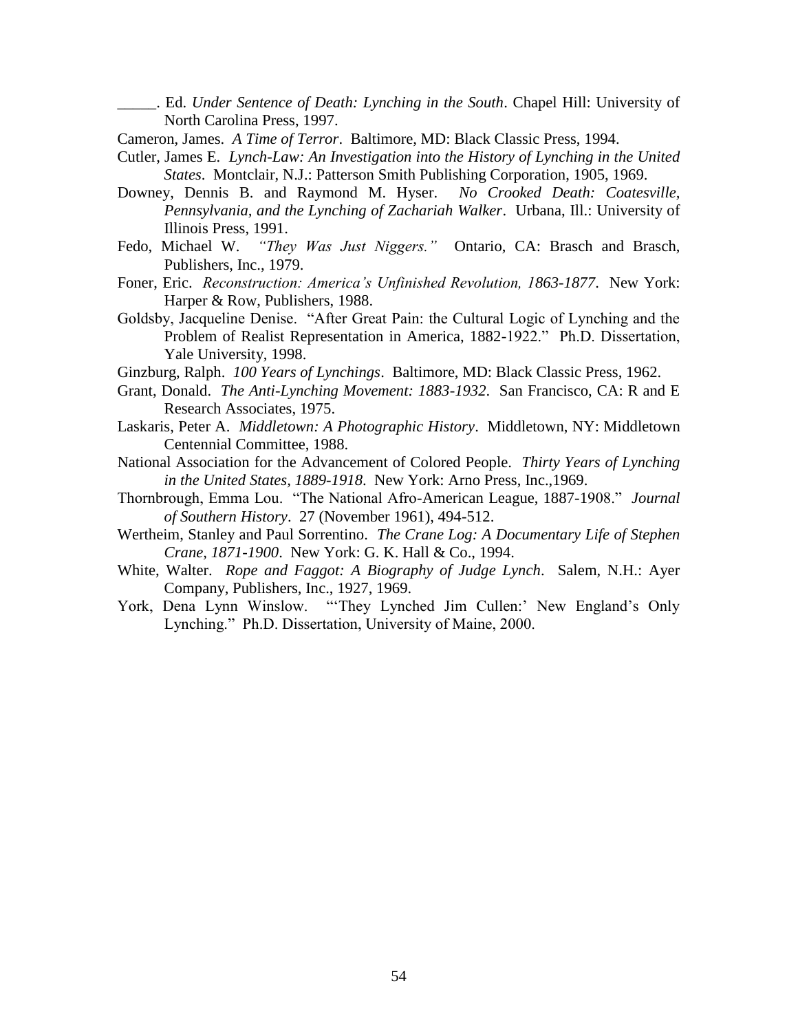\_\_\_\_\_. Ed. *Under Sentence of Death: Lynching in the South*. Chapel Hill: University of North Carolina Press, 1997.

Cameron, James. *A Time of Terror*. Baltimore, MD: Black Classic Press, 1994.

Cutler, James E. *Lynch-Law: An Investigation into the History of Lynching in the United States*. Montclair, N.J.: Patterson Smith Publishing Corporation, 1905, 1969.

Downey, Dennis B. and Raymond M. Hyser. *No Crooked Death: Coatesville, Pennsylvania, and the Lynching of Zachariah Walker*. Urbana, Ill.: University of Illinois Press, 1991.

Fedo, Michael W. *"They Was Just Niggers."* Ontario, CA: Brasch and Brasch, Publishers, Inc., 1979.

Foner, Eric. *Reconstruction: America's Unfinished Revolution, 1863-1877*. New York: Harper & Row, Publishers, 1988.

Goldsby, Jacqueline Denise. "After Great Pain: the Cultural Logic of Lynching and the Problem of Realist Representation in America, 1882-1922." Ph.D. Dissertation, Yale University, 1998.

Ginzburg, Ralph. *100 Years of Lynchings*. Baltimore, MD: Black Classic Press, 1962.

Grant, Donald. *The Anti-Lynching Movement: 1883-1932*. San Francisco, CA: R and E Research Associates, 1975.

Laskaris, Peter A. *Middletown: A Photographic History*. Middletown, NY: Middletown Centennial Committee, 1988.

National Association for the Advancement of Colored People. *Thirty Years of Lynching in the United States, 1889-1918*. New York: Arno Press, Inc.,1969.

Thornbrough, Emma Lou. "The National Afro-American League, 1887-1908." *Journal of Southern History*. 27 (November 1961), 494-512.

Wertheim, Stanley and Paul Sorrentino. *The Crane Log: A Documentary Life of Stephen Crane, 1871-1900*. New York: G. K. Hall & Co., 1994.

White, Walter. *Rope and Faggot: A Biography of Judge Lynch*. Salem, N.H.: Ayer Company, Publishers, Inc., 1927, 1969.

York, Dena Lynn Winslow. "'They Lynched Jim Cullen:' New England's Only Lynching." Ph.D. Dissertation, University of Maine, 2000.